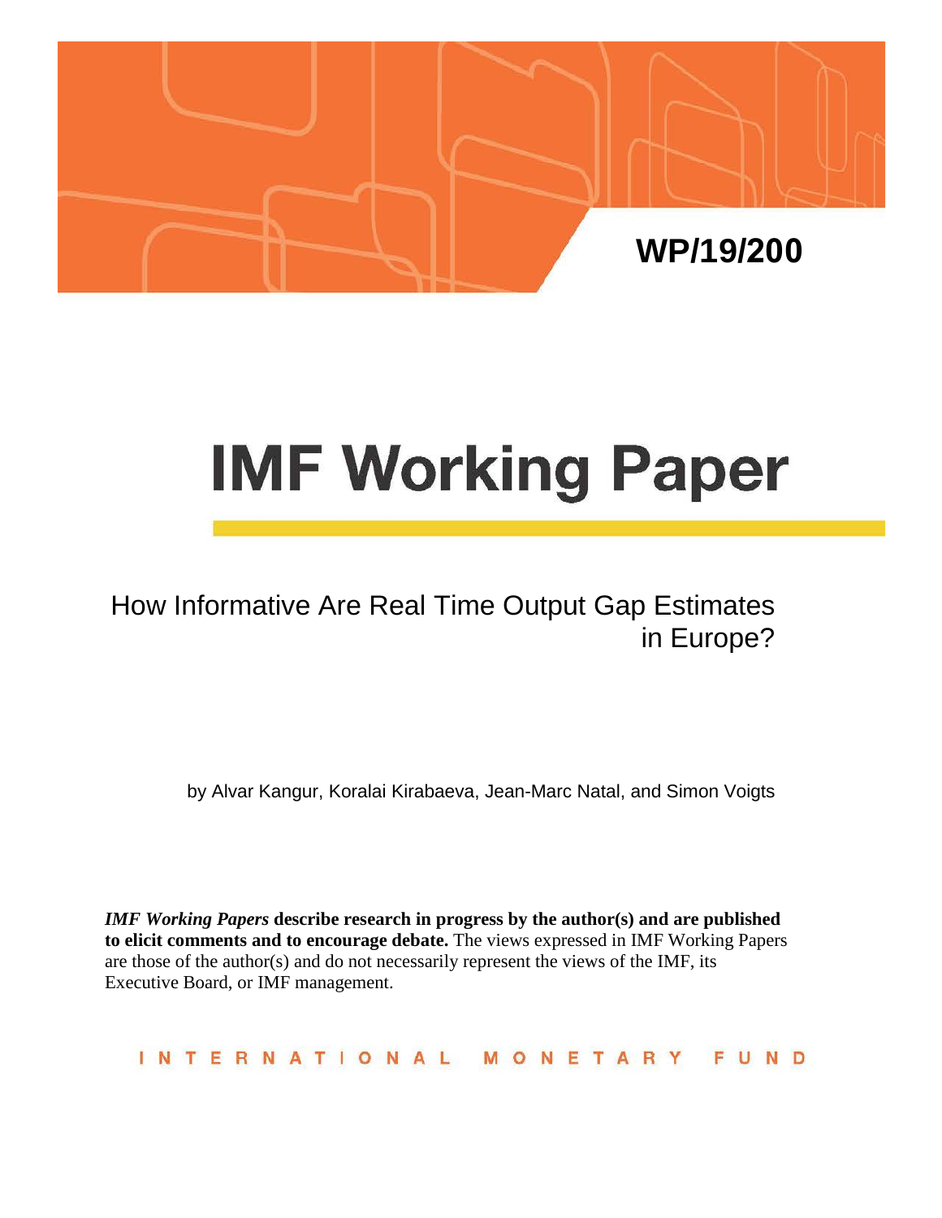WP/19/200

# IMF Working Paper

## How Informative Are Real Time Output Gap Estimates in Europe?

by Alvar Kangur, Koralai Kirabaeva, Jean-Marc Natal, and Simon Voigts

***IMF Working Papers*** **describe research in progress by the author(s) and are published to elicit comments and to encourage debate.** The views expressed in IMF Working Papers are those of the author(s) and do not necessarily represent the views of the IMF, its Executive Board, or IMF management.

INTERNATIONAL MONETARY FUND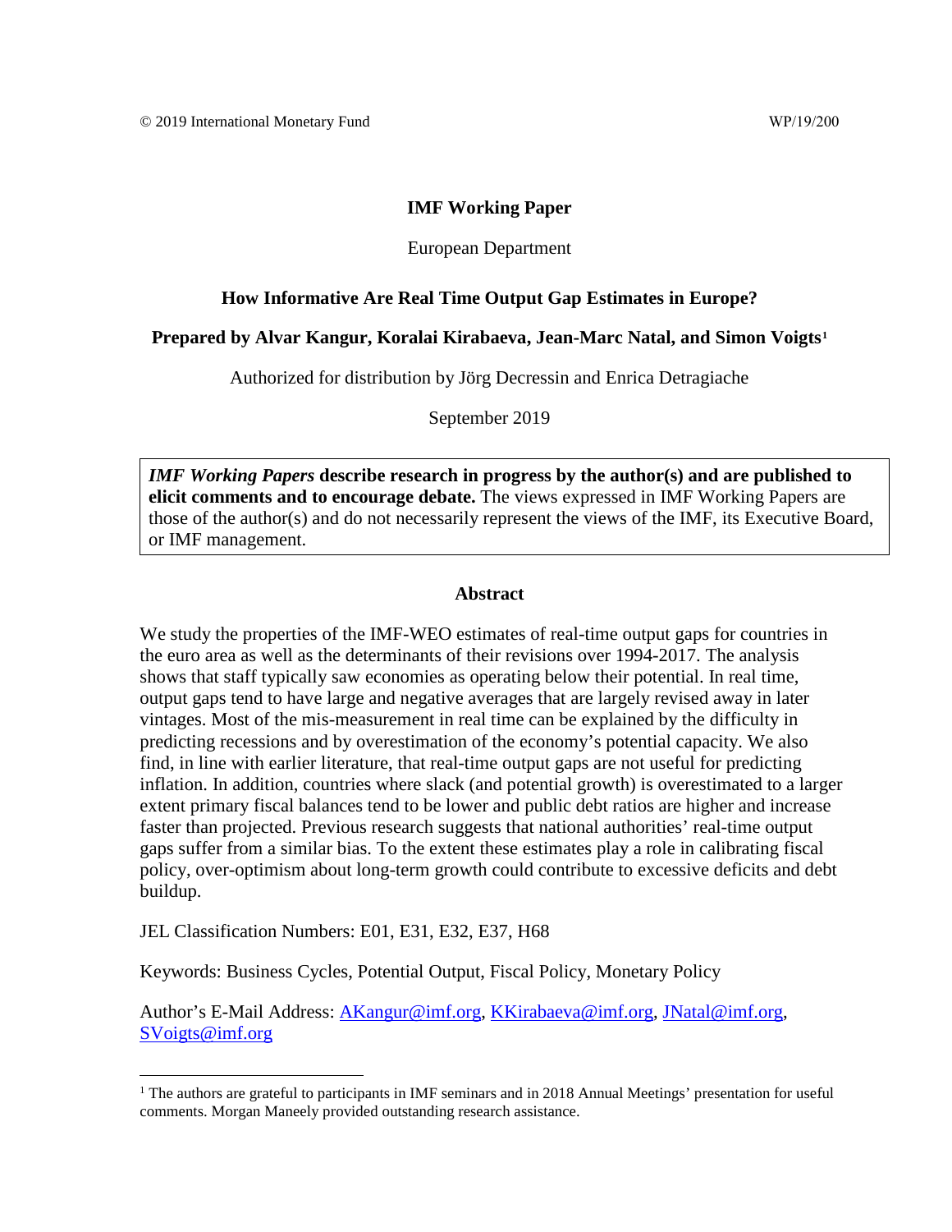© 2019 International Monetary Fund WP/19/200

**IMF Working Paper**

European Department

**How Informative Are Real Time Output Gap Estimates in Europe?**

**Prepared by Alvar Kangur, Koralai Kirabaeva, Jean-Marc Natal, and Simon Voigts[1]**

Authorized for distribution by Jörg Decressin and Enrica Detragiache

September 2019

***IMF Working Papers*** **describe research in progress by the author(s) and are published to elicit comments and to encourage debate.** The views expressed in IMF Working Papers are those of the author(s) and do not necessarily represent the views of the IMF, its Executive Board, or IMF management.

**Abstract**

We study the properties of the IMF-WEO estimates of real-time output gaps for countries in the euro area as well as the determinants of their revisions over 1994-2017. The analysis shows that staff typically saw economies as operating below their potential. In real time, output gaps tend to have large and negative averages that are largely revised away in later vintages. Most of the mis-measurement in real time can be explained by the difficulty in predicting recessions and by overestimation of the economy's potential capacity. We also find, in line with earlier literature, that real-time output gaps are not useful for predicting inflation. In addition, countries where slack (and potential growth) is overestimated to a larger extent primary fiscal balances tend to be lower and public debt ratios are higher and increase faster than projected. Previous research suggests that national authorities' real-time output gaps suffer from a similar bias. To the extent these estimates play a role in calibrating fiscal policy, over-optimism about long-term growth could contribute to excessive deficits and debt buildup.

JEL Classification Numbers: E01, E31, E32, E37, H68

Keywords: Business Cycles, Potential Output, Fiscal Policy, Monetary Policy

Author's E-Mail Address: AKangur@imf.org, KKirabaeva@imf.org, JNatal@imf.org, SVoigts@imf.org

---

[1] The authors are grateful to participants in IMF seminars and in 2018 Annual Meetings' presentation for useful comments. Morgan Maneely provided outstanding research assistance.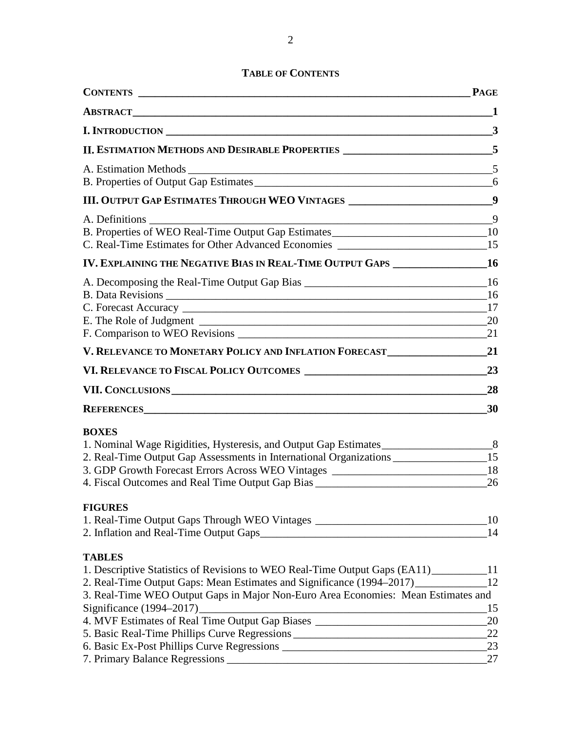**TABLE OF CONTENTS**

| CONTENTS | PAGE |
|---|---|
| **ABSTRACT** | **1** |
| **I. INTRODUCTION** | **3** |
| **II. ESTIMATION METHODS AND DESIRABLE PROPERTIES** | **5** |
| A. Estimation Methods | 5 |
| B. Properties of Output Gap Estimates | 6 |
| **III. OUTPUT GAP ESTIMATES THROUGH WEO VINTAGES** | **9** |
| A. Definitions | 9 |
| B. Properties of WEO Real-Time Output Gap Estimates | 10 |
| C. Real-Time Estimates for Other Advanced Economies | 15 |
| **IV. EXPLAINING THE NEGATIVE BIAS IN REAL-TIME OUTPUT GAPS** | **16** |
| A. Decomposing the Real-Time Output Gap Bias | 16 |
| B. Data Revisions | 16 |
| C. Forecast Accuracy | 17 |
| E. The Role of Judgment | 20 |
| F. Comparison to WEO Revisions | 21 |
| **V. RELEVANCE TO MONETARY POLICY AND INFLATION FORECAST** | **21** |
| **VI. RELEVANCE TO FISCAL POLICY OUTCOMES** | **23** |
| **VII. CONCLUSIONS** | **28** |
| **REFERENCES** | **30** |

**BOXES**

| | |
|---|---|
| 1. Nominal Wage Rigidities, Hysteresis, and Output Gap Estimates | 8 |
| 2. Real-Time Output Gap Assessments in International Organizations | 15 |
| 3. GDP Growth Forecast Errors Across WEO Vintages | 18 |
| 4. Fiscal Outcomes and Real Time Output Gap Bias | 26 |

**FIGURES**

| | |
|---|---|
| 1. Real-Time Output Gaps Through WEO Vintages | 10 |
| 2. Inflation and Real-Time Output Gaps | 14 |

**TABLES**

| | |
|---|---|
| 1. Descriptive Statistics of Revisions to WEO Real-Time Output Gaps (EA11) | 11 |
| 2. Real-Time Output Gaps: Mean Estimates and Significance (1994–2017) | 12 |
| 3. Real-Time WEO Output Gaps in Major Non-Euro Area Economies: Mean Estimates and Significance (1994–2017) | 15 |
| 4. MVF Estimates of Real Time Output Gap Biases | 20 |
| 5. Basic Real-Time Phillips Curve Regressions | 22 |
| 6. Basic Ex-Post Phillips Curve Regressions | 23 |
| 7. Primary Balance Regressions | 27 |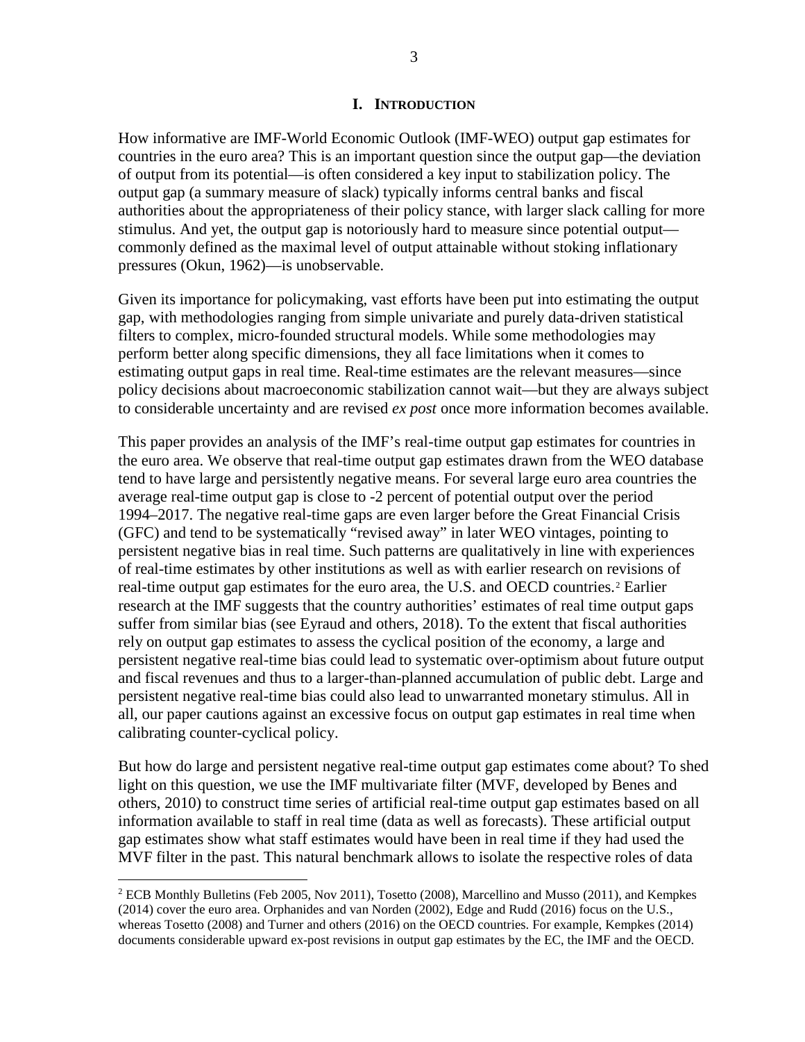# I. Introduction

How informative are IMF-World Economic Outlook (IMF-WEO) output gap estimates for countries in the euro area? This is an important question since the output gap—the deviation of output from its potential—is often considered a key input to stabilization policy. The output gap (a summary measure of slack) typically informs central banks and fiscal authorities about the appropriateness of their policy stance, with larger slack calling for more stimulus. And yet, the output gap is notoriously hard to measure since potential output—commonly defined as the maximal level of output attainable without stoking inflationary pressures (Okun, 1962)—is unobservable.

Given its importance for policymaking, vast efforts have been put into estimating the output gap, with methodologies ranging from simple univariate and purely data-driven statistical filters to complex, micro-founded structural models. While some methodologies may perform better along specific dimensions, they all face limitations when it comes to estimating output gaps in real time. Real-time estimates are the relevant measures—since policy decisions about macroeconomic stabilization cannot wait—but they are always subject to considerable uncertainty and are revised *ex post* once more information becomes available.

This paper provides an analysis of the IMF's real-time output gap estimates for countries in the euro area. We observe that real-time output gap estimates drawn from the WEO database tend to have large and persistently negative means. For several large euro area countries the average real-time output gap is close to -2 percent of potential output over the period 1994–2017. The negative real-time gaps are even larger before the Great Financial Crisis (GFC) and tend to be systematically "revised away" in later WEO vintages, pointing to persistent negative bias in real time. Such patterns are qualitatively in line with experiences of real-time estimates by other institutions as well as with earlier research on revisions of real-time output gap estimates for the euro area, the U.S. and OECD countries.[2] Earlier research at the IMF suggests that the country authorities' estimates of real time output gaps suffer from similar bias (see Eyraud and others, 2018). To the extent that fiscal authorities rely on output gap estimates to assess the cyclical position of the economy, a large and persistent negative real-time bias could lead to systematic over-optimism about future output and fiscal revenues and thus to a larger-than-planned accumulation of public debt. Large and persistent negative real-time bias could also lead to unwarranted monetary stimulus. All in all, our paper cautions against an excessive focus on output gap estimates in real time when calibrating counter-cyclical policy.

But how do large and persistent negative real-time output gap estimates come about? To shed light on this question, we use the IMF multivariate filter (MVF, developed by Benes and others, 2010) to construct time series of artificial real-time output gap estimates based on all information available to staff in real time (data as well as forecasts). These artificial output gap estimates show what staff estimates would have been in real time if they had used the MVF filter in the past. This natural benchmark allows to isolate the respective roles of data

[2] ECB Monthly Bulletins (Feb 2005, Nov 2011), Tosetto (2008), Marcellino and Musso (2011), and Kempkes (2014) cover the euro area. Orphanides and van Norden (2002), Edge and Rudd (2016) focus on the U.S., whereas Tosetto (2008) and Turner and others (2016) on the OECD countries. For example, Kempkes (2014) documents considerable upward ex-post revisions in output gap estimates by the EC, the IMF and the OECD.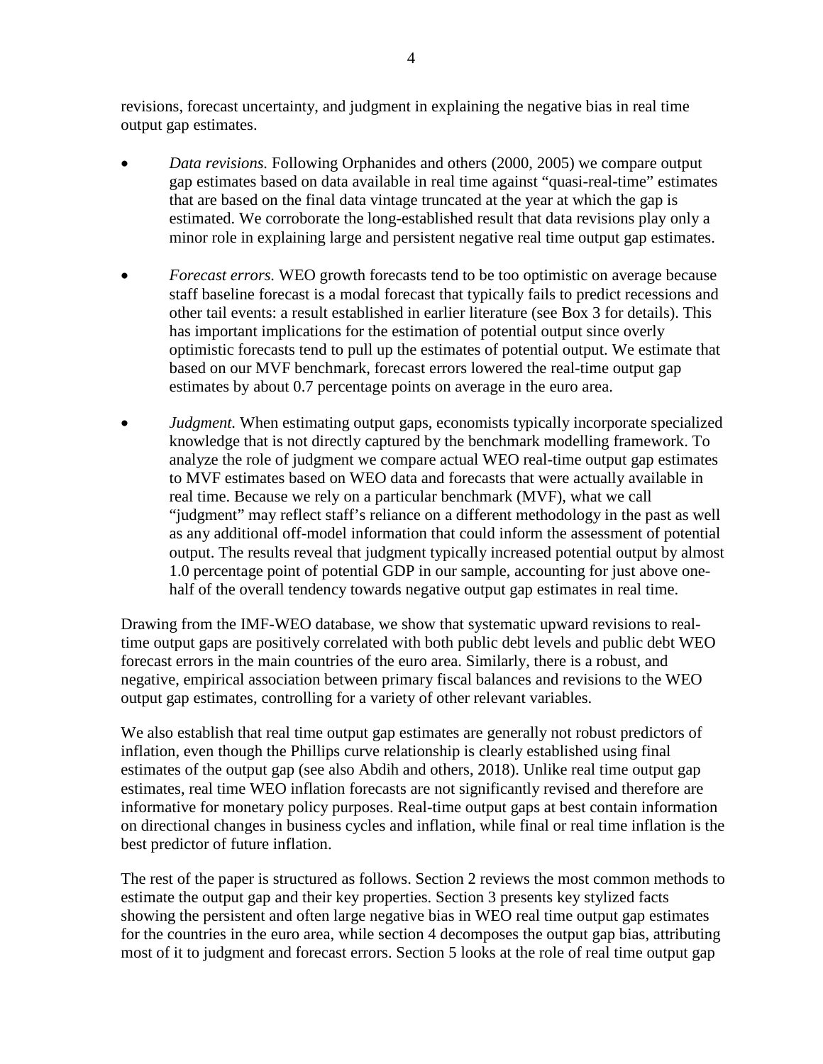revisions, forecast uncertainty, and judgment in explaining the negative bias in real time output gap estimates.

- *Data revisions.* Following Orphanides and others (2000, 2005) we compare output gap estimates based on data available in real time against "quasi-real-time" estimates that are based on the final data vintage truncated at the year at which the gap is estimated. We corroborate the long-established result that data revisions play only a minor role in explaining large and persistent negative real time output gap estimates.

- *Forecast errors.* WEO growth forecasts tend to be too optimistic on average because staff baseline forecast is a modal forecast that typically fails to predict recessions and other tail events: a result established in earlier literature (see Box 3 for details). This has important implications for the estimation of potential output since overly optimistic forecasts tend to pull up the estimates of potential output. We estimate that based on our MVF benchmark, forecast errors lowered the real-time output gap estimates by about 0.7 percentage points on average in the euro area.

- *Judgment.* When estimating output gaps, economists typically incorporate specialized knowledge that is not directly captured by the benchmark modelling framework. To analyze the role of judgment we compare actual WEO real-time output gap estimates to MVF estimates based on WEO data and forecasts that were actually available in real time. Because we rely on a particular benchmark (MVF), what we call "judgment" may reflect staff's reliance on a different methodology in the past as well as any additional off-model information that could inform the assessment of potential output. The results reveal that judgment typically increased potential output by almost 1.0 percentage point of potential GDP in our sample, accounting for just above one-half of the overall tendency towards negative output gap estimates in real time.

Drawing from the IMF-WEO database, we show that systematic upward revisions to real-time output gaps are positively correlated with both public debt levels and public debt WEO forecast errors in the main countries of the euro area. Similarly, there is a robust, and negative, empirical association between primary fiscal balances and revisions to the WEO output gap estimates, controlling for a variety of other relevant variables.

We also establish that real time output gap estimates are generally not robust predictors of inflation, even though the Phillips curve relationship is clearly established using final estimates of the output gap (see also Abdih and others, 2018). Unlike real time output gap estimates, real time WEO inflation forecasts are not significantly revised and therefore are informative for monetary policy purposes. Real-time output gaps at best contain information on directional changes in business cycles and inflation, while final or real time inflation is the best predictor of future inflation.

The rest of the paper is structured as follows. Section 2 reviews the most common methods to estimate the output gap and their key properties. Section 3 presents key stylized facts showing the persistent and often large negative bias in WEO real time output gap estimates for the countries in the euro area, while section 4 decomposes the output gap bias, attributing most of it to judgment and forecast errors. Section 5 looks at the role of real time output gap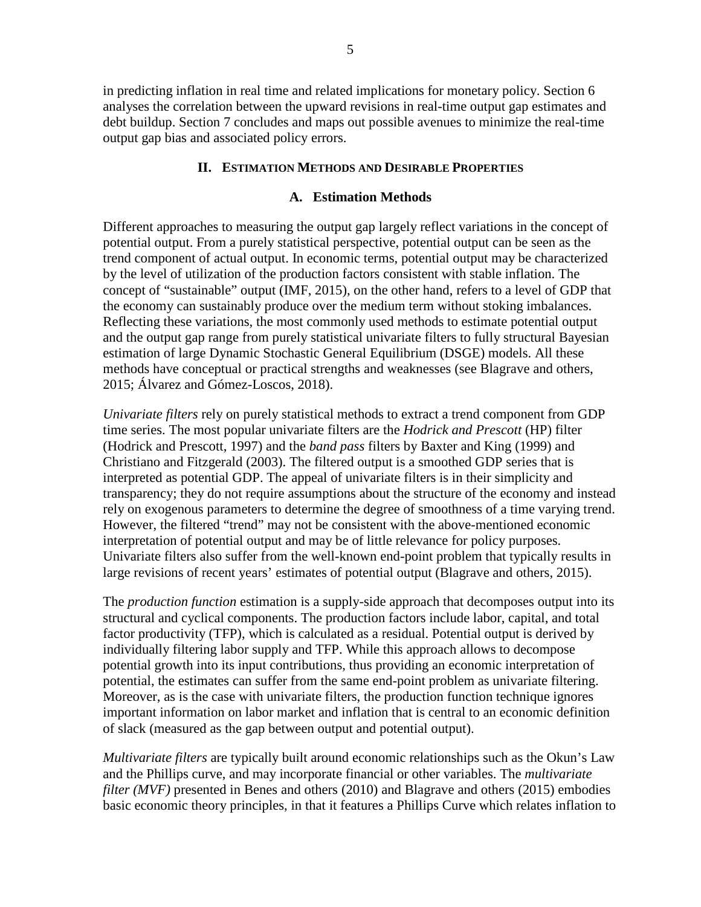in predicting inflation in real time and related implications for monetary policy. Section 6 analyses the correlation between the upward revisions in real-time output gap estimates and debt buildup. Section 7 concludes and maps out possible avenues to minimize the real-time output gap bias and associated policy errors.

## II. Estimation Methods and Desirable Properties

### A. Estimation Methods

Different approaches to measuring the output gap largely reflect variations in the concept of potential output. From a purely statistical perspective, potential output can be seen as the trend component of actual output. In economic terms, potential output may be characterized by the level of utilization of the production factors consistent with stable inflation. The concept of "sustainable" output (IMF, 2015), on the other hand, refers to a level of GDP that the economy can sustainably produce over the medium term without stoking imbalances. Reflecting these variations, the most commonly used methods to estimate potential output and the output gap range from purely statistical univariate filters to fully structural Bayesian estimation of large Dynamic Stochastic General Equilibrium (DSGE) models. All these methods have conceptual or practical strengths and weaknesses (see Blagrave and others, 2015; Álvarez and Gómez-Loscos, 2018).

*Univariate filters* rely on purely statistical methods to extract a trend component from GDP time series. The most popular univariate filters are the *Hodrick and Prescott* (HP) filter (Hodrick and Prescott, 1997) and the *band pass* filters by Baxter and King (1999) and Christiano and Fitzgerald (2003). The filtered output is a smoothed GDP series that is interpreted as potential GDP. The appeal of univariate filters is in their simplicity and transparency; they do not require assumptions about the structure of the economy and instead rely on exogenous parameters to determine the degree of smoothness of a time varying trend. However, the filtered "trend" may not be consistent with the above-mentioned economic interpretation of potential output and may be of little relevance for policy purposes. Univariate filters also suffer from the well-known end-point problem that typically results in large revisions of recent years' estimates of potential output (Blagrave and others, 2015).

The *production function* estimation is a supply-side approach that decomposes output into its structural and cyclical components. The production factors include labor, capital, and total factor productivity (TFP), which is calculated as a residual. Potential output is derived by individually filtering labor supply and TFP. While this approach allows to decompose potential growth into its input contributions, thus providing an economic interpretation of potential, the estimates can suffer from the same end-point problem as univariate filtering. Moreover, as is the case with univariate filters, the production function technique ignores important information on labor market and inflation that is central to an economic definition of slack (measured as the gap between output and potential output).

*Multivariate filters* are typically built around economic relationships such as the Okun's Law and the Phillips curve, and may incorporate financial or other variables. The *multivariate filter (MVF)* presented in Benes and others (2010) and Blagrave and others (2015) embodies basic economic theory principles, in that it features a Phillips Curve which relates inflation to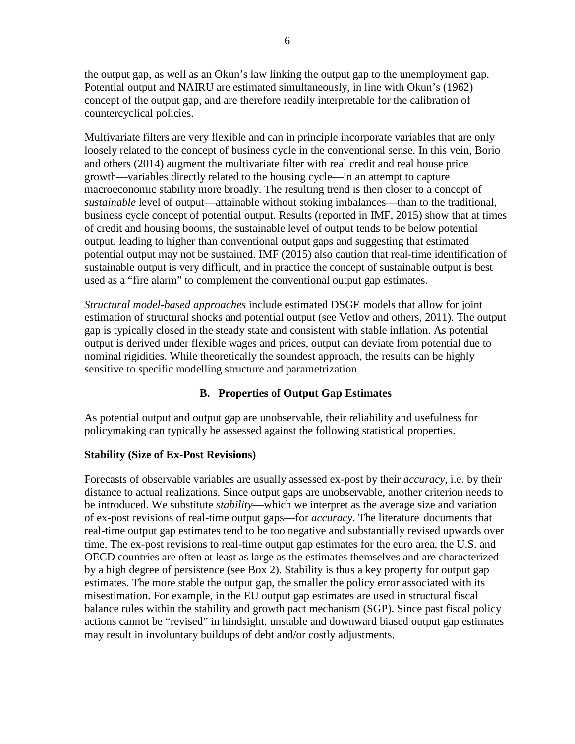the output gap, as well as an Okun's law linking the output gap to the unemployment gap. Potential output and NAIRU are estimated simultaneously, in line with Okun's (1962) concept of the output gap, and are therefore readily interpretable for the calibration of countercyclical policies.

Multivariate filters are very flexible and can in principle incorporate variables that are only loosely related to the concept of business cycle in the conventional sense. In this vein, Borio and others (2014) augment the multivariate filter with real credit and real house price growth—variables directly related to the housing cycle—in an attempt to capture macroeconomic stability more broadly. The resulting trend is then closer to a concept of *sustainable* level of output—attainable without stoking imbalances—than to the traditional, business cycle concept of potential output. Results (reported in IMF, 2015) show that at times of credit and housing booms, the sustainable level of output tends to be below potential output, leading to higher than conventional output gaps and suggesting that estimated potential output may not be sustained. IMF (2015) also caution that real-time identification of sustainable output is very difficult, and in practice the concept of sustainable output is best used as a "fire alarm" to complement the conventional output gap estimates.

*Structural model-based approaches* include estimated DSGE models that allow for joint estimation of structural shocks and potential output (see Vetlov and others, 2011). The output gap is typically closed in the steady state and consistent with stable inflation. As potential output is derived under flexible wages and prices, output can deviate from potential due to nominal rigidities. While theoretically the soundest approach, the results can be highly sensitive to specific modelling structure and parametrization.

## B. Properties of Output Gap Estimates

As potential output and output gap are unobservable, their reliability and usefulness for policymaking can typically be assessed against the following statistical properties.

### Stability (Size of Ex-Post Revisions)

Forecasts of observable variables are usually assessed ex-post by their *accuracy*, i.e. by their distance to actual realizations. Since output gaps are unobservable, another criterion needs to be introduced. We substitute *stability*—which we interpret as the average size and variation of ex-post revisions of real-time output gaps—for *accuracy*. The literature documents that real-time output gap estimates tend to be too negative and substantially revised upwards over time. The ex-post revisions to real-time output gap estimates for the euro area, the U.S. and OECD countries are often at least as large as the estimates themselves and are characterized by a high degree of persistence (see Box 2). Stability is thus a key property for output gap estimates. The more stable the output gap, the smaller the policy error associated with its misestimation. For example, in the EU output gap estimates are used in structural fiscal balance rules within the stability and growth pact mechanism (SGP). Since past fiscal policy actions cannot be "revised" in hindsight, unstable and downward biased output gap estimates may result in involuntary buildups of debt and/or costly adjustments.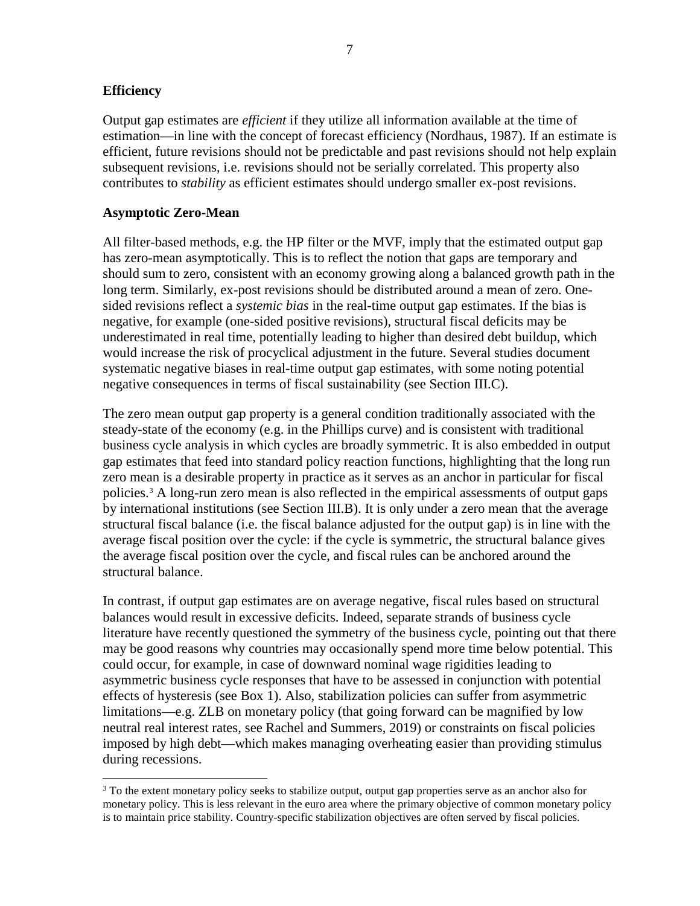**Efficiency**

Output gap estimates are *efficient* if they utilize all information available at the time of estimation—in line with the concept of forecast efficiency (Nordhaus, 1987). If an estimate is efficient, future revisions should not be predictable and past revisions should not help explain subsequent revisions, i.e. revisions should not be serially correlated. This property also contributes to *stability* as efficient estimates should undergo smaller ex-post revisions.

**Asymptotic Zero-Mean**

All filter-based methods, e.g. the HP filter or the MVF, imply that the estimated output gap has zero-mean asymptotically. This is to reflect the notion that gaps are temporary and should sum to zero, consistent with an economy growing along a balanced growth path in the long term. Similarly, ex-post revisions should be distributed around a mean of zero. One-sided revisions reflect a *systemic bias* in the real-time output gap estimates. If the bias is negative, for example (one-sided positive revisions), structural fiscal deficits may be underestimated in real time, potentially leading to higher than desired debt buildup, which would increase the risk of procyclical adjustment in the future. Several studies document systematic negative biases in real-time output gap estimates, with some noting potential negative consequences in terms of fiscal sustainability (see Section III.C).

The zero mean output gap property is a general condition traditionally associated with the steady-state of the economy (e.g. in the Phillips curve) and is consistent with traditional business cycle analysis in which cycles are broadly symmetric. It is also embedded in output gap estimates that feed into standard policy reaction functions, highlighting that the long run zero mean is a desirable property in practice as it serves as an anchor in particular for fiscal policies.[3] A long-run zero mean is also reflected in the empirical assessments of output gaps by international institutions (see Section III.B). It is only under a zero mean that the average structural fiscal balance (i.e. the fiscal balance adjusted for the output gap) is in line with the average fiscal position over the cycle: if the cycle is symmetric, the structural balance gives the average fiscal position over the cycle, and fiscal rules can be anchored around the structural balance.

In contrast, if output gap estimates are on average negative, fiscal rules based on structural balances would result in excessive deficits. Indeed, separate strands of business cycle literature have recently questioned the symmetry of the business cycle, pointing out that there may be good reasons why countries may occasionally spend more time below potential. This could occur, for example, in case of downward nominal wage rigidities leading to asymmetric business cycle responses that have to be assessed in conjunction with potential effects of hysteresis (see Box 1). Also, stabilization policies can suffer from asymmetric limitations—e.g. ZLB on monetary policy (that going forward can be magnified by low neutral real interest rates, see Rachel and Summers, 2019) or constraints on fiscal policies imposed by high debt—which makes managing overheating easier than providing stimulus during recessions.

[3] To the extent monetary policy seeks to stabilize output, output gap properties serve as an anchor also for monetary policy. This is less relevant in the euro area where the primary objective of common monetary policy is to maintain price stability. Country-specific stabilization objectives are often served by fiscal policies.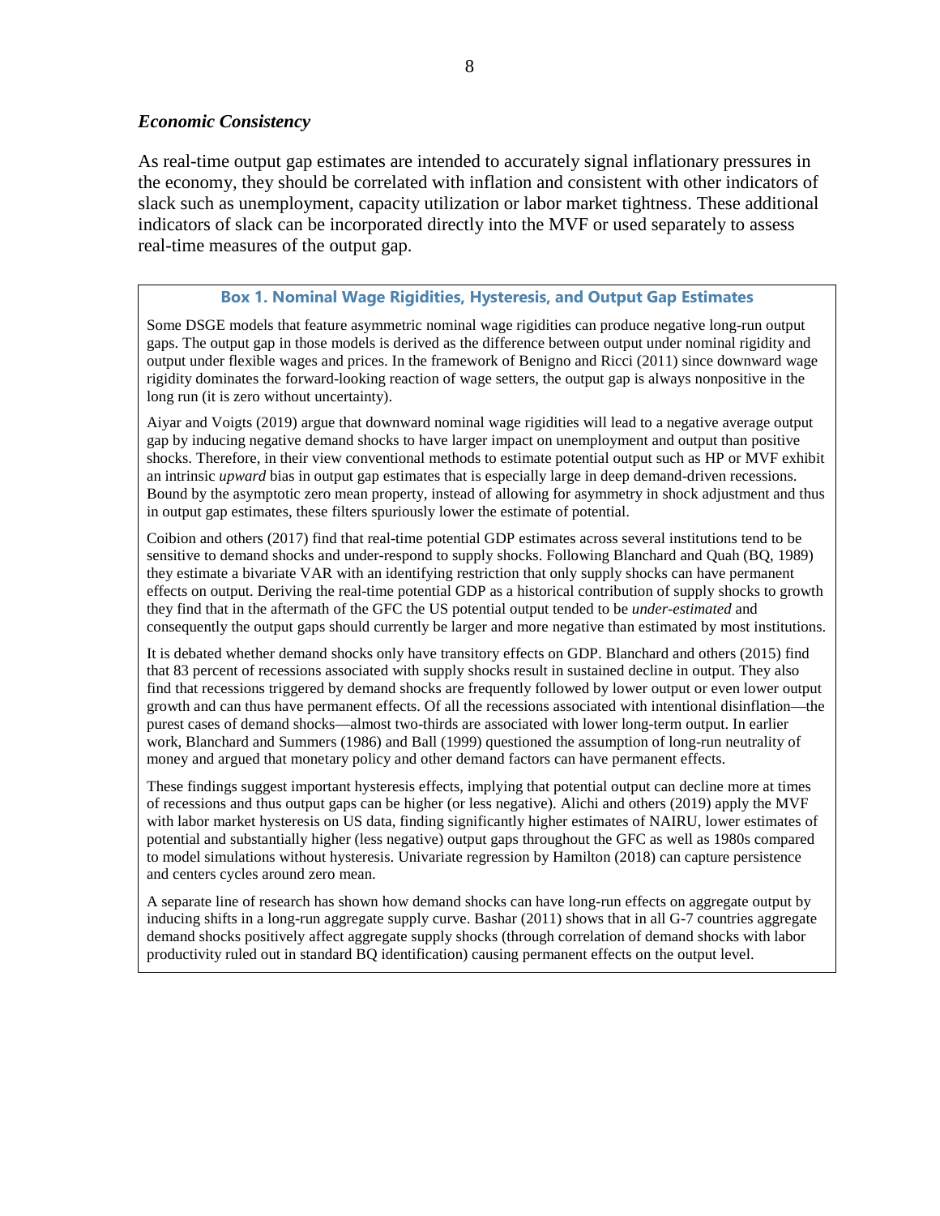### *Economic Consistency*

As real-time output gap estimates are intended to accurately signal inflationary pressures in the economy, they should be correlated with inflation and consistent with other indicators of slack such as unemployment, capacity utilization or labor market tightness. These additional indicators of slack can be incorporated directly into the MVF or used separately to assess real-time measures of the output gap.

**Box 1. Nominal Wage Rigidities, Hysteresis, and Output Gap Estimates**

Some DSGE models that feature asymmetric nominal wage rigidities can produce negative long-run output gaps. The output gap in those models is derived as the difference between output under nominal rigidity and output under flexible wages and prices. In the framework of Benigno and Ricci (2011) since downward wage rigidity dominates the forward-looking reaction of wage setters, the output gap is always nonpositive in the long run (it is zero without uncertainty).

Aiyar and Voigts (2019) argue that downward nominal wage rigidities will lead to a negative average output gap by inducing negative demand shocks to have larger impact on unemployment and output than positive shocks. Therefore, in their view conventional methods to estimate potential output such as HP or MVF exhibit an intrinsic *upward* bias in output gap estimates that is especially large in deep demand-driven recessions. Bound by the asymptotic zero mean property, instead of allowing for asymmetry in shock adjustment and thus in output gap estimates, these filters spuriously lower the estimate of potential.

Coibion and others (2017) find that real-time potential GDP estimates across several institutions tend to be sensitive to demand shocks and under-respond to supply shocks. Following Blanchard and Quah (BQ, 1989) they estimate a bivariate VAR with an identifying restriction that only supply shocks can have permanent effects on output. Deriving the real-time potential GDP as a historical contribution of supply shocks to growth they find that in the aftermath of the GFC the US potential output tended to be *under-estimated* and consequently the output gaps should currently be larger and more negative than estimated by most institutions.

It is debated whether demand shocks only have transitory effects on GDP. Blanchard and others (2015) find that 83 percent of recessions associated with supply shocks result in sustained decline in output. They also find that recessions triggered by demand shocks are frequently followed by lower output or even lower output growth and can thus have permanent effects. Of all the recessions associated with intentional disinflation—the purest cases of demand shocks—almost two-thirds are associated with lower long-term output. In earlier work, Blanchard and Summers (1986) and Ball (1999) questioned the assumption of long-run neutrality of money and argued that monetary policy and other demand factors can have permanent effects.

These findings suggest important hysteresis effects, implying that potential output can decline more at times of recessions and thus output gaps can be higher (or less negative). Alichi and others (2019) apply the MVF with labor market hysteresis on US data, finding significantly higher estimates of NAIRU, lower estimates of potential and substantially higher (less negative) output gaps throughout the GFC as well as 1980s compared to model simulations without hysteresis. Univariate regression by Hamilton (2018) can capture persistence and centers cycles around zero mean.

A separate line of research has shown how demand shocks can have long-run effects on aggregate output by inducing shifts in a long-run aggregate supply curve. Bashar (2011) shows that in all G-7 countries aggregate demand shocks positively affect aggregate supply shocks (through correlation of demand shocks with labor productivity ruled out in standard BQ identification) causing permanent effects on the output level.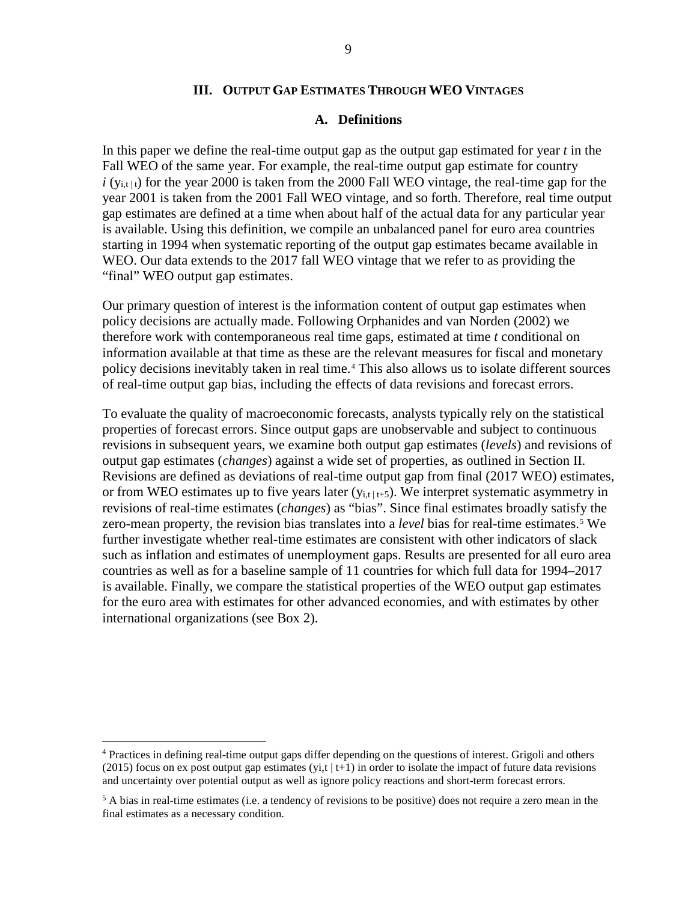## III. Output Gap Estimates Through WEO Vintages

### A. Definitions

In this paper we define the real-time output gap as the output gap estimated for year *t* in the Fall WEO of the same year. For example, the real-time output gap estimate for country *i* ($y_{i,t\,|\,t}$) for the year 2000 is taken from the 2000 Fall WEO vintage, the real-time gap for the year 2001 is taken from the 2001 Fall WEO vintage, and so forth. Therefore, real time output gap estimates are defined at a time when about half of the actual data for any particular year is available. Using this definition, we compile an unbalanced panel for euro area countries starting in 1994 when systematic reporting of the output gap estimates became available in WEO. Our data extends to the 2017 fall WEO vintage that we refer to as providing the "final" WEO output gap estimates.

Our primary question of interest is the information content of output gap estimates when policy decisions are actually made. Following Orphanides and van Norden (2002) we therefore work with contemporaneous real time gaps, estimated at time *t* conditional on information available at that time as these are the relevant measures for fiscal and monetary policy decisions inevitably taken in real time.[4] This also allows us to isolate different sources of real-time output gap bias, including the effects of data revisions and forecast errors.

To evaluate the quality of macroeconomic forecasts, analysts typically rely on the statistical properties of forecast errors. Since output gaps are unobservable and subject to continuous revisions in subsequent years, we examine both output gap estimates (*levels*) and revisions of output gap estimates (*changes*) against a wide set of properties, as outlined in Section II. Revisions are defined as deviations of real-time output gap from final (2017 WEO) estimates, or from WEO estimates up to five years later ($y_{i,t\,|\,t+5}$). We interpret systematic asymmetry in revisions of real-time estimates (*changes*) as "bias". Since final estimates broadly satisfy the zero-mean property, the revision bias translates into a *level* bias for real-time estimates.[5] We further investigate whether real-time estimates are consistent with other indicators of slack such as inflation and estimates of unemployment gaps. Results are presented for all euro area countries as well as for a baseline sample of 11 countries for which full data for 1994–2017 is available. Finally, we compare the statistical properties of the WEO output gap estimates for the euro area with estimates for other advanced economies, and with estimates by other international organizations (see Box 2).

---

[4] Practices in defining real-time output gaps differ depending on the questions of interest. Grigoli and others (2015) focus on ex post output gap estimates ($y_{i,t}\,|\,t+1$) in order to isolate the impact of future data revisions and uncertainty over potential output as well as ignore policy reactions and short-term forecast errors.

[5] A bias in real-time estimates (i.e. a tendency of revisions to be positive) does not require a zero mean in the final estimates as a necessary condition.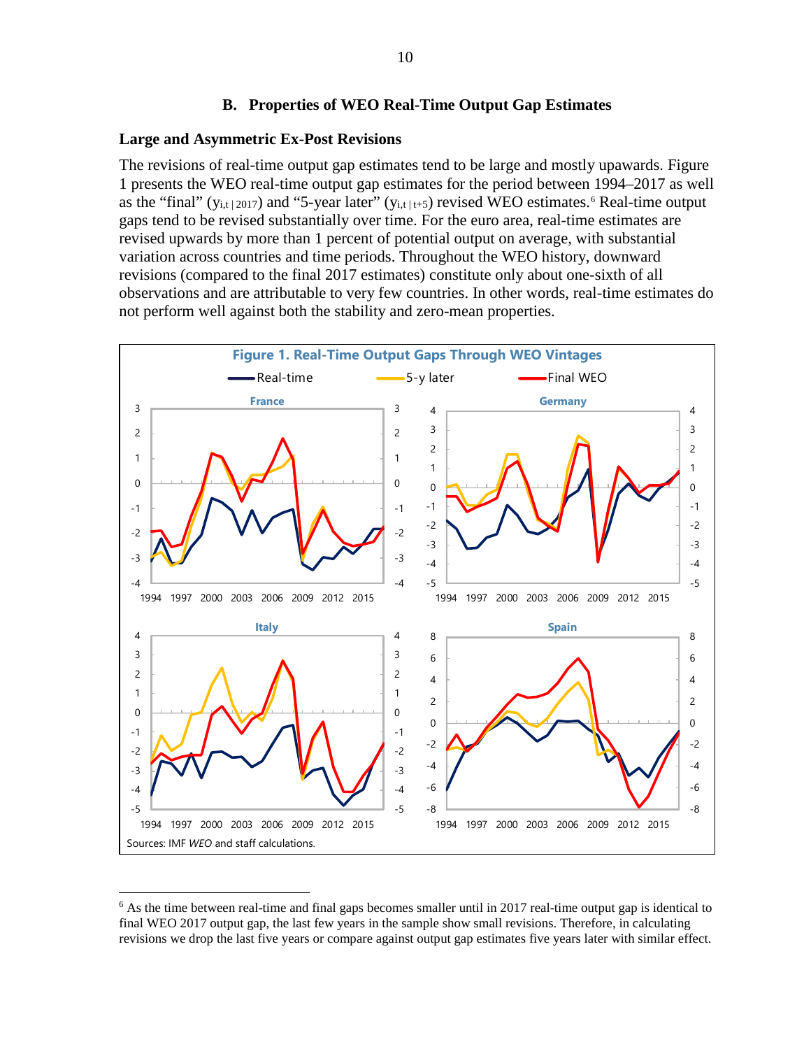## B. Properties of WEO Real-Time Output Gap Estimates

### Large and Asymmetric Ex-Post Revisions

The revisions of real-time output gap estimates tend to be large and mostly upawards. Figure 1 presents the WEO real-time output gap estimates for the period between 1994–2017 as well as the "final" ($y_{i,t\,|\,2017}$) and "5-year later" ($y_{i,t\,|\,t+5}$) revised WEO estimates.[6] Real-time output gaps tend to be revised substantially over time. For the euro area, real-time estimates are revised upwards by more than 1 percent of potential output on average, with substantial variation across countries and time periods. Throughout the WEO history, downward revisions (compared to the final 2017 estimates) constitute only about one-sixth of all observations and are attributable to very few countries. In other words, real-time estimates do not perform well against both the stability and zero-mean properties.

**Figure 1. Real-Time Output Gaps Through WEO Vintages**

Sources: IMF *WEO* and staff calculations.

---

[6] As the time between real-time and final gaps becomes smaller until in 2017 real-time output gap is identical to final WEO 2017 output gap, the last few years in the sample show small revisions. Therefore, in calculating revisions we drop the last five years or compare against output gap estimates five years later with similar effect.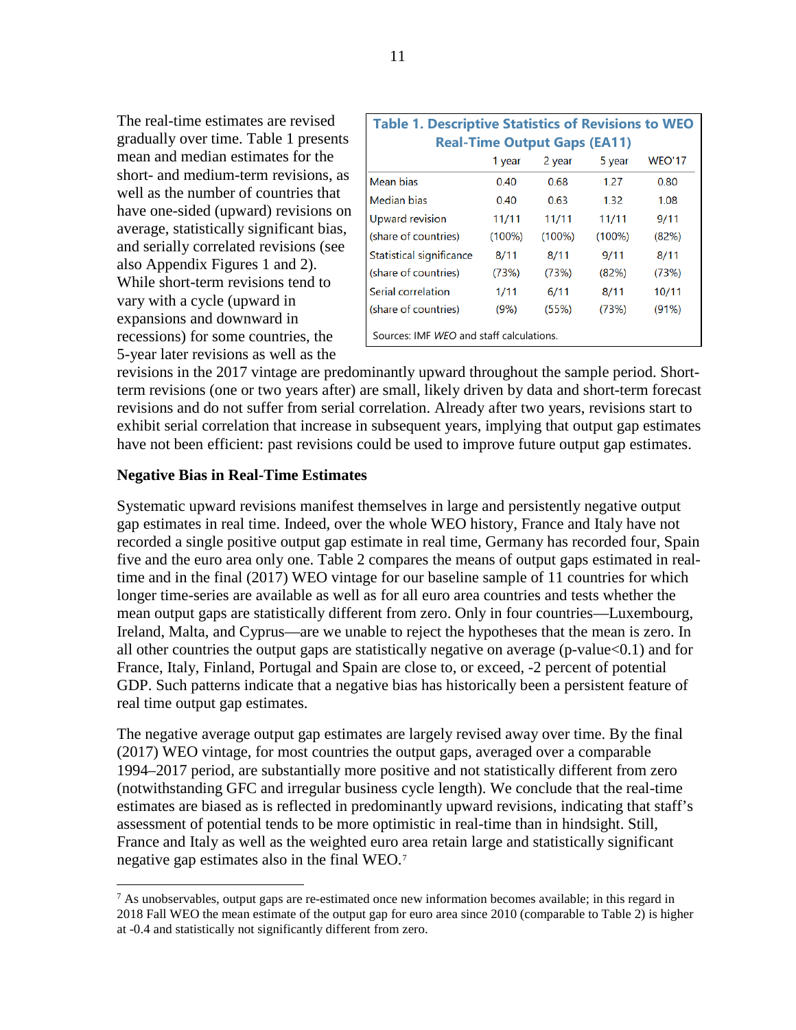The real-time estimates are revised gradually over time. Table 1 presents mean and median estimates for the short- and medium-term revisions, as well as the number of countries that have one-sided (upward) revisions on average, statistically significant bias, and serially correlated revisions (see also Appendix Figures 1 and 2). While short-term revisions tend to vary with a cycle (upward in expansions and downward in recessions) for some countries, the 5-year later revisions as well as the revisions in the 2017 vintage are predominantly upward throughout the sample period. Short-term revisions (one or two years after) are small, likely driven by data and short-term forecast revisions and do not suffer from serial correlation. Already after two years, revisions start to exhibit serial correlation that increase in subsequent years, implying that output gap estimates have not been efficient: past revisions could be used to improve future output gap estimates.

**Table 1. Descriptive Statistics of Revisions to WEO Real-Time Output Gaps (EA11)**

| | 1 year | 2 year | 5 year | WEO'17 |
|---|---|---|---|---|
| Mean bias | 0.40 | 0.68 | 1.27 | 0.80 |
| Median bias | 0.40 | 0.63 | 1.32 | 1.08 |
| Upward revision | 11/11 | 11/11 | 11/11 | 9/11 |
| (share of countries) | (100%) | (100%) | (100%) | (82%) |
| Statistical significance | 8/11 | 8/11 | 9/11 | 8/11 |
| (share of countries) | (73%) | (73%) | (82%) | (73%) |
| Serial correlation | 1/11 | 6/11 | 8/11 | 10/11 |
| (share of countries) | (9%) | (55%) | (73%) | (91%) |

Sources: IMF *WEO* and staff calculations.

**Negative Bias in Real-Time Estimates**

Systematic upward revisions manifest themselves in large and persistently negative output gap estimates in real time. Indeed, over the whole WEO history, France and Italy have not recorded a single positive output gap estimate in real time, Germany has recorded four, Spain five and the euro area only one. Table 2 compares the means of output gaps estimated in real-time and in the final (2017) WEO vintage for our baseline sample of 11 countries for which longer time-series are available as well as for all euro area countries and tests whether the mean output gaps are statistically different from zero. Only in four countries—Luxembourg, Ireland, Malta, and Cyprus—are we unable to reject the hypotheses that the mean is zero. In all other countries the output gaps are statistically negative on average (p-value<0.1) and for France, Italy, Finland, Portugal and Spain are close to, or exceed, -2 percent of potential GDP. Such patterns indicate that a negative bias has historically been a persistent feature of real time output gap estimates.

The negative average output gap estimates are largely revised away over time. By the final (2017) WEO vintage, for most countries the output gaps, averaged over a comparable 1994–2017 period, are substantially more positive and not statistically different from zero (notwithstanding GFC and irregular business cycle length). We conclude that the real-time estimates are biased as is reflected in predominantly upward revisions, indicating that staff's assessment of potential tends to be more optimistic in real-time than in hindsight. Still, France and Italy as well as the weighted euro area retain large and statistically significant negative gap estimates also in the final WEO.[7]

[7] As unobservables, output gaps are re-estimated once new information becomes available; in this regard in 2018 Fall WEO the mean estimate of the output gap for euro area since 2010 (comparable to Table 2) is higher at -0.4 and statistically not significantly different from zero.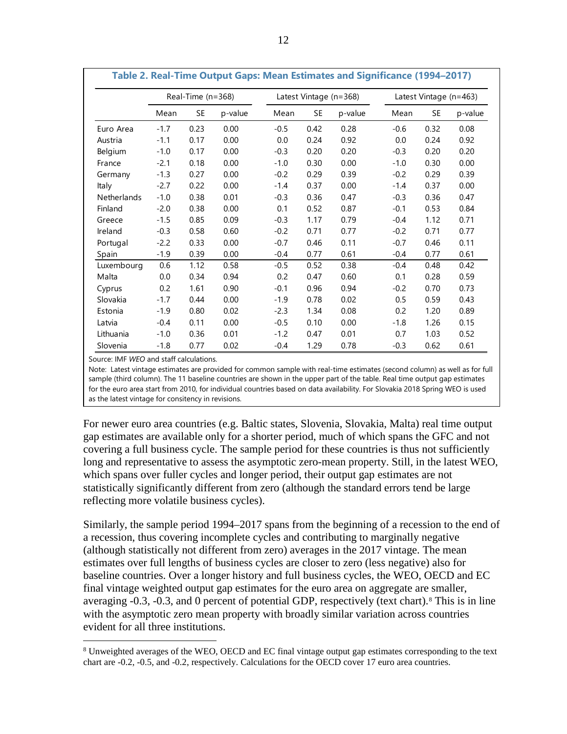**Table 2. Real-Time Output Gaps: Mean Estimates and Significance (1994–2017)**

| | Real-Time (n=368) | | | Latest Vintage (n=368) | | | Latest Vintage (n=463) | | |
|---|---|---|---|---|---|---|---|---|---|
| | Mean | SE | p-value | Mean | SE | p-value | Mean | SE | p-value |
| Euro Area | -1.7 | 0.23 | 0.00 | -0.5 | 0.42 | 0.28 | -0.6 | 0.32 | 0.08 |
| Austria | -1.1 | 0.17 | 0.00 | 0.0 | 0.24 | 0.92 | 0.0 | 0.24 | 0.92 |
| Belgium | -1.0 | 0.17 | 0.00 | -0.3 | 0.20 | 0.20 | -0.3 | 0.20 | 0.20 |
| France | -2.1 | 0.18 | 0.00 | -1.0 | 0.30 | 0.00 | -1.0 | 0.30 | 0.00 |
| Germany | -1.3 | 0.27 | 0.00 | -0.2 | 0.29 | 0.39 | -0.2 | 0.29 | 0.39 |
| Italy | -2.7 | 0.22 | 0.00 | -1.4 | 0.37 | 0.00 | -1.4 | 0.37 | 0.00 |
| Netherlands | -1.0 | 0.38 | 0.01 | -0.3 | 0.36 | 0.47 | -0.3 | 0.36 | 0.47 |
| Finland | -2.0 | 0.38 | 0.00 | 0.1 | 0.52 | 0.87 | -0.1 | 0.53 | 0.84 |
| Greece | -1.5 | 0.85 | 0.09 | -0.3 | 1.17 | 0.79 | -0.4 | 1.12 | 0.71 |
| Ireland | -0.3 | 0.58 | 0.60 | -0.2 | 0.71 | 0.77 | -0.2 | 0.71 | 0.77 |
| Portugal | -2.2 | 0.33 | 0.00 | -0.7 | 0.46 | 0.11 | -0.7 | 0.46 | 0.11 |
| Spain | -1.9 | 0.39 | 0.00 | -0.4 | 0.77 | 0.61 | -0.4 | 0.77 | 0.61 |
| Luxembourg | 0.6 | 1.12 | 0.58 | -0.5 | 0.52 | 0.38 | -0.4 | 0.48 | 0.42 |
| Malta | 0.0 | 0.34 | 0.94 | 0.2 | 0.47 | 0.60 | 0.1 | 0.28 | 0.59 |
| Cyprus | 0.2 | 1.61 | 0.90 | -0.1 | 0.96 | 0.94 | -0.2 | 0.70 | 0.73 |
| Slovakia | -1.7 | 0.44 | 0.00 | -1.9 | 0.78 | 0.02 | 0.5 | 0.59 | 0.43 |
| Estonia | -1.9 | 0.80 | 0.02 | -2.3 | 1.34 | 0.08 | 0.2 | 1.20 | 0.89 |
| Latvia | -0.4 | 0.11 | 0.00 | -0.5 | 0.10 | 0.00 | -1.8 | 1.26 | 0.15 |
| Lithuania | -1.0 | 0.36 | 0.01 | -1.2 | 0.47 | 0.01 | 0.7 | 1.03 | 0.52 |
| Slovenia | -1.8 | 0.77 | 0.02 | -0.4 | 1.29 | 0.78 | -0.3 | 0.62 | 0.61 |

Source: IMF *WEO* and staff calculations.

Note: Latest vintage estimates are provided for common sample with real-time estimates (second column) as well as for full sample (third column). The 11 baseline countries are shown in the upper part of the table. Real time output gap estimates for the euro area start from 2010, for individual countries based on data availability. For Slovakia 2018 Spring WEO is used as the latest vintage for consitency in revisions.

For newer euro area countries (e.g. Baltic states, Slovenia, Slovakia, Malta) real time output gap estimates are available only for a shorter period, much of which spans the GFC and not covering a full business cycle. The sample period for these countries is thus not sufficiently long and representative to assess the asymptotic zero-mean property. Still, in the latest WEO, which spans over fuller cycles and longer period, their output gap estimates are not statistically significantly different from zero (although the standard errors tend be large reflecting more volatile business cycles).

Similarly, the sample period 1994–2017 spans from the beginning of a recession to the end of a recession, thus covering incomplete cycles and contributing to marginally negative (although statistically not different from zero) averages in the 2017 vintage. The mean estimates over full lengths of business cycles are closer to zero (less negative) also for baseline countries. Over a longer history and full business cycles, the WEO, OECD and EC final vintage weighted output gap estimates for the euro area on aggregate are smaller, averaging -0.3, -0.3, and 0 percent of potential GDP, respectively (text chart).[8] This is in line with the asymptotic zero mean property with broadly similar variation across countries evident for all three institutions.

[8] Unweighted averages of the WEO, OECD and EC final vintage output gap estimates corresponding to the text chart are -0.2, -0.5, and -0.2, respectively. Calculations for the OECD cover 17 euro area countries.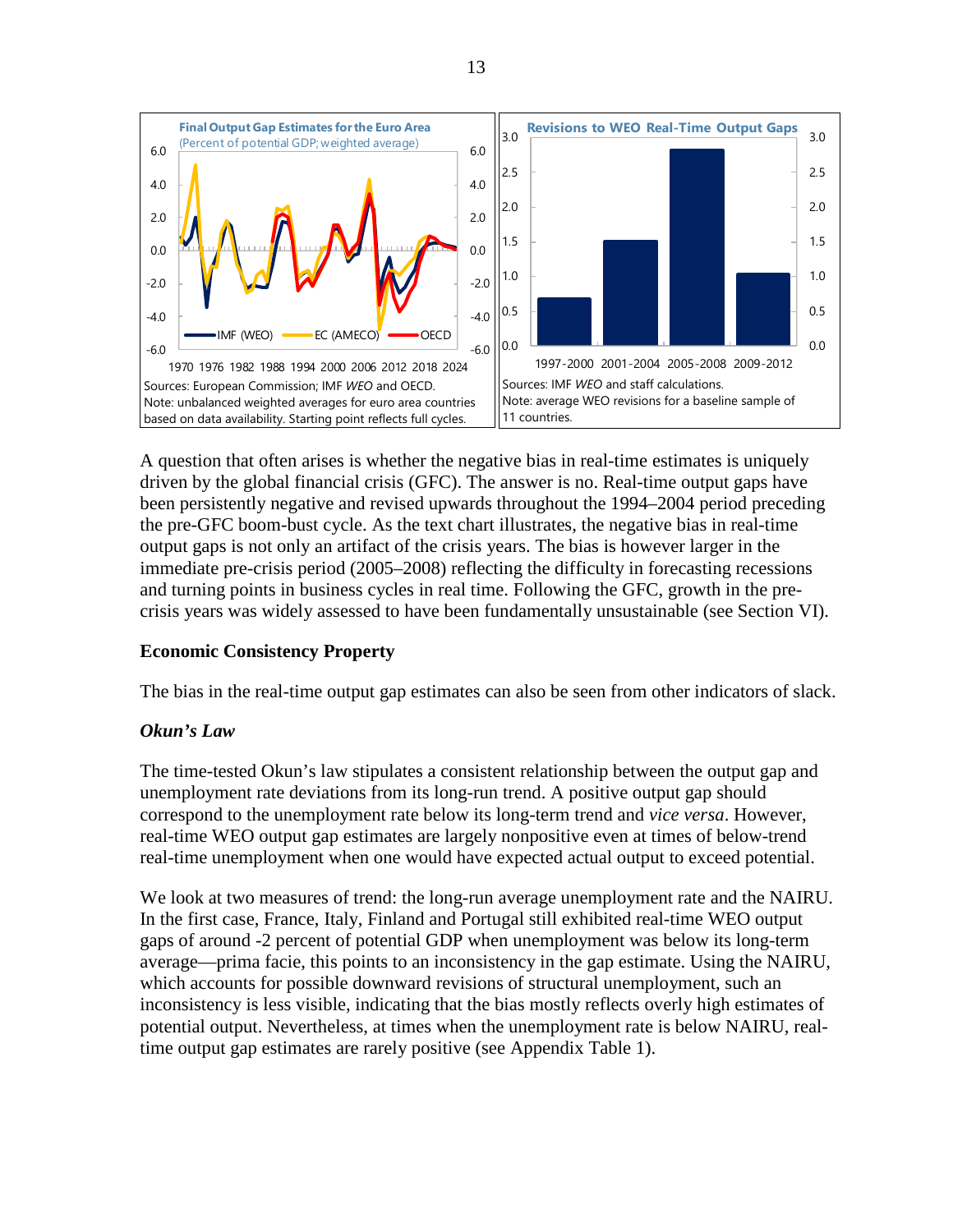**Final Output Gap Estimates for the Euro Area**
(Percent of potential GDP; weighted average)

Sources: European Commission; IMF *WEO* and OECD.
Note: unbalanced weighted averages for euro area countries based on data availability. Starting point reflects full cycles.

**Revisions to WEO Real-Time Output Gaps**

Sources: IMF *WEO* and staff calculations.
Note: average WEO revisions for a baseline sample of 11 countries.

A question that often arises is whether the negative bias in real-time estimates is uniquely driven by the global financial crisis (GFC). The answer is no. Real-time output gaps have been persistently negative and revised upwards throughout the 1994–2004 period preceding the pre-GFC boom-bust cycle. As the text chart illustrates, the negative bias in real-time output gaps is not only an artifact of the crisis years. The bias is however larger in the immediate pre-crisis period (2005–2008) reflecting the difficulty in forecasting recessions and turning points in business cycles in real time. Following the GFC, growth in the pre-crisis years was widely assessed to have been fundamentally unsustainable (see Section VI).

### Economic Consistency Property

The bias in the real-time output gap estimates can also be seen from other indicators of slack.

#### *Okun's Law*

The time-tested Okun's law stipulates a consistent relationship between the output gap and unemployment rate deviations from its long-run trend. A positive output gap should correspond to the unemployment rate below its long-term trend and *vice versa*. However, real-time WEO output gap estimates are largely nonpositive even at times of below-trend real-time unemployment when one would have expected actual output to exceed potential.

We look at two measures of trend: the long-run average unemployment rate and the NAIRU. In the first case, France, Italy, Finland and Portugal still exhibited real-time WEO output gaps of around -2 percent of potential GDP when unemployment was below its long-term average—prima facie, this points to an inconsistency in the gap estimate. Using the NAIRU, which accounts for possible downward revisions of structural unemployment, such an inconsistency is less visible, indicating that the bias mostly reflects overly high estimates of potential output. Nevertheless, at times when the unemployment rate is below NAIRU, real-time output gap estimates are rarely positive (see Appendix Table 1).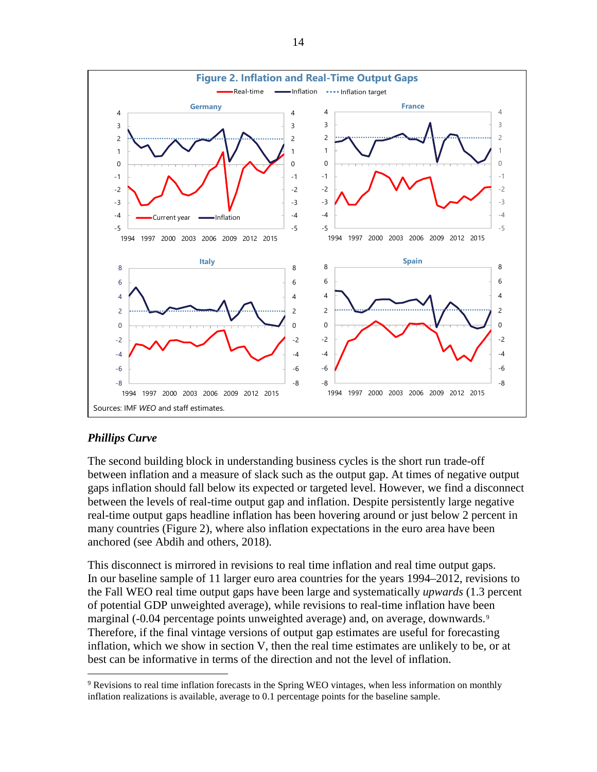**Figure 2. Inflation and Real-Time Output Gaps**

Sources: IMF *WEO* and staff estimates.

### *Phillips Curve*

The second building block in understanding business cycles is the short run trade-off between inflation and a measure of slack such as the output gap. At times of negative output gaps inflation should fall below its expected or targeted level. However, we find a disconnect between the levels of real-time output gap and inflation. Despite persistently large negative real-time output gaps headline inflation has been hovering around or just below 2 percent in many countries (Figure 2), where also inflation expectations in the euro area have been anchored (see Abdih and others, 2018).

This disconnect is mirrored in revisions to real time inflation and real time output gaps. In our baseline sample of 11 larger euro area countries for the years 1994–2012, revisions to the Fall WEO real time output gaps have been large and systematically *upwards* (1.3 percent of potential GDP unweighted average), while revisions to real-time inflation have been marginal (-0.04 percentage points unweighted average) and, on average, downwards.[9] Therefore, if the final vintage versions of output gap estimates are useful for forecasting inflation, which we show in section V, then the real time estimates are unlikely to be, or at best can be informative in terms of the direction and not the level of inflation.

---

[9] Revisions to real time inflation forecasts in the Spring WEO vintages, when less information on monthly inflation realizations is available, average to 0.1 percentage points for the baseline sample.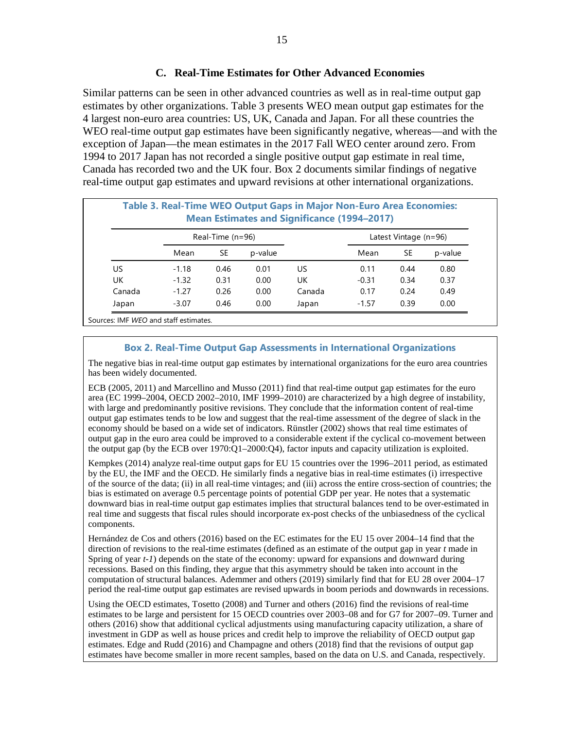### C. Real-Time Estimates for Other Advanced Economies

Similar patterns can be seen in other advanced countries as well as in real-time output gap estimates by other organizations. Table 3 presents WEO mean output gap estimates for the 4 largest non-euro area countries: US, UK, Canada and Japan. For all these countries the WEO real-time output gap estimates have been significantly negative, whereas—and with the exception of Japan—the mean estimates in the 2017 Fall WEO center around zero. From 1994 to 2017 Japan has not recorded a single positive output gap estimate in real time, Canada has recorded two and the UK four. Box 2 documents similar findings of negative real-time output gap estimates and upward revisions at other international organizations.

**Table 3. Real-Time WEO Output Gaps in Major Non-Euro Area Economies: Mean Estimates and Significance (1994–2017)**

| | Real-Time (n=96) | | | | Latest Vintage (n=96) | | |
|---|---|---|---|---|---|---|---|
| | Mean | SE | p-value | | Mean | SE | p-value |
| US | -1.18 | 0.46 | 0.01 | US | 0.11 | 0.44 | 0.80 |
| UK | -1.32 | 0.31 | 0.00 | UK | -0.31 | 0.34 | 0.37 |
| Canada | -1.27 | 0.26 | 0.00 | Canada | 0.17 | 0.24 | 0.49 |
| Japan | -3.07 | 0.46 | 0.00 | Japan | -1.57 | 0.39 | 0.00 |

Sources: IMF *WEO* and staff estimates.

**Box 2. Real-Time Output Gap Assessments in International Organizations**

The negative bias in real-time output gap estimates by international organizations for the euro area countries has been widely documented.

ECB (2005, 2011) and Marcellino and Musso (2011) find that real-time output gap estimates for the euro area (EC 1999–2004, OECD 2002–2010, IMF 1999–2010) are characterized by a high degree of instability, with large and predominantly positive revisions. They conclude that the information content of real-time output gap estimates tends to be low and suggest that the real-time assessment of the degree of slack in the economy should be based on a wide set of indicators. Rünstler (2002) shows that real time estimates of output gap in the euro area could be improved to a considerable extent if the cyclical co-movement between the output gap (by the ECB over 1970:Q1–2000:Q4), factor inputs and capacity utilization is exploited.

Kempkes (2014) analyze real-time output gaps for EU 15 countries over the 1996–2011 period, as estimated by the EU, the IMF and the OECD. He similarly finds a negative bias in real-time estimates (i) irrespective of the source of the data; (ii) in all real-time vintages; and (iii) across the entire cross-section of countries; the bias is estimated on average 0.5 percentage points of potential GDP per year. He notes that a systematic downward bias in real-time output gap estimates implies that structural balances tend to be over-estimated in real time and suggests that fiscal rules should incorporate ex-post checks of the unbiasedness of the cyclical components.

Hernández de Cos and others (2016) based on the EC estimates for the EU 15 over 2004–14 find that the direction of revisions to the real-time estimates (defined as an estimate of the output gap in year *t* made in Spring of year *t-1*) depends on the state of the economy: upward for expansions and downward during recessions. Based on this finding, they argue that this asymmetry should be taken into account in the computation of structural balances. Ademmer and others (2019) similarly find that for EU 28 over 2004–17 period the real-time output gap estimates are revised upwards in boom periods and downwards in recessions.

Using the OECD estimates, Tosetto (2008) and Turner and others (2016) find the revisions of real-time estimates to be large and persistent for 15 OECD countries over 2003–08 and for G7 for 2007–09. Turner and others (2016) show that additional cyclical adjustments using manufacturing capacity utilization, a share of investment in GDP as well as house prices and credit help to improve the reliability of OECD output gap estimates. Edge and Rudd (2016) and Champagne and others (2018) find that the revisions of output gap estimates have become smaller in more recent samples, based on the data on U.S. and Canada, respectively.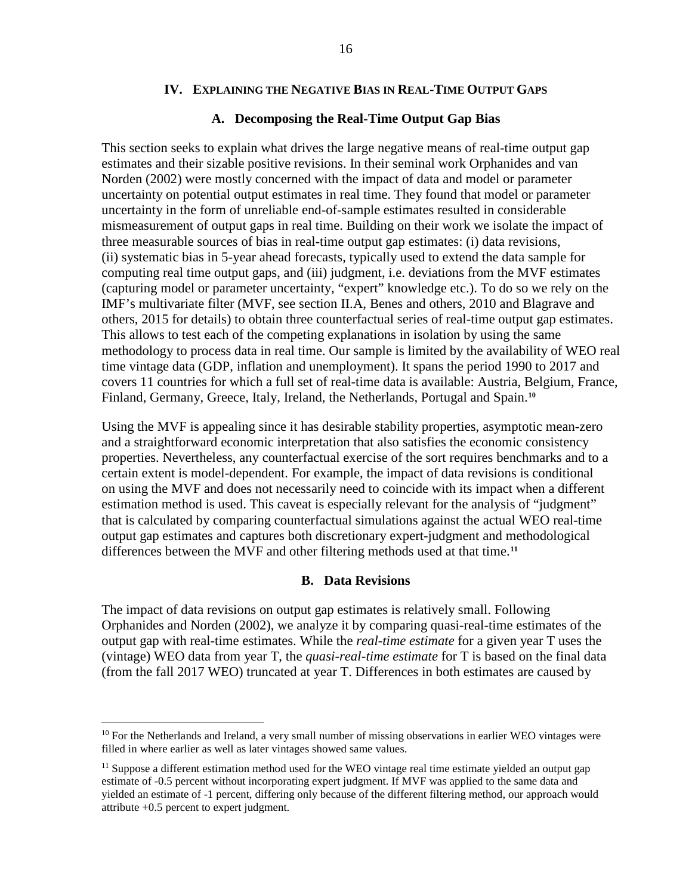## IV. Explaining the Negative Bias in Real-Time Output Gaps

### A. Decomposing the Real-Time Output Gap Bias

This section seeks to explain what drives the large negative means of real-time output gap estimates and their sizable positive revisions. In their seminal work Orphanides and van Norden (2002) were mostly concerned with the impact of data and model or parameter uncertainty on potential output estimates in real time. They found that model or parameter uncertainty in the form of unreliable end-of-sample estimates resulted in considerable mismeasurement of output gaps in real time. Building on their work we isolate the impact of three measurable sources of bias in real-time output gap estimates: (i) data revisions, (ii) systematic bias in 5-year ahead forecasts, typically used to extend the data sample for computing real time output gaps, and (iii) judgment, i.e. deviations from the MVF estimates (capturing model or parameter uncertainty, "expert" knowledge etc.). To do so we rely on the IMF's multivariate filter (MVF, see section II.A, Benes and others, 2010 and Blagrave and others, 2015 for details) to obtain three counterfactual series of real-time output gap estimates. This allows to test each of the competing explanations in isolation by using the same methodology to process data in real time. Our sample is limited by the availability of WEO real time vintage data (GDP, inflation and unemployment). It spans the period 1990 to 2017 and covers 11 countries for which a full set of real-time data is available: Austria, Belgium, France, Finland, Germany, Greece, Italy, Ireland, the Netherlands, Portugal and Spain.[10]

Using the MVF is appealing since it has desirable stability properties, asymptotic mean-zero and a straightforward economic interpretation that also satisfies the economic consistency properties. Nevertheless, any counterfactual exercise of the sort requires benchmarks and to a certain extent is model-dependent. For example, the impact of data revisions is conditional on using the MVF and does not necessarily need to coincide with its impact when a different estimation method is used. This caveat is especially relevant for the analysis of "judgment" that is calculated by comparing counterfactual simulations against the actual WEO real-time output gap estimates and captures both discretionary expert-judgment and methodological differences between the MVF and other filtering methods used at that time.[11]

### B. Data Revisions

The impact of data revisions on output gap estimates is relatively small. Following Orphanides and Norden (2002), we analyze it by comparing quasi-real-time estimates of the output gap with real-time estimates. While the *real-time estimate* for a given year T uses the (vintage) WEO data from year T, the *quasi-real-time estimate* for T is based on the final data (from the fall 2017 WEO) truncated at year T. Differences in both estimates are caused by

---

[10] For the Netherlands and Ireland, a very small number of missing observations in earlier WEO vintages were filled in where earlier as well as later vintages showed same values.

[11] Suppose a different estimation method used for the WEO vintage real time estimate yielded an output gap estimate of -0.5 percent without incorporating expert judgment. If MVF was applied to the same data and yielded an estimate of -1 percent, differing only because of the different filtering method, our approach would attribute +0.5 percent to expert judgment.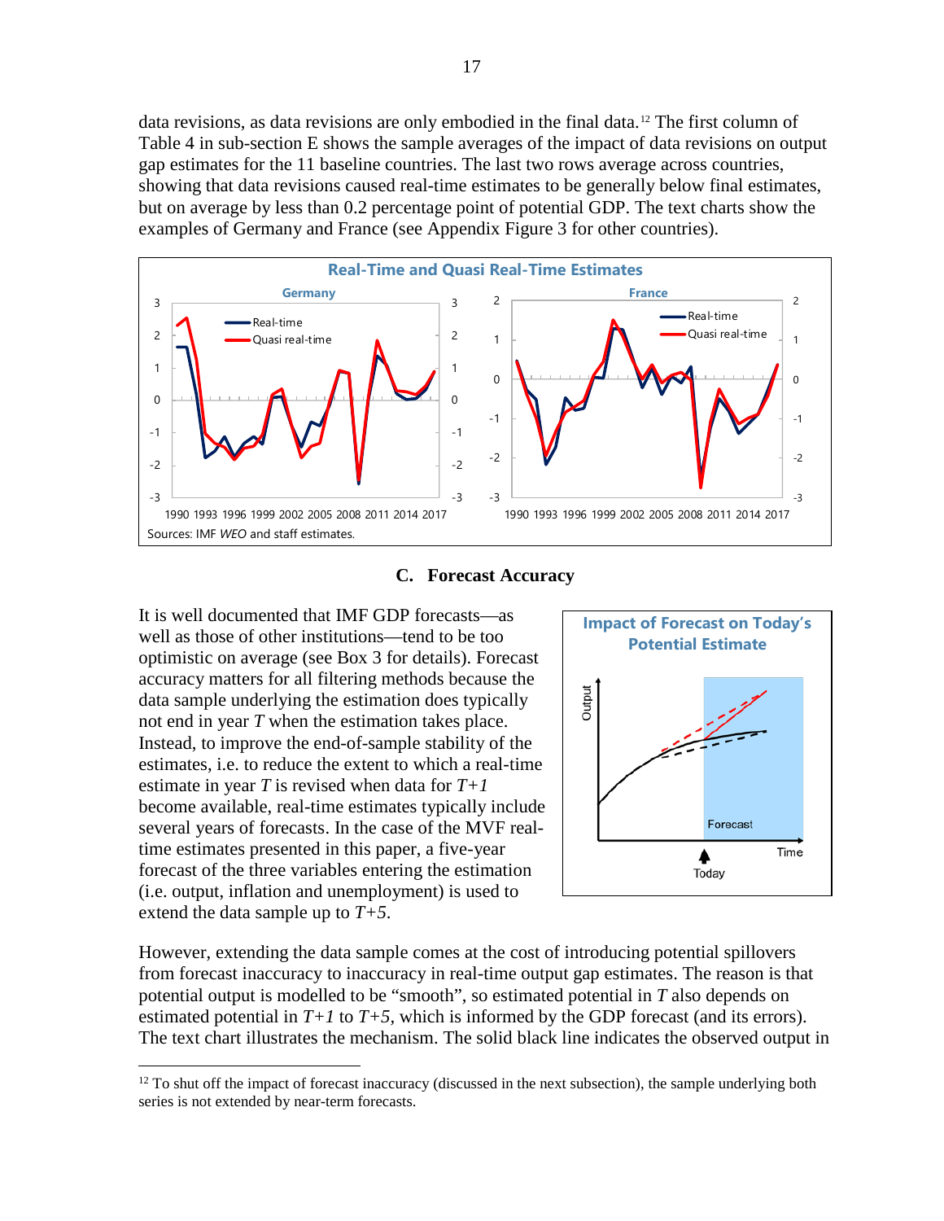data revisions, as data revisions are only embodied in the final data.[12] The first column of Table 4 in sub-section E shows the sample averages of the impact of data revisions on output gap estimates for the 11 baseline countries. The last two rows average across countries, showing that data revisions caused real-time estimates to be generally below final estimates, but on average by less than 0.2 percentage point of potential GDP. The text charts show the examples of Germany and France (see Appendix Figure 3 for other countries).

**Real-Time and Quasi Real-Time Estimates**

Sources: IMF *WEO* and staff estimates.

### C. Forecast Accuracy

It is well documented that IMF GDP forecasts—as well as those of other institutions—tend to be too optimistic on average (see Box 3 for details). Forecast accuracy matters for all filtering methods because the data sample underlying the estimation does typically not end in year $T$ when the estimation takes place. Instead, to improve the end-of-sample stability of the estimates, i.e. to reduce the extent to which a real-time estimate in year $T$ is revised when data for $T+1$ become available, real-time estimates typically include several years of forecasts. In the case of the MVF real-time estimates presented in this paper, a five-year forecast of the three variables entering the estimation (i.e. output, inflation and unemployment) is used to extend the data sample up to $T+5$.

**Impact of Forecast on Today's Potential Estimate**

However, extending the data sample comes at the cost of introducing potential spillovers from forecast inaccuracy to inaccuracy in real-time output gap estimates. The reason is that potential output is modelled to be "smooth", so estimated potential in $T$ also depends on estimated potential in $T+1$ to $T+5$, which is informed by the GDP forecast (and its errors). The text chart illustrates the mechanism. The solid black line indicates the observed output in

[12] To shut off the impact of forecast inaccuracy (discussed in the next subsection), the sample underlying both series is not extended by near-term forecasts.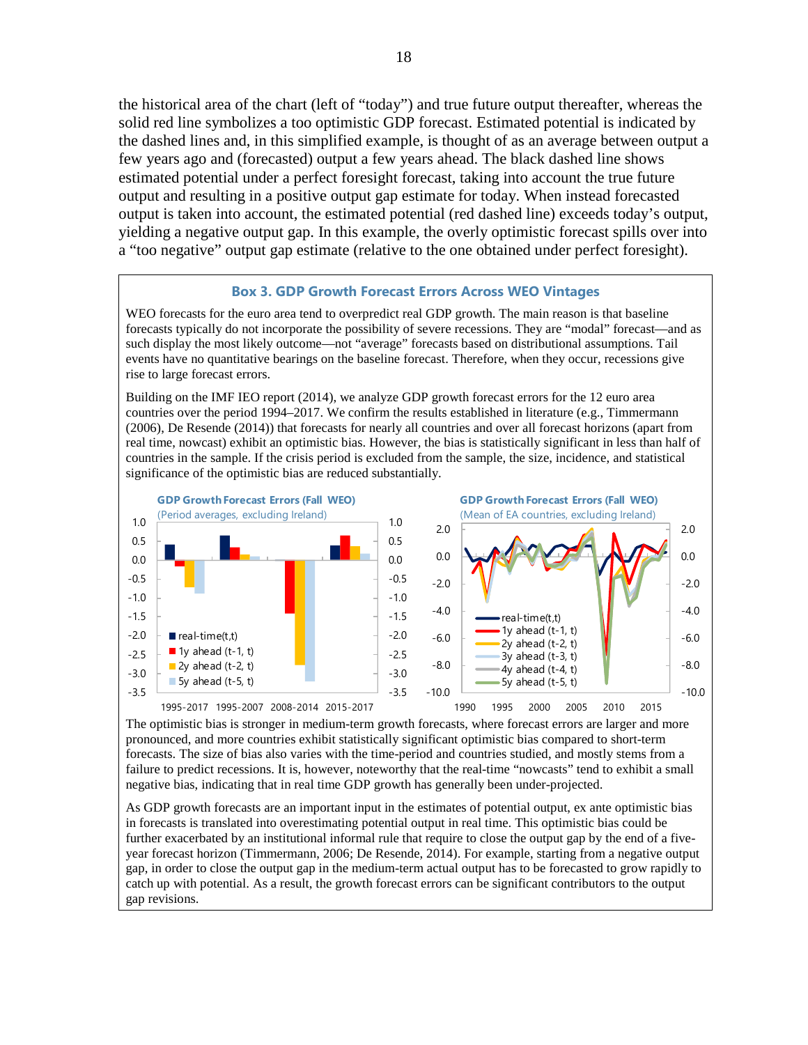the historical area of the chart (left of "today") and true future output thereafter, whereas the solid red line symbolizes a too optimistic GDP forecast. Estimated potential is indicated by the dashed lines and, in this simplified example, is thought of as an average between output a few years ago and (forecasted) output a few years ahead. The black dashed line shows estimated potential under a perfect foresight forecast, taking into account the true future output and resulting in a positive output gap estimate for today. When instead forecasted output is taken into account, the estimated potential (red dashed line) exceeds today's output, yielding a negative output gap. In this example, the overly optimistic forecast spills over into a "too negative" output gap estimate (relative to the one obtained under perfect foresight).

### Box 3. GDP Growth Forecast Errors Across WEO Vintages

WEO forecasts for the euro area tend to overpredict real GDP growth. The main reason is that baseline forecasts typically do not incorporate the possibility of severe recessions. They are "modal" forecast—and as such display the most likely outcome—not "average" forecasts based on distributional assumptions. Tail events have no quantitative bearings on the baseline forecast. Therefore, when they occur, recessions give rise to large forecast errors.

Building on the IMF IEO report (2014), we analyze GDP growth forecast errors for the 12 euro area countries over the period 1994–2017. We confirm the results established in literature (e.g., Timmermann (2006), De Resende (2014)) that forecasts for nearly all countries and over all forecast horizons (apart from real time, nowcast) exhibit an optimistic bias. However, the bias is statistically significant in less than half of countries in the sample. If the crisis period is excluded from the sample, the size, incidence, and statistical significance of the optimistic bias are reduced substantially.

**GDP Growth Forecast Errors (Fall WEO)**
(Period averages, excluding Ireland)

Legend: real-time(t,t); 1y ahead (t-1, t); 2y ahead (t-2, t); 5y ahead (t-5, t)

Periods: 1995-2017, 1995-2007, 2008-2014, 2015-2017

**GDP Growth Forecast Errors (Fall WEO)**
(Mean of EA countries, excluding Ireland)

Legend: real-time(t,t); 1y ahead (t-1, t); 2y ahead (t-2, t); 3y ahead (t-3, t); 4y ahead (t-4, t); 5y ahead (t-5, t)

The optimistic bias is stronger in medium-term growth forecasts, where forecast errors are larger and more pronounced, and more countries exhibit statistically significant optimistic bias compared to short-term forecasts. The size of bias also varies with the time-period and countries studied, and mostly stems from a failure to predict recessions. It is, however, noteworthy that the real-time "nowcasts" tend to exhibit a small negative bias, indicating that in real time GDP growth has generally been under-projected.

As GDP growth forecasts are an important input in the estimates of potential output, ex ante optimistic bias in forecasts is translated into overestimating potential output in real time. This optimistic bias could be further exacerbated by an institutional informal rule that require to close the output gap by the end of a five-year forecast horizon (Timmermann, 2006; De Resende, 2014). For example, starting from a negative output gap, in order to close the output gap in the medium-term actual output has to be forecasted to grow rapidly to catch up with potential. As a result, the growth forecast errors can be significant contributors to the output gap revisions.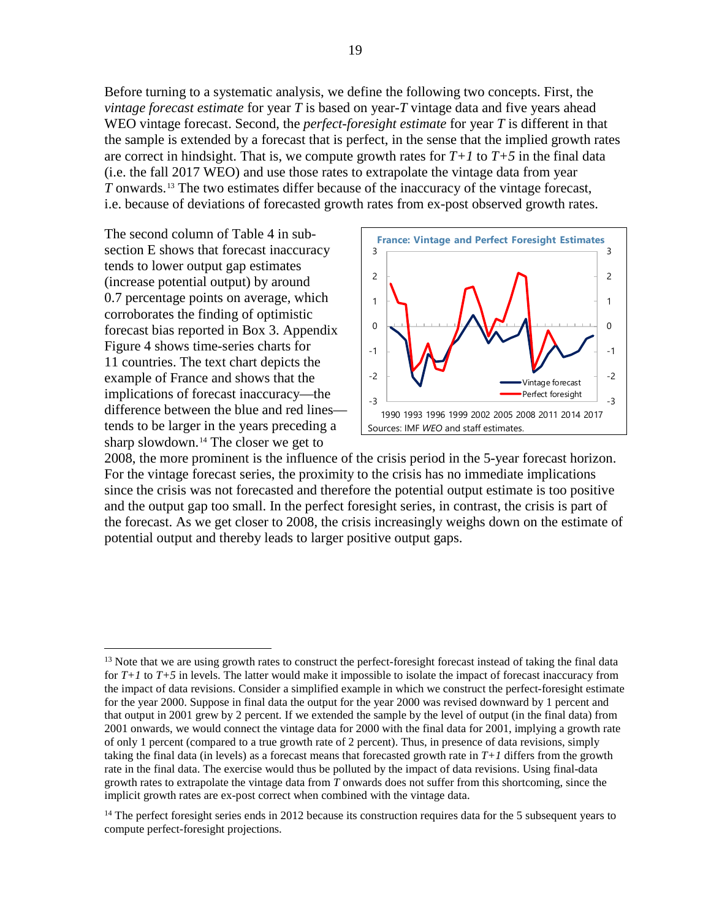Before turning to a systematic analysis, we define the following two concepts. First, the *vintage forecast estimate* for year *T* is based on year-*T* vintage data and five years ahead WEO vintage forecast. Second, the *perfect-foresight estimate* for year *T* is different in that the sample is extended by a forecast that is perfect, in the sense that the implied growth rates are correct in hindsight. That is, we compute growth rates for *T+1* to *T+5* in the final data (i.e. the fall 2017 WEO) and use those rates to extrapolate the vintage data from year *T* onwards.[13] The two estimates differ because of the inaccuracy of the vintage forecast, i.e. because of deviations of forecasted growth rates from ex-post observed growth rates.

The second column of Table 4 in sub-section E shows that forecast inaccuracy tends to lower output gap estimates (increase potential output) by around 0.7 percentage points on average, which corroborates the finding of optimistic forecast bias reported in Box 3. Appendix Figure 4 shows time-series charts for 11 countries. The text chart depicts the example of France and shows that the implications of forecast inaccuracy—the difference between the blue and red lines—tends to be larger in the years preceding a sharp slowdown.[14] The closer we get to 2008, the more prominent is the influence of the crisis period in the 5-year forecast horizon. For the vintage forecast series, the proximity to the crisis has no immediate implications since the crisis was not forecasted and therefore the potential output estimate is too positive and the output gap too small. In the perfect foresight series, in contrast, the crisis is part of the forecast. As we get closer to 2008, the crisis increasingly weighs down on the estimate of potential output and thereby leads to larger positive output gaps.

**France: Vintage and Perfect Foresight Estimates**

Sources: IMF *WEO* and staff estimates.

---

[13] Note that we are using growth rates to construct the perfect-foresight forecast instead of taking the final data for *T+1* to *T+5* in levels. The latter would make it impossible to isolate the impact of forecast inaccuracy from the impact of data revisions. Consider a simplified example in which we construct the perfect-foresight estimate for the year 2000. Suppose in final data the output for the year 2000 was revised downward by 1 percent and that output in 2001 grew by 2 percent. If we extended the sample by the level of output (in the final data) from 2001 onwards, we would connect the vintage data for 2000 with the final data for 2001, implying a growth rate of only 1 percent (compared to a true growth rate of 2 percent). Thus, in presence of data revisions, simply taking the final data (in levels) as a forecast means that forecasted growth rate in *T+1* differs from the growth rate in the final data. The exercise would thus be polluted by the impact of data revisions. Using final-data growth rates to extrapolate the vintage data from *T* onwards does not suffer from this shortcoming, since the implicit growth rates are ex-post correct when combined with the vintage data.

[14] The perfect foresight series ends in 2012 because its construction requires data for the 5 subsequent years to compute perfect-foresight projections.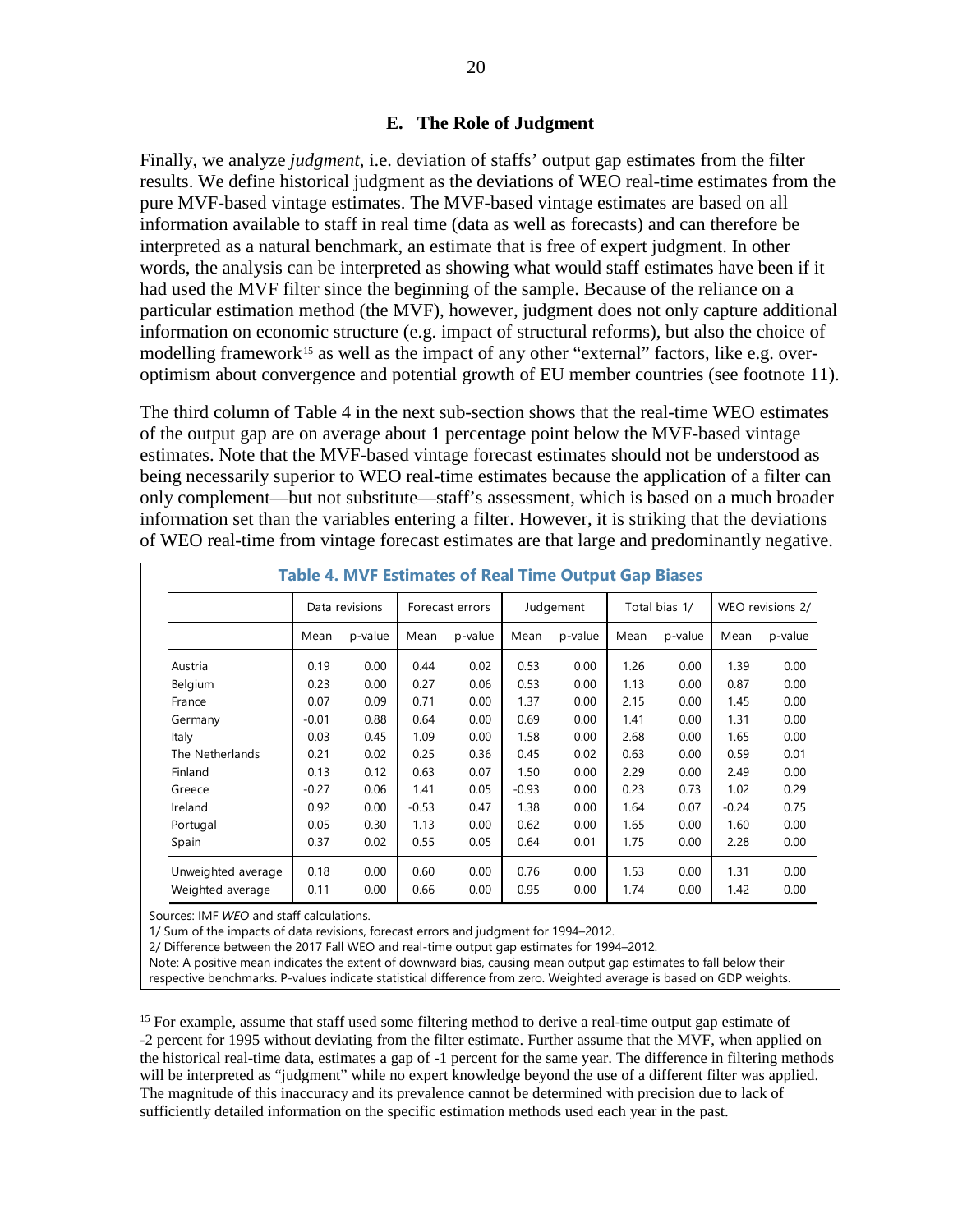### E. The Role of Judgment

Finally, we analyze *judgment*, i.e. deviation of staffs' output gap estimates from the filter results. We define historical judgment as the deviations of WEO real-time estimates from the pure MVF-based vintage estimates. The MVF-based vintage estimates are based on all information available to staff in real time (data as well as forecasts) and can therefore be interpreted as a natural benchmark, an estimate that is free of expert judgment. In other words, the analysis can be interpreted as showing what would staff estimates have been if it had used the MVF filter since the beginning of the sample. Because of the reliance on a particular estimation method (the MVF), however, judgment does not only capture additional information on economic structure (e.g. impact of structural reforms), but also the choice of modelling framework[15] as well as the impact of any other "external" factors, like e.g. over-optimism about convergence and potential growth of EU member countries (see footnote 11).

The third column of Table 4 in the next sub-section shows that the real-time WEO estimates of the output gap are on average about 1 percentage point below the MVF-based vintage estimates. Note that the MVF-based vintage forecast estimates should not be understood as being necessarily superior to WEO real-time estimates because the application of a filter can only complement—but not substitute—staff's assessment, which is based on a much broader information set than the variables entering a filter. However, it is striking that the deviations of WEO real-time from vintage forecast estimates are that large and predominantly negative.

**Table 4. MVF Estimates of Real Time Output Gap Biases**

| | Data revisions | | Forecast errors | | Judgement | | Total bias 1/ | | WEO revisions 2/ | |
|---|---|---|---|---|---|---|---|---|---|---|
| | Mean | p-value | Mean | p-value | Mean | p-value | Mean | p-value | Mean | p-value |
| Austria | 0.19 | 0.00 | 0.44 | 0.02 | 0.53 | 0.00 | 1.26 | 0.00 | 1.39 | 0.00 |
| Belgium | 0.23 | 0.00 | 0.27 | 0.06 | 0.53 | 0.00 | 1.13 | 0.00 | 0.87 | 0.00 |
| France | 0.07 | 0.09 | 0.71 | 0.00 | 1.37 | 0.00 | 2.15 | 0.00 | 1.45 | 0.00 |
| Germany | -0.01 | 0.88 | 0.64 | 0.00 | 0.69 | 0.00 | 1.41 | 0.00 | 1.31 | 0.00 |
| Italy | 0.03 | 0.45 | 1.09 | 0.00 | 1.58 | 0.00 | 2.68 | 0.00 | 1.65 | 0.00 |
| The Netherlands | 0.21 | 0.02 | 0.25 | 0.36 | 0.45 | 0.02 | 0.63 | 0.00 | 0.59 | 0.01 |
| Finland | 0.13 | 0.12 | 0.63 | 0.07 | 1.50 | 0.00 | 2.29 | 0.00 | 2.49 | 0.00 |
| Greece | -0.27 | 0.06 | 1.41 | 0.05 | -0.93 | 0.00 | 0.23 | 0.73 | 1.02 | 0.29 |
| Ireland | 0.92 | 0.00 | -0.53 | 0.47 | 1.38 | 0.00 | 1.64 | 0.07 | -0.24 | 0.75 |
| Portugal | 0.05 | 0.30 | 1.13 | 0.00 | 0.62 | 0.00 | 1.65 | 0.00 | 1.60 | 0.00 |
| Spain | 0.37 | 0.02 | 0.55 | 0.05 | 0.64 | 0.01 | 1.75 | 0.00 | 2.28 | 0.00 |
| Unweighted average | 0.18 | 0.00 | 0.60 | 0.00 | 0.76 | 0.00 | 1.53 | 0.00 | 1.31 | 0.00 |
| Weighted average | 0.11 | 0.00 | 0.66 | 0.00 | 0.95 | 0.00 | 1.74 | 0.00 | 1.42 | 0.00 |

Sources: IMF *WEO* and staff calculations.

1/ Sum of the impacts of data revisions, forecast errors and judgment for 1994–2012.

2/ Difference between the 2017 Fall WEO and real-time output gap estimates for 1994–2012.

Note: A positive mean indicates the extent of downward bias, causing mean output gap estimates to fall below their respective benchmarks. P-values indicate statistical difference from zero. Weighted average is based on GDP weights.

[15] For example, assume that staff used some filtering method to derive a real-time output gap estimate of -2 percent for 1995 without deviating from the filter estimate. Further assume that the MVF, when applied on the historical real-time data, estimates a gap of -1 percent for the same year. The difference in filtering methods will be interpreted as "judgment" while no expert knowledge beyond the use of a different filter was applied. The magnitude of this inaccuracy and its prevalence cannot be determined with precision due to lack of sufficiently detailed information on the specific estimation methods used each year in the past.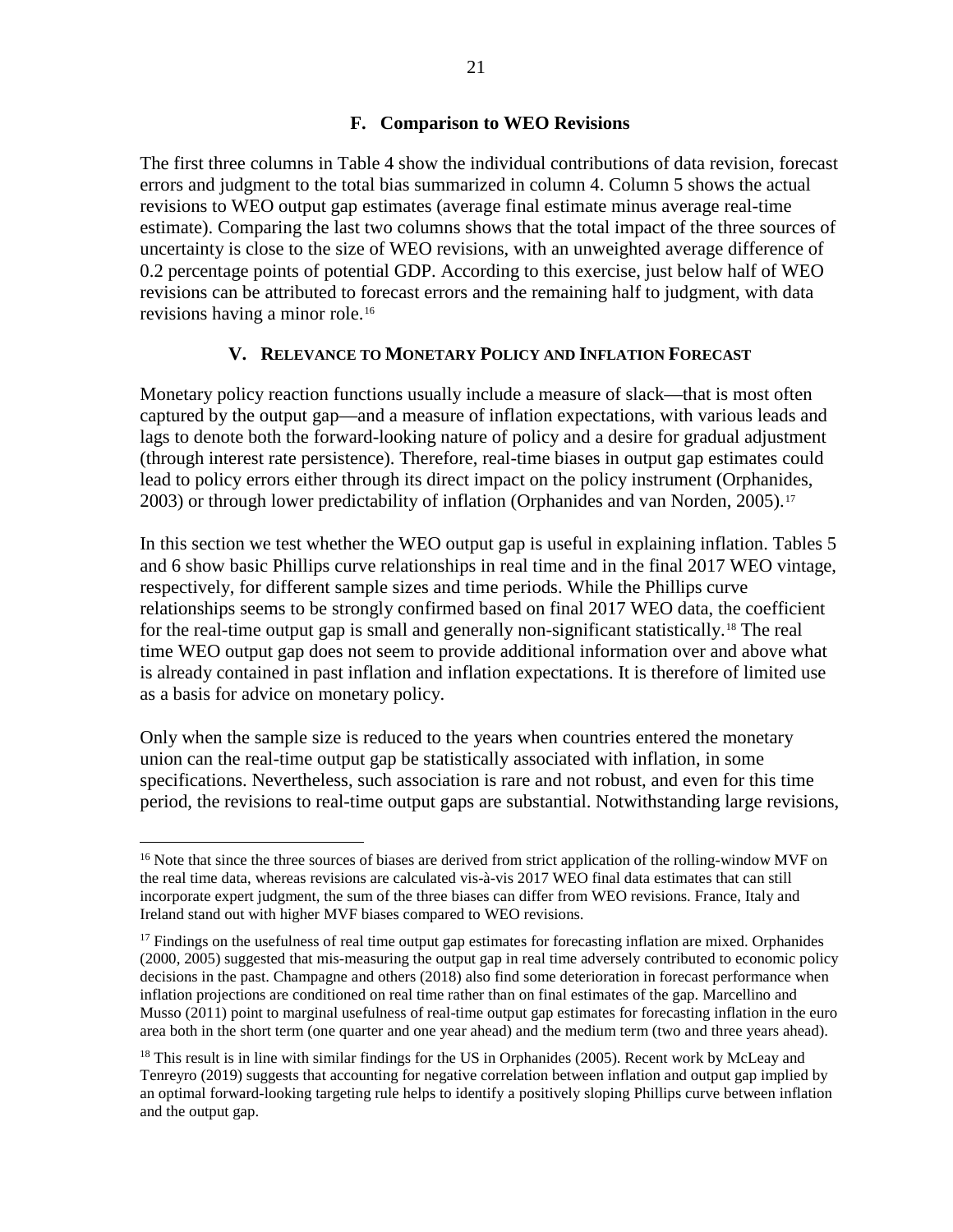### F. Comparison to WEO Revisions

The first three columns in Table 4 show the individual contributions of data revision, forecast errors and judgment to the total bias summarized in column 4. Column 5 shows the actual revisions to WEO output gap estimates (average final estimate minus average real-time estimate). Comparing the last two columns shows that the total impact of the three sources of uncertainty is close to the size of WEO revisions, with an unweighted average difference of 0.2 percentage points of potential GDP. According to this exercise, just below half of WEO revisions can be attributed to forecast errors and the remaining half to judgment, with data revisions having a minor role.[16]

## V. Relevance to Monetary Policy and Inflation Forecast

Monetary policy reaction functions usually include a measure of slack—that is most often captured by the output gap—and a measure of inflation expectations, with various leads and lags to denote both the forward-looking nature of policy and a desire for gradual adjustment (through interest rate persistence). Therefore, real-time biases in output gap estimates could lead to policy errors either through its direct impact on the policy instrument (Orphanides, 2003) or through lower predictability of inflation (Orphanides and van Norden, 2005).[17]

In this section we test whether the WEO output gap is useful in explaining inflation. Tables 5 and 6 show basic Phillips curve relationships in real time and in the final 2017 WEO vintage, respectively, for different sample sizes and time periods. While the Phillips curve relationships seems to be strongly confirmed based on final 2017 WEO data, the coefficient for the real-time output gap is small and generally non-significant statistically.[18] The real time WEO output gap does not seem to provide additional information over and above what is already contained in past inflation and inflation expectations. It is therefore of limited use as a basis for advice on monetary policy.

Only when the sample size is reduced to the years when countries entered the monetary union can the real-time output gap be statistically associated with inflation, in some specifications. Nevertheless, such association is rare and not robust, and even for this time period, the revisions to real-time output gaps are substantial. Notwithstanding large revisions,

---

[16] Note that since the three sources of biases are derived from strict application of the rolling-window MVF on the real time data, whereas revisions are calculated vis-à-vis 2017 WEO final data estimates that can still incorporate expert judgment, the sum of the three biases can differ from WEO revisions. France, Italy and Ireland stand out with higher MVF biases compared to WEO revisions.

[17] Findings on the usefulness of real time output gap estimates for forecasting inflation are mixed. Orphanides (2000, 2005) suggested that mis-measuring the output gap in real time adversely contributed to economic policy decisions in the past. Champagne and others (2018) also find some deterioration in forecast performance when inflation projections are conditioned on real time rather than on final estimates of the gap. Marcellino and Musso (2011) point to marginal usefulness of real-time output gap estimates for forecasting inflation in the euro area both in the short term (one quarter and one year ahead) and the medium term (two and three years ahead).

[18] This result is in line with similar findings for the US in Orphanides (2005). Recent work by McLeay and Tenreyro (2019) suggests that accounting for negative correlation between inflation and output gap implied by an optimal forward-looking targeting rule helps to identify a positively sloping Phillips curve between inflation and the output gap.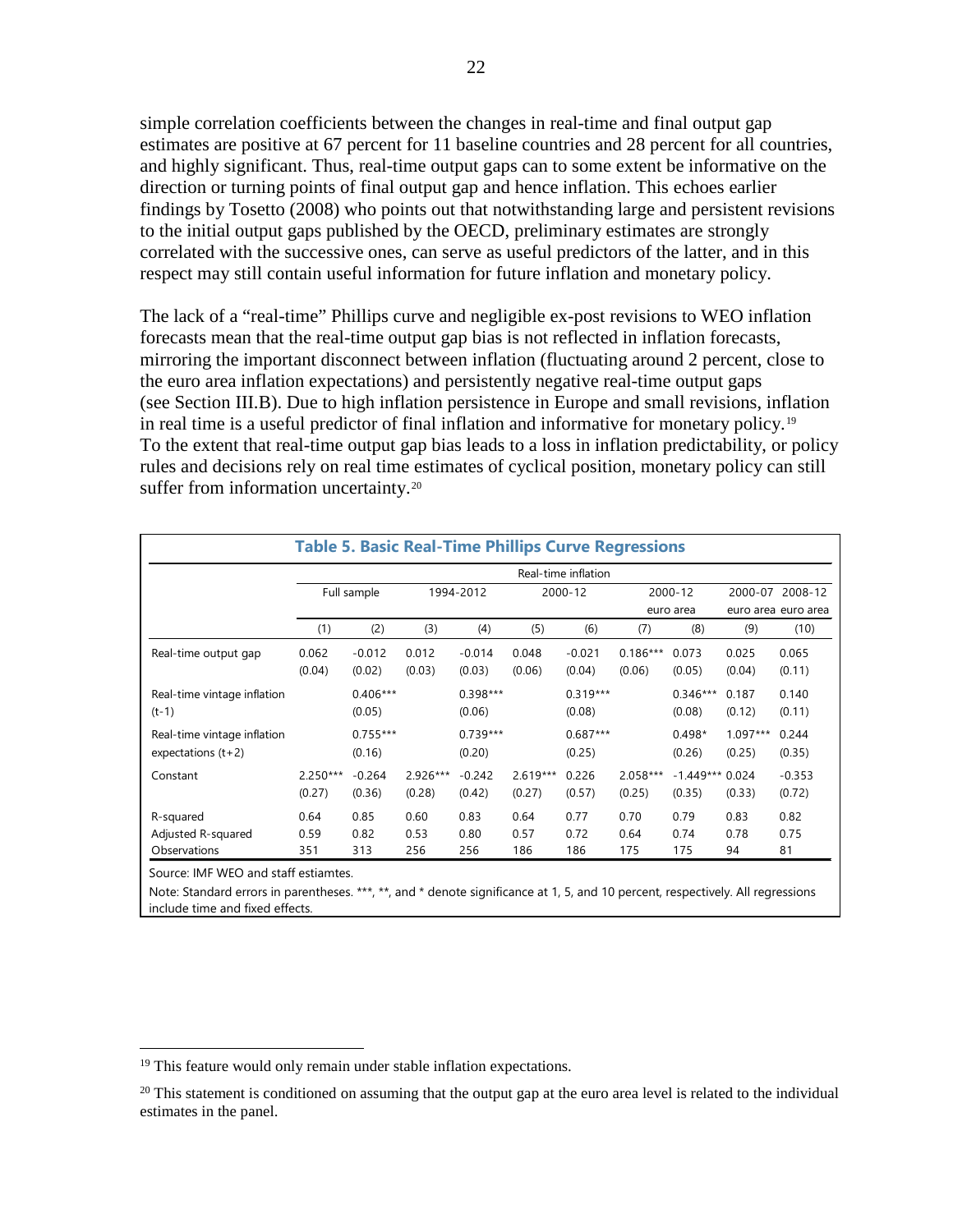simple correlation coefficients between the changes in real-time and final output gap estimates are positive at 67 percent for 11 baseline countries and 28 percent for all countries, and highly significant. Thus, real-time output gaps can to some extent be informative on the direction or turning points of final output gap and hence inflation. This echoes earlier findings by Tosetto (2008) who points out that notwithstanding large and persistent revisions to the initial output gaps published by the OECD, preliminary estimates are strongly correlated with the successive ones, can serve as useful predictors of the latter, and in this respect may still contain useful information for future inflation and monetary policy.

The lack of a "real-time" Phillips curve and negligible ex-post revisions to WEO inflation forecasts mean that the real-time output gap bias is not reflected in inflation forecasts, mirroring the important disconnect between inflation (fluctuating around 2 percent, close to the euro area inflation expectations) and persistently negative real-time output gaps (see Section III.B). Due to high inflation persistence in Europe and small revisions, inflation in real time is a useful predictor of final inflation and informative for monetary policy.[19] To the extent that real-time output gap bias leads to a loss in inflation predictability, or policy rules and decisions rely on real time estimates of cyclical position, monetary policy can still suffer from information uncertainty.[20]

**Table 5. Basic Real-Time Phillips Curve Regressions**

| | Real-time inflation | | | | | | | | | |
|---|---|---|---|---|---|---|---|---|---|---|
| | Full sample | | 1994-2012 | | 2000-12 | | 2000-12 euro area | | 2000-07 euro area | 2008-12 euro area |
| | (1) | (2) | (3) | (4) | (5) | (6) | (7) | (8) | (9) | (10) |
| Real-time output gap | 0.062 | -0.012 | 0.012 | -0.014 | 0.048 | -0.021 | 0.186*** | 0.073 | 0.025 | 0.065 |
| | (0.04) | (0.02) | (0.03) | (0.03) | (0.06) | (0.04) | (0.06) | (0.05) | (0.04) | (0.11) |
| Real-time vintage inflation (t-1) | | 0.406*** | | 0.398*** | | 0.319*** | | 0.346*** | 0.187 | 0.140 |
| | | (0.05) | | (0.06) | | (0.08) | | (0.08) | (0.12) | (0.11) |
| Real-time vintage inflation expectations (t+2) | | 0.755*** | | 0.739*** | | 0.687*** | | 0.498* | 1.097*** | 0.244 |
| | | (0.16) | | (0.20) | | (0.25) | | (0.26) | (0.25) | (0.35) |
| Constant | 2.250*** | -0.264 | 2.926*** | -0.242 | 2.619*** | 0.226 | 2.058*** | -1.449*** | 0.024 | -0.353 |
| | (0.27) | (0.36) | (0.28) | (0.42) | (0.27) | (0.57) | (0.25) | (0.35) | (0.33) | (0.72) |
| R-squared | 0.64 | 0.85 | 0.60 | 0.83 | 0.64 | 0.77 | 0.70 | 0.79 | 0.83 | 0.82 |
| Adjusted R-squared | 0.59 | 0.82 | 0.53 | 0.80 | 0.57 | 0.72 | 0.64 | 0.74 | 0.78 | 0.75 |
| Observations | 351 | 313 | 256 | 256 | 186 | 186 | 175 | 175 | 94 | 81 |

Source: IMF WEO and staff estiamtes.

Note: Standard errors in parentheses. ***, **, and * denote significance at 1, 5, and 10 percent, respectively. All regressions include time and fixed effects.

[19] This feature would only remain under stable inflation expectations.

[20] This statement is conditioned on assuming that the output gap at the euro area level is related to the individual estimates in the panel.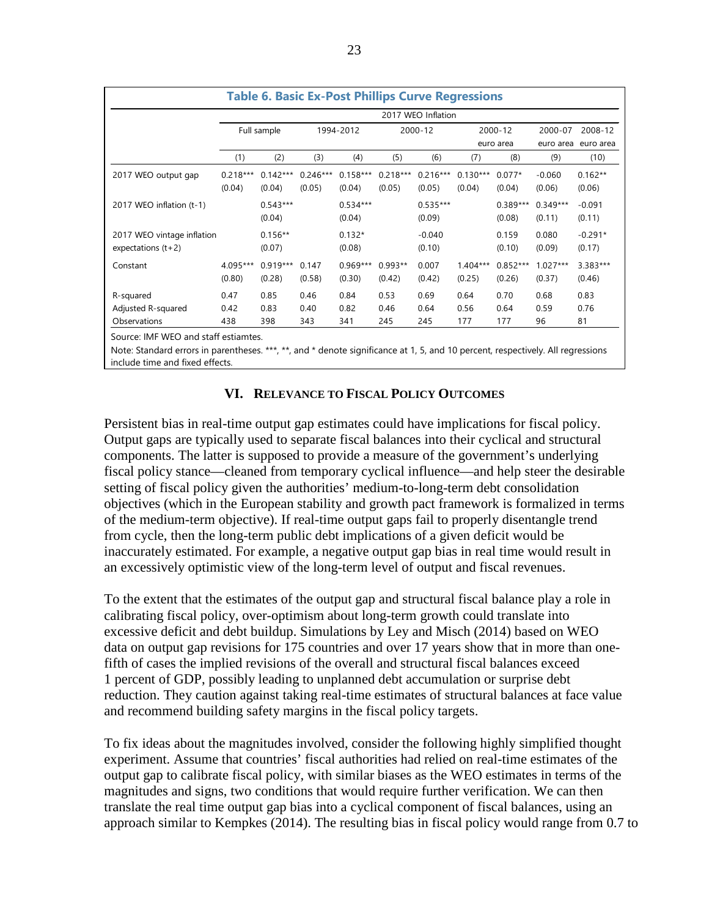**Table 6. Basic Ex-Post Phillips Curve Regressions**

| | 2017 WEO Inflation | | | | | | | | | |
|---|---|---|---|---|---|---|---|---|---|---|
| | Full sample | | 1994-2012 | | 2000-12 | | 2000-12 euro area | | 2000-07 euro area | 2008-12 euro area |
| | (1) | (2) | (3) | (4) | (5) | (6) | (7) | (8) | (9) | (10) |
| 2017 WEO output gap | 0.218*** | 0.142*** | 0.246*** | 0.158*** | 0.218*** | 0.216*** | 0.130*** | 0.077* | -0.060 | 0.162** |
| | (0.04) | (0.04) | (0.05) | (0.04) | (0.05) | (0.05) | (0.04) | (0.04) | (0.06) | (0.06) |
| 2017 WEO inflation (t-1) | | 0.543*** | | 0.534*** | | 0.535*** | | 0.389*** | 0.349*** | -0.091 |
| | | (0.04) | | (0.04) | | (0.09) | | (0.08) | (0.11) | (0.11) |
| 2017 WEO vintage inflation expectations (t+2) | | 0.156** | | 0.132* | | -0.040 | | 0.159 | 0.080 | -0.291* |
| | | (0.07) | | (0.08) | | (0.10) | | (0.10) | (0.09) | (0.17) |
| Constant | 4.095*** | 0.919*** | 0.147 | 0.969*** | 0.993** | 0.007 | 1.404*** | 0.852*** | 1.027*** | 3.383*** |
| | (0.80) | (0.28) | (0.58) | (0.30) | (0.42) | (0.42) | (0.25) | (0.26) | (0.37) | (0.46) |
| R-squared | 0.47 | 0.85 | 0.46 | 0.84 | 0.53 | 0.69 | 0.64 | 0.70 | 0.68 | 0.83 |
| Adjusted R-squared | 0.42 | 0.83 | 0.40 | 0.82 | 0.46 | 0.64 | 0.56 | 0.64 | 0.59 | 0.76 |
| Observations | 438 | 398 | 343 | 341 | 245 | 245 | 177 | 177 | 96 | 81 |

Source: IMF WEO and staff estiamtes.

Note: Standard errors in parentheses. ***, **, and * denote significance at 1, 5, and 10 percent, respectively. All regressions include time and fixed effects.

## VI. Relevance to Fiscal Policy Outcomes

Persistent bias in real-time output gap estimates could have implications for fiscal policy. Output gaps are typically used to separate fiscal balances into their cyclical and structural components. The latter is supposed to provide a measure of the government's underlying fiscal policy stance—cleaned from temporary cyclical influence—and help steer the desirable setting of fiscal policy given the authorities' medium-to-long-term debt consolidation objectives (which in the European stability and growth pact framework is formalized in terms of the medium-term objective). If real-time output gaps fail to properly disentangle trend from cycle, then the long-term public debt implications of a given deficit would be inaccurately estimated. For example, a negative output gap bias in real time would result in an excessively optimistic view of the long-term level of output and fiscal revenues.

To the extent that the estimates of the output gap and structural fiscal balance play a role in calibrating fiscal policy, over-optimism about long-term growth could translate into excessive deficit and debt buildup. Simulations by Ley and Misch (2014) based on WEO data on output gap revisions for 175 countries and over 17 years show that in more than one-fifth of cases the implied revisions of the overall and structural fiscal balances exceed 1 percent of GDP, possibly leading to unplanned debt accumulation or surprise debt reduction. They caution against taking real-time estimates of structural balances at face value and recommend building safety margins in the fiscal policy targets.

To fix ideas about the magnitudes involved, consider the following highly simplified thought experiment. Assume that countries' fiscal authorities had relied on real-time estimates of the output gap to calibrate fiscal policy, with similar biases as the WEO estimates in terms of the magnitudes and signs, two conditions that would require further verification. We can then translate the real time output gap bias into a cyclical component of fiscal balances, using an approach similar to Kempkes (2014). The resulting bias in fiscal policy would range from 0.7 to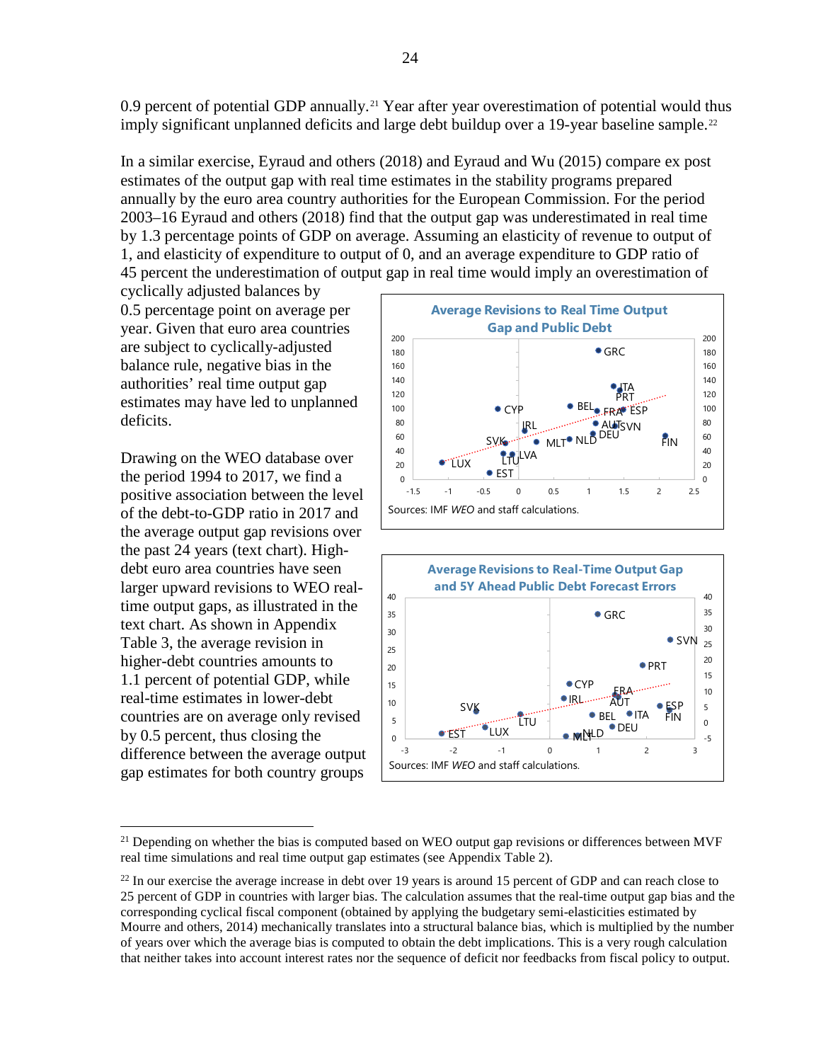0.9 percent of potential GDP annually.[21] Year after year overestimation of potential would thus imply significant unplanned deficits and large debt buildup over a 19-year baseline sample.[22]

In a similar exercise, Eyraud and others (2018) and Eyraud and Wu (2015) compare ex post estimates of the output gap with real time estimates in the stability programs prepared annually by the euro area country authorities for the European Commission. For the period 2003–16 Eyraud and others (2018) find that the output gap was underestimated in real time by 1.3 percentage points of GDP on average. Assuming an elasticity of revenue to output of 1, and elasticity of expenditure to output of 0, and an average expenditure to GDP ratio of 45 percent the underestimation of output gap in real time would imply an overestimation of cyclically adjusted balances by 0.5 percentage point on average per year. Given that euro area countries are subject to cyclically-adjusted balance rule, negative bias in the authorities' real time output gap estimates may have led to unplanned deficits.

Drawing on the WEO database over the period 1994 to 2017, we find a positive association between the level of the debt-to-GDP ratio in 2017 and the average output gap revisions over the past 24 years (text chart). High-debt euro area countries have seen larger upward revisions to WEO real-time output gaps, as illustrated in the text chart. As shown in Appendix Table 3, the average revision in higher-debt countries amounts to 1.1 percent of potential GDP, while real-time estimates in lower-debt countries are on average only revised by 0.5 percent, thus closing the difference between the average output gap estimates for both country groups

**Average Revisions to Real Time Output Gap and Public Debt**

Sources: IMF *WEO* and staff calculations.

**Average Revisions to Real-Time Output Gap and 5Y Ahead Public Debt Forecast Errors**

Sources: IMF *WEO* and staff calculations.

---

[21] Depending on whether the bias is computed based on WEO output gap revisions or differences between MVF real time simulations and real time output gap estimates (see Appendix Table 2).

[22] In our exercise the average increase in debt over 19 years is around 15 percent of GDP and can reach close to 25 percent of GDP in countries with larger bias. The calculation assumes that the real-time output gap bias and the corresponding cyclical fiscal component (obtained by applying the budgetary semi-elasticities estimated by Mourre and others, 2014) mechanically translates into a structural balance bias, which is multiplied by the number of years over which the average bias is computed to obtain the debt implications. This is a very rough calculation that neither takes into account interest rates nor the sequence of deficit nor feedbacks from fiscal policy to output.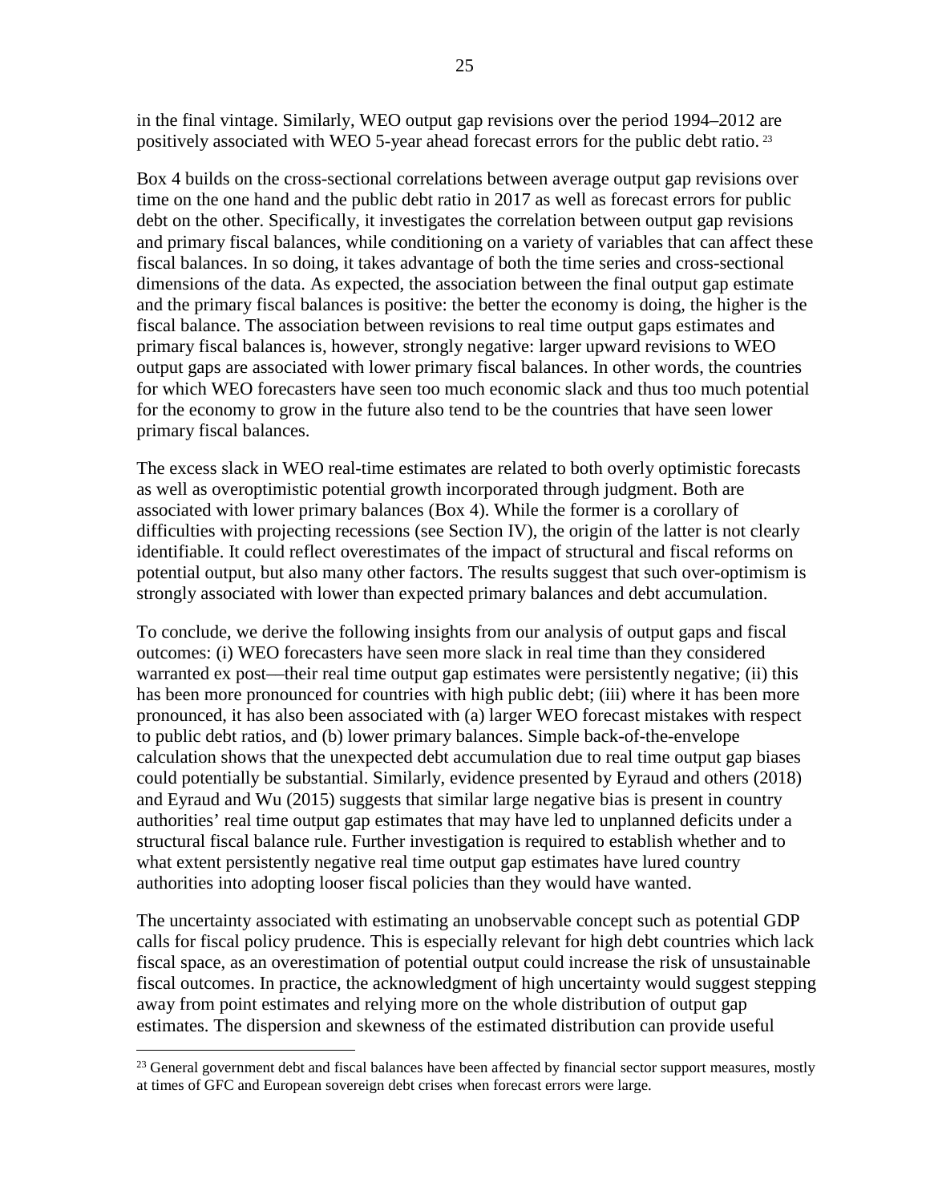in the final vintage. Similarly, WEO output gap revisions over the period 1994–2012 are positively associated with WEO 5-year ahead forecast errors for the public debt ratio.[23]

Box 4 builds on the cross-sectional correlations between average output gap revisions over time on the one hand and the public debt ratio in 2017 as well as forecast errors for public debt on the other. Specifically, it investigates the correlation between output gap revisions and primary fiscal balances, while conditioning on a variety of variables that can affect these fiscal balances. In so doing, it takes advantage of both the time series and cross-sectional dimensions of the data. As expected, the association between the final output gap estimate and the primary fiscal balances is positive: the better the economy is doing, the higher is the fiscal balance. The association between revisions to real time output gaps estimates and primary fiscal balances is, however, strongly negative: larger upward revisions to WEO output gaps are associated with lower primary fiscal balances. In other words, the countries for which WEO forecasters have seen too much economic slack and thus too much potential for the economy to grow in the future also tend to be the countries that have seen lower primary fiscal balances.

The excess slack in WEO real-time estimates are related to both overly optimistic forecasts as well as overoptimistic potential growth incorporated through judgment. Both are associated with lower primary balances (Box 4). While the former is a corollary of difficulties with projecting recessions (see Section IV), the origin of the latter is not clearly identifiable. It could reflect overestimates of the impact of structural and fiscal reforms on potential output, but also many other factors. The results suggest that such over-optimism is strongly associated with lower than expected primary balances and debt accumulation.

To conclude, we derive the following insights from our analysis of output gaps and fiscal outcomes: (i) WEO forecasters have seen more slack in real time than they considered warranted ex post—their real time output gap estimates were persistently negative; (ii) this has been more pronounced for countries with high public debt; (iii) where it has been more pronounced, it has also been associated with (a) larger WEO forecast mistakes with respect to public debt ratios, and (b) lower primary balances. Simple back-of-the-envelope calculation shows that the unexpected debt accumulation due to real time output gap biases could potentially be substantial. Similarly, evidence presented by Eyraud and others (2018) and Eyraud and Wu (2015) suggests that similar large negative bias is present in country authorities' real time output gap estimates that may have led to unplanned deficits under a structural fiscal balance rule. Further investigation is required to establish whether and to what extent persistently negative real time output gap estimates have lured country authorities into adopting looser fiscal policies than they would have wanted.

The uncertainty associated with estimating an unobservable concept such as potential GDP calls for fiscal policy prudence. This is especially relevant for high debt countries which lack fiscal space, as an overestimation of potential output could increase the risk of unsustainable fiscal outcomes. In practice, the acknowledgment of high uncertainty would suggest stepping away from point estimates and relying more on the whole distribution of output gap estimates. The dispersion and skewness of the estimated distribution can provide useful

[23] General government debt and fiscal balances have been affected by financial sector support measures, mostly at times of GFC and European sovereign debt crises when forecast errors were large.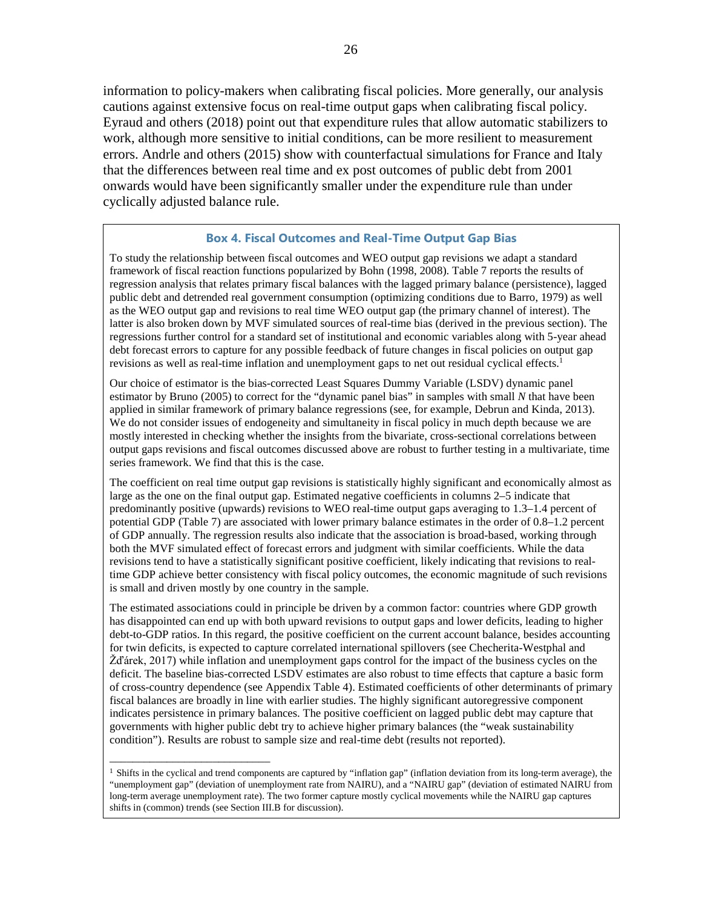information to policy-makers when calibrating fiscal policies. More generally, our analysis cautions against extensive focus on real-time output gaps when calibrating fiscal policy. Eyraud and others (2018) point out that expenditure rules that allow automatic stabilizers to work, although more sensitive to initial conditions, can be more resilient to measurement errors. Andrle and others (2015) show with counterfactual simulations for France and Italy that the differences between real time and ex post outcomes of public debt from 2001 onwards would have been significantly smaller under the expenditure rule than under cyclically adjusted balance rule.

### Box 4. Fiscal Outcomes and Real-Time Output Gap Bias

To study the relationship between fiscal outcomes and WEO output gap revisions we adapt a standard framework of fiscal reaction functions popularized by Bohn (1998, 2008). Table 7 reports the results of regression analysis that relates primary fiscal balances with the lagged primary balance (persistence), lagged public debt and detrended real government consumption (optimizing conditions due to Barro, 1979) as well as the WEO output gap and revisions to real time WEO output gap (the primary channel of interest). The latter is also broken down by MVF simulated sources of real-time bias (derived in the previous section). The regressions further control for a standard set of institutional and economic variables along with 5-year ahead debt forecast errors to capture for any possible feedback of future changes in fiscal policies on output gap revisions as well as real-time inflation and unemployment gaps to net out residual cyclical effects.[1]

Our choice of estimator is the bias-corrected Least Squares Dummy Variable (LSDV) dynamic panel estimator by Bruno (2005) to correct for the "dynamic panel bias" in samples with small *N* that have been applied in similar framework of primary balance regressions (see, for example, Debrun and Kinda, 2013). We do not consider issues of endogeneity and simultaneity in fiscal policy in much depth because we are mostly interested in checking whether the insights from the bivariate, cross-sectional correlations between output gaps revisions and fiscal outcomes discussed above are robust to further testing in a multivariate, time series framework. We find that this is the case.

The coefficient on real time output gap revisions is statistically highly significant and economically almost as large as the one on the final output gap. Estimated negative coefficients in columns 2–5 indicate that predominantly positive (upwards) revisions to WEO real-time output gaps averaging to 1.3–1.4 percent of potential GDP (Table 7) are associated with lower primary balance estimates in the order of 0.8–1.2 percent of GDP annually. The regression results also indicate that the association is broad-based, working through both the MVF simulated effect of forecast errors and judgment with similar coefficients. While the data revisions tend to have a statistically significant positive coefficient, likely indicating that revisions to real-time GDP achieve better consistency with fiscal policy outcomes, the economic magnitude of such revisions is small and driven mostly by one country in the sample.

The estimated associations could in principle be driven by a common factor: countries where GDP growth has disappointed can end up with both upward revisions to output gaps and lower deficits, leading to higher debt-to-GDP ratios. In this regard, the positive coefficient on the current account balance, besides accounting for twin deficits, is expected to capture correlated international spillovers (see Checherita-Westphal and Žďárek, 2017) while inflation and unemployment gaps control for the impact of the business cycles on the deficit. The baseline bias-corrected LSDV estimates are also robust to time effects that capture a basic form of cross-country dependence (see Appendix Table 4). Estimated coefficients of other determinants of primary fiscal balances are broadly in line with earlier studies. The highly significant autoregressive component indicates persistence in primary balances. The positive coefficient on lagged public debt may capture that governments with higher public debt try to achieve higher primary balances (the "weak sustainability condition"). Results are robust to sample size and real-time debt (results not reported).

---

[1] Shifts in the cyclical and trend components are captured by "inflation gap" (inflation deviation from its long-term average), the "unemployment gap" (deviation of unemployment rate from NAIRU), and a "NAIRU gap" (deviation of estimated NAIRU from long-term average unemployment rate). The two former capture mostly cyclical movements while the NAIRU gap captures shifts in (common) trends (see Section III.B for discussion).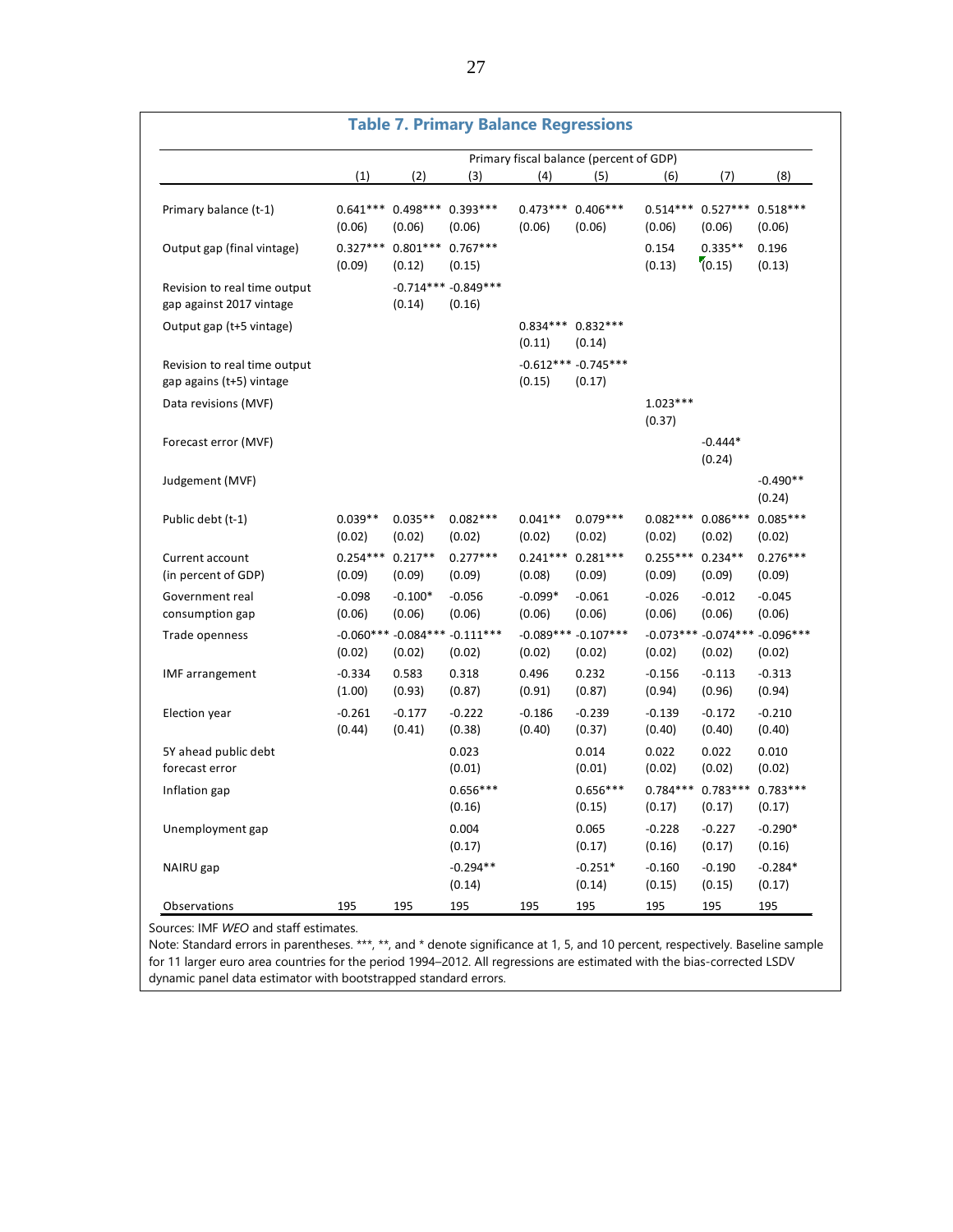## Table 7. Primary Balance Regressions

| | Primary fiscal balance (percent of GDP) | | | | | | | |
|---|---|---|---|---|---|---|---|---|
| | (1) | (2) | (3) | (4) | (5) | (6) | (7) | (8) |
| Primary balance (t-1) | 0.641*** | 0.498*** | 0.393*** | 0.473*** | 0.406*** | 0.514*** | 0.527*** | 0.518*** |
| | (0.06) | (0.06) | (0.06) | (0.06) | (0.06) | (0.06) | (0.06) | (0.06) |
| Output gap (final vintage) | 0.327*** | 0.801*** | 0.767*** | | | 0.154 | 0.335** | 0.196 |
| | (0.09) | (0.12) | (0.15) | | | (0.13) | (0.15) | (0.13) |
| Revision to real time output gap against 2017 vintage | | -0.714*** | -0.849*** | | | | | |
| | | (0.14) | (0.16) | | | | | |
| Output gap (t+5 vintage) | | | | 0.834*** | 0.832*** | | | |
| | | | | (0.11) | (0.14) | | | |
| Revision to real time output gap agains (t+5) vintage | | | | -0.612*** | -0.745*** | | | |
| | | | | (0.15) | (0.17) | | | |
| Data revisions (MVF) | | | | | | 1.023*** | | |
| | | | | | | (0.37) | | |
| Forecast error (MVF) | | | | | | | -0.444* | |
| | | | | | | | (0.24) | |
| Judgement (MVF) | | | | | | | | -0.490** |
| | | | | | | | | (0.24) |
| Public debt (t-1) | 0.039** | 0.035** | 0.082*** | 0.041** | 0.079*** | 0.082*** | 0.086*** | 0.085*** |
| | (0.02) | (0.02) | (0.02) | (0.02) | (0.02) | (0.02) | (0.02) | (0.02) |
| Current account (in percent of GDP) | 0.254*** | 0.217** | 0.277*** | 0.241*** | 0.281*** | 0.255*** | 0.234** | 0.276*** |
| | (0.09) | (0.09) | (0.09) | (0.08) | (0.09) | (0.09) | (0.09) | (0.09) |
| Government real consumption gap | -0.098 | -0.100* | -0.056 | -0.099* | -0.061 | -0.026 | -0.012 | -0.045 |
| | (0.06) | (0.06) | (0.06) | (0.06) | (0.06) | (0.06) | (0.06) | (0.06) |
| Trade openness | -0.060*** | -0.084*** | -0.111*** | -0.089*** | -0.107*** | -0.073*** | -0.074*** | -0.096*** |
| | (0.02) | (0.02) | (0.02) | (0.02) | (0.02) | (0.02) | (0.02) | (0.02) |
| IMF arrangement | -0.334 | 0.583 | 0.318 | 0.496 | 0.232 | -0.156 | -0.113 | -0.313 |
| | (1.00) | (0.93) | (0.87) | (0.91) | (0.87) | (0.94) | (0.96) | (0.94) |
| Election year | -0.261 | -0.177 | -0.222 | -0.186 | -0.239 | -0.139 | -0.172 | -0.210 |
| | (0.44) | (0.41) | (0.38) | (0.40) | (0.37) | (0.40) | (0.40) | (0.40) |
| 5Y ahead public debt forecast error | | | 0.023 | | 0.014 | 0.022 | 0.022 | 0.010 |
| | | | (0.01) | | (0.01) | (0.02) | (0.02) | (0.02) |
| Inflation gap | | | 0.656*** | | 0.656*** | 0.784*** | 0.783*** | 0.783*** |
| | | | (0.16) | | (0.15) | (0.17) | (0.17) | (0.17) |
| Unemployment gap | | | 0.004 | | 0.065 | -0.228 | -0.227 | -0.290* |
| | | | (0.17) | | (0.17) | (0.16) | (0.17) | (0.16) |
| NAIRU gap | | | -0.294** | | -0.251* | -0.160 | -0.190 | -0.284* |
| | | | (0.14) | | (0.14) | (0.15) | (0.15) | (0.17) |
| Observations | 195 | 195 | 195 | 195 | 195 | 195 | 195 | 195 |

Sources: IMF *WEO* and staff estimates.

Note: Standard errors in parentheses. ***, **, and * denote significance at 1, 5, and 10 percent, respectively. Baseline sample for 11 larger euro area countries for the period 1994–2012. All regressions are estimated with the bias-corrected LSDV dynamic panel data estimator with bootstrapped standard errors.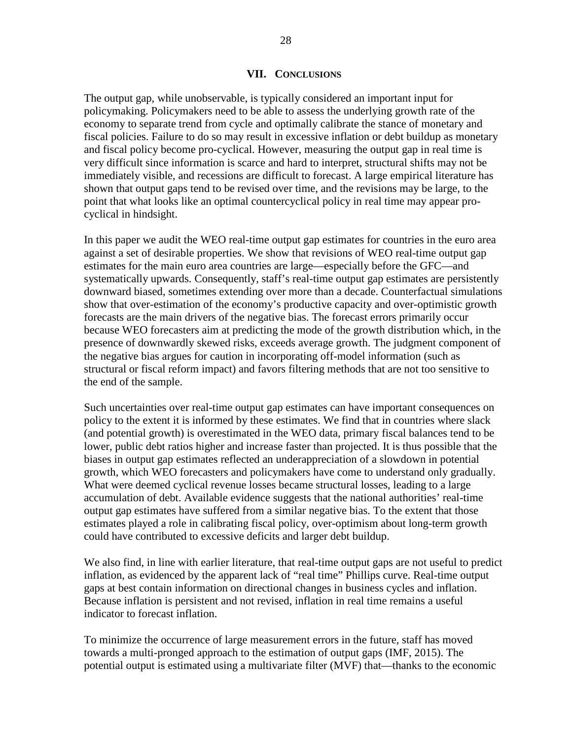## VII. Conclusions

The output gap, while unobservable, is typically considered an important input for policymaking. Policymakers need to be able to assess the underlying growth rate of the economy to separate trend from cycle and optimally calibrate the stance of monetary and fiscal policies. Failure to do so may result in excessive inflation or debt buildup as monetary and fiscal policy become pro-cyclical. However, measuring the output gap in real time is very difficult since information is scarce and hard to interpret, structural shifts may not be immediately visible, and recessions are difficult to forecast. A large empirical literature has shown that output gaps tend to be revised over time, and the revisions may be large, to the point that what looks like an optimal countercyclical policy in real time may appear pro-cyclical in hindsight.

In this paper we audit the WEO real-time output gap estimates for countries in the euro area against a set of desirable properties. We show that revisions of WEO real-time output gap estimates for the main euro area countries are large—especially before the GFC—and systematically upwards. Consequently, staff's real-time output gap estimates are persistently downward biased, sometimes extending over more than a decade. Counterfactual simulations show that over-estimation of the economy's productive capacity and over-optimistic growth forecasts are the main drivers of the negative bias. The forecast errors primarily occur because WEO forecasters aim at predicting the mode of the growth distribution which, in the presence of downwardly skewed risks, exceeds average growth. The judgment component of the negative bias argues for caution in incorporating off-model information (such as structural or fiscal reform impact) and favors filtering methods that are not too sensitive to the end of the sample.

Such uncertainties over real-time output gap estimates can have important consequences on policy to the extent it is informed by these estimates. We find that in countries where slack (and potential growth) is overestimated in the WEO data, primary fiscal balances tend to be lower, public debt ratios higher and increase faster than projected. It is thus possible that the biases in output gap estimates reflected an underappreciation of a slowdown in potential growth, which WEO forecasters and policymakers have come to understand only gradually. What were deemed cyclical revenue losses became structural losses, leading to a large accumulation of debt. Available evidence suggests that the national authorities' real-time output gap estimates have suffered from a similar negative bias. To the extent that those estimates played a role in calibrating fiscal policy, over-optimism about long-term growth could have contributed to excessive deficits and larger debt buildup.

We also find, in line with earlier literature, that real-time output gaps are not useful to predict inflation, as evidenced by the apparent lack of "real time" Phillips curve. Real-time output gaps at best contain information on directional changes in business cycles and inflation. Because inflation is persistent and not revised, inflation in real time remains a useful indicator to forecast inflation.

To minimize the occurrence of large measurement errors in the future, staff has moved towards a multi-pronged approach to the estimation of output gaps (IMF, 2015). The potential output is estimated using a multivariate filter (MVF) that—thanks to the economic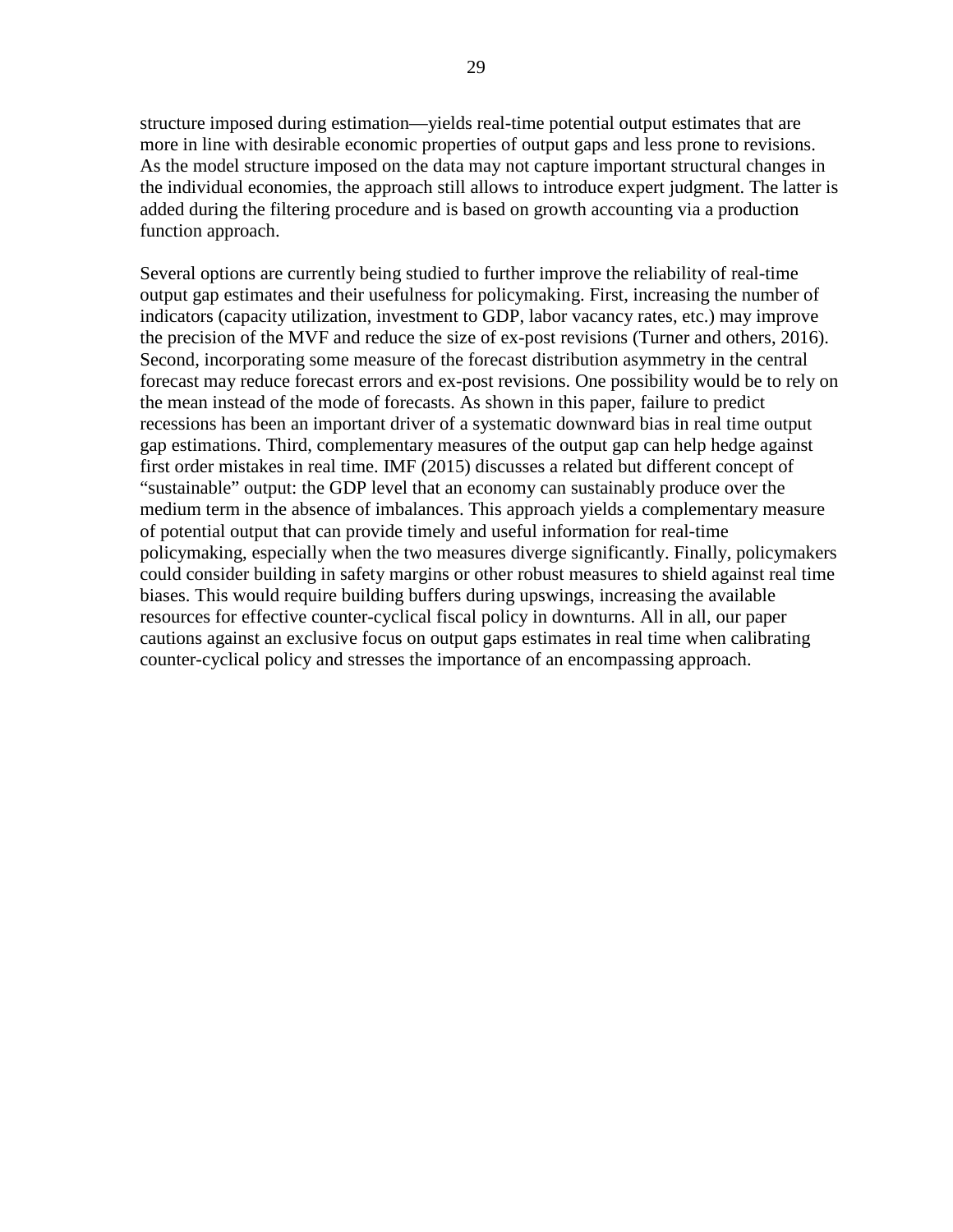structure imposed during estimation—yields real-time potential output estimates that are more in line with desirable economic properties of output gaps and less prone to revisions. As the model structure imposed on the data may not capture important structural changes in the individual economies, the approach still allows to introduce expert judgment. The latter is added during the filtering procedure and is based on growth accounting via a production function approach.

Several options are currently being studied to further improve the reliability of real-time output gap estimates and their usefulness for policymaking. First, increasing the number of indicators (capacity utilization, investment to GDP, labor vacancy rates, etc.) may improve the precision of the MVF and reduce the size of ex-post revisions (Turner and others, 2016). Second, incorporating some measure of the forecast distribution asymmetry in the central forecast may reduce forecast errors and ex-post revisions. One possibility would be to rely on the mean instead of the mode of forecasts. As shown in this paper, failure to predict recessions has been an important driver of a systematic downward bias in real time output gap estimations. Third, complementary measures of the output gap can help hedge against first order mistakes in real time. IMF (2015) discusses a related but different concept of "sustainable" output: the GDP level that an economy can sustainably produce over the medium term in the absence of imbalances. This approach yields a complementary measure of potential output that can provide timely and useful information for real-time policymaking, especially when the two measures diverge significantly. Finally, policymakers could consider building in safety margins or other robust measures to shield against real time biases. This would require building buffers during upswings, increasing the available resources for effective counter-cyclical fiscal policy in downturns. All in all, our paper cautions against an exclusive focus on output gaps estimates in real time when calibrating counter-cyclical policy and stresses the importance of an encompassing approach.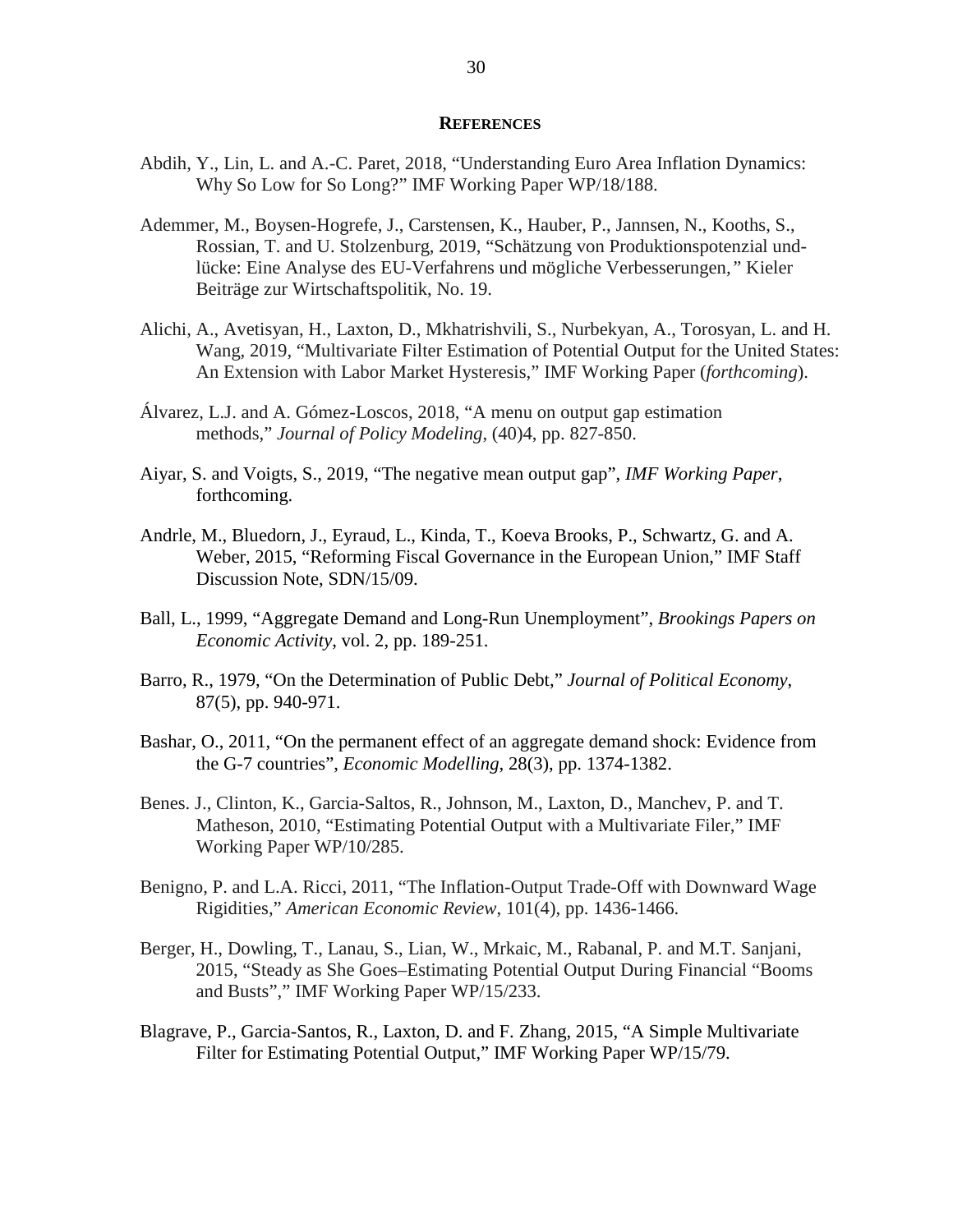## REFERENCES

Abdih, Y., Lin, L. and A.-C. Paret, 2018, "Understanding Euro Area Inflation Dynamics: Why So Low for So Long?" IMF Working Paper WP/18/188.

Ademmer, M., Boysen-Hogrefe, J., Carstensen, K., Hauber, P., Jannsen, N., Kooths, S., Rossian, T. and U. Stolzenburg, 2019, "Schätzung von Produktionspotenzial und-lücke: Eine Analyse des EU-Verfahrens und mögliche Verbesserungen," Kieler Beiträge zur Wirtschaftspolitik, No. 19.

Alichi, A., Avetisyan, H., Laxton, D., Mkhatrishvili, S., Nurbekyan, A., Torosyan, L. and H. Wang, 2019, "Multivariate Filter Estimation of Potential Output for the United States: An Extension with Labor Market Hysteresis," IMF Working Paper (*forthcoming*).

Álvarez, L.J. and A. Gómez-Loscos, 2018, "A menu on output gap estimation methods," *Journal of Policy Modeling*, (40)4, pp. 827-850.

Aiyar, S. and Voigts, S., 2019, "The negative mean output gap", *IMF Working Paper*, forthcoming.

Andrle, M., Bluedorn, J., Eyraud, L., Kinda, T., Koeva Brooks, P., Schwartz, G. and A. Weber, 2015, "Reforming Fiscal Governance in the European Union," IMF Staff Discussion Note, SDN/15/09.

Ball, L., 1999, "Aggregate Demand and Long-Run Unemployment", *Brookings Papers on Economic Activity*, vol. 2, pp. 189-251.

Barro, R., 1979, "On the Determination of Public Debt," *Journal of Political Economy*, 87(5), pp. 940-971.

Bashar, O., 2011, "On the permanent effect of an aggregate demand shock: Evidence from the G-7 countries", *Economic Modelling*, 28(3), pp. 1374-1382.

Benes. J., Clinton, K., Garcia-Saltos, R., Johnson, M., Laxton, D., Manchev, P. and T. Matheson, 2010, "Estimating Potential Output with a Multivariate Filer," IMF Working Paper WP/10/285.

Benigno, P. and L.A. Ricci, 2011, "The Inflation-Output Trade-Off with Downward Wage Rigidities," *American Economic Review*, 101(4), pp. 1436-1466.

Berger, H., Dowling, T., Lanau, S., Lian, W., Mrkaic, M., Rabanal, P. and M.T. Sanjani, 2015, "Steady as She Goes–Estimating Potential Output During Financial "Booms and Busts"," IMF Working Paper WP/15/233.

Blagrave, P., Garcia-Santos, R., Laxton, D. and F. Zhang, 2015, "A Simple Multivariate Filter for Estimating Potential Output," IMF Working Paper WP/15/79.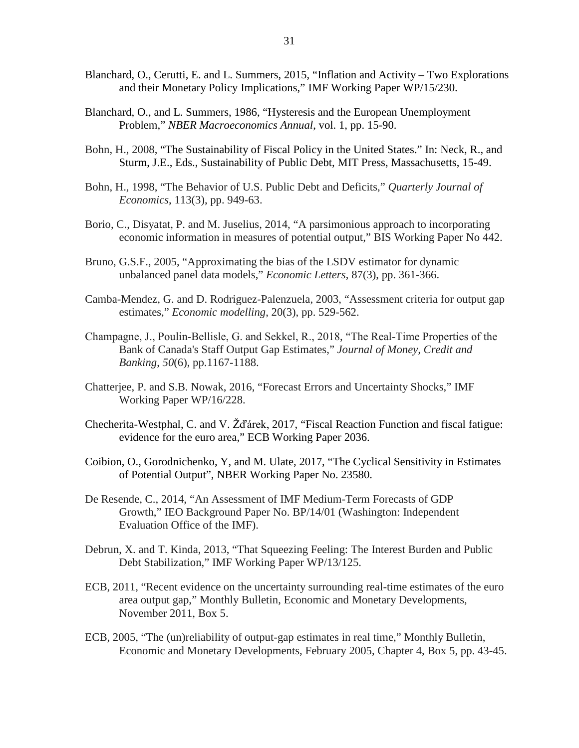Blanchard, O., Cerutti, E. and L. Summers, 2015, "Inflation and Activity – Two Explorations and their Monetary Policy Implications," IMF Working Paper WP/15/230.

Blanchard, O., and L. Summers, 1986, "Hysteresis and the European Unemployment Problem," *NBER Macroeconomics Annual*, vol. 1, pp. 15-90.

Bohn, H., 2008, "The Sustainability of Fiscal Policy in the United States." In: Neck, R., and Sturm, J.E., Eds., Sustainability of Public Debt, MIT Press, Massachusetts, 15-49.

Bohn, H., 1998, "The Behavior of U.S. Public Debt and Deficits," *Quarterly Journal of Economics*, 113(3), pp. 949-63.

Borio, C., Disyatat, P. and M. Juselius, 2014, "A parsimonious approach to incorporating economic information in measures of potential output," BIS Working Paper No 442.

Bruno, G.S.F., 2005, "Approximating the bias of the LSDV estimator for dynamic unbalanced panel data models," *Economic Letters*, 87(3), pp. 361-366.

Camba-Mendez, G. and D. Rodriguez-Palenzuela, 2003, "Assessment criteria for output gap estimates," *Economic modelling*, 20(3), pp. 529-562.

Champagne, J., Poulin-Bellisle, G. and Sekkel, R., 2018, "The Real-Time Properties of the Bank of Canada's Staff Output Gap Estimates," *Journal of Money, Credit and Banking*, *50*(6), pp.1167-1188.

Chatterjee, P. and S.B. Nowak, 2016, "Forecast Errors and Uncertainty Shocks," IMF Working Paper WP/16/228.

Checherita-Westphal, C. and V. Žďárek, 2017, "Fiscal Reaction Function and fiscal fatigue: evidence for the euro area," ECB Working Paper 2036.

Coibion, O., Gorodnichenko, Y, and M. Ulate, 2017, "The Cyclical Sensitivity in Estimates of Potential Output", NBER Working Paper No. 23580.

De Resende, C., 2014, "An Assessment of IMF Medium-Term Forecasts of GDP Growth," IEO Background Paper No. BP/14/01 (Washington: Independent Evaluation Office of the IMF).

Debrun, X. and T. Kinda, 2013, "That Squeezing Feeling: The Interest Burden and Public Debt Stabilization," IMF Working Paper WP/13/125.

ECB, 2011, "Recent evidence on the uncertainty surrounding real-time estimates of the euro area output gap," Monthly Bulletin, Economic and Monetary Developments, November 2011, Box 5.

ECB, 2005, "The (un)reliability of output-gap estimates in real time," Monthly Bulletin, Economic and Monetary Developments, February 2005, Chapter 4, Box 5, pp. 43-45.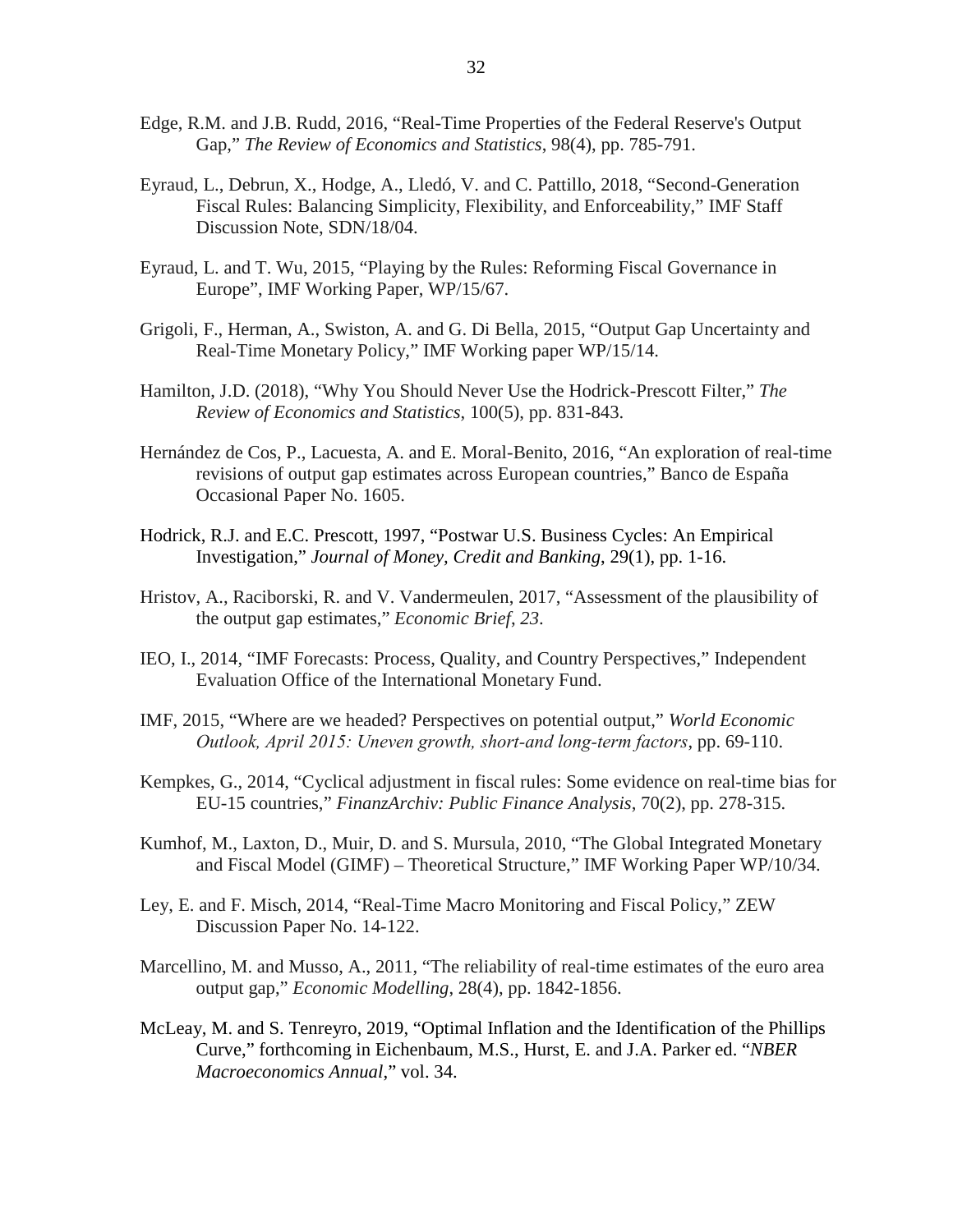Edge, R.M. and J.B. Rudd, 2016, "Real-Time Properties of the Federal Reserve's Output Gap," *The Review of Economics and Statistics*, 98(4), pp. 785-791.

Eyraud, L., Debrun, X., Hodge, A., Lledó, V. and C. Pattillo, 2018, "Second-Generation Fiscal Rules: Balancing Simplicity, Flexibility, and Enforceability," IMF Staff Discussion Note, SDN/18/04.

Eyraud, L. and T. Wu, 2015, "Playing by the Rules: Reforming Fiscal Governance in Europe", IMF Working Paper, WP/15/67.

Grigoli, F., Herman, A., Swiston, A. and G. Di Bella, 2015, "Output Gap Uncertainty and Real-Time Monetary Policy," IMF Working paper WP/15/14.

Hamilton, J.D. (2018), "Why You Should Never Use the Hodrick-Prescott Filter," *The Review of Economics and Statistics*, 100(5), pp. 831-843.

Hernández de Cos, P., Lacuesta, A. and E. Moral-Benito, 2016, "An exploration of real-time revisions of output gap estimates across European countries," Banco de España Occasional Paper No. 1605.

Hodrick, R.J. and E.C. Prescott, 1997, "Postwar U.S. Business Cycles: An Empirical Investigation," *Journal of Money, Credit and Banking*, 29(1), pp. 1-16.

Hristov, A., Raciborski, R. and V. Vandermeulen, 2017, "Assessment of the plausibility of the output gap estimates," *Economic Brief*, *23*.

IEO, I., 2014, "IMF Forecasts: Process, Quality, and Country Perspectives," Independent Evaluation Office of the International Monetary Fund.

IMF, 2015, "Where are we headed? Perspectives on potential output," *World Economic Outlook, April 2015: Uneven growth, short-and long-term factors*, pp. 69-110.

Kempkes, G., 2014, "Cyclical adjustment in fiscal rules: Some evidence on real-time bias for EU-15 countries," *FinanzArchiv: Public Finance Analysis*, 70(2), pp. 278-315.

Kumhof, M., Laxton, D., Muir, D. and S. Mursula, 2010, "The Global Integrated Monetary and Fiscal Model (GIMF) – Theoretical Structure," IMF Working Paper WP/10/34.

Ley, E. and F. Misch, 2014, "Real-Time Macro Monitoring and Fiscal Policy," ZEW Discussion Paper No. 14-122.

Marcellino, M. and Musso, A., 2011, "The reliability of real-time estimates of the euro area output gap," *Economic Modelling*, 28(4), pp. 1842-1856.

McLeay, M. and S. Tenreyro, 2019, "Optimal Inflation and the Identification of the Phillips Curve," forthcoming in Eichenbaum, M.S., Hurst, E. and J.A. Parker ed. "*NBER Macroeconomics Annual*," vol. 34.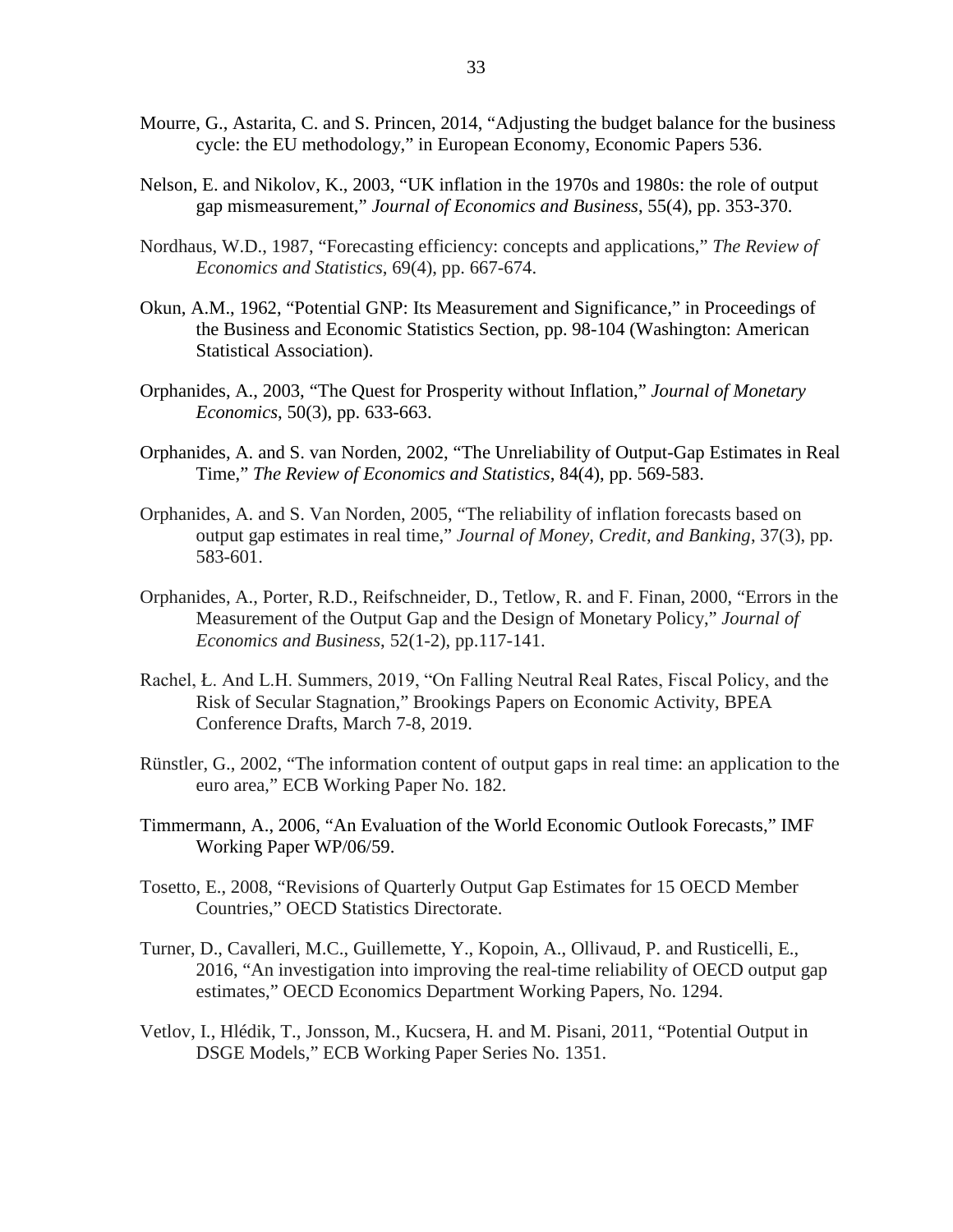Mourre, G., Astarita, C. and S. Princen, 2014, "Adjusting the budget balance for the business cycle: the EU methodology," in European Economy, Economic Papers 536.

Nelson, E. and Nikolov, K., 2003, "UK inflation in the 1970s and 1980s: the role of output gap mismeasurement," *Journal of Economics and Business*, 55(4), pp. 353-370.

Nordhaus, W.D., 1987, "Forecasting efficiency: concepts and applications," *The Review of Economics and Statistics*, 69(4), pp. 667-674.

Okun, A.M., 1962, "Potential GNP: Its Measurement and Significance," in Proceedings of the Business and Economic Statistics Section, pp. 98-104 (Washington: American Statistical Association).

Orphanides, A., 2003, "The Quest for Prosperity without Inflation," *Journal of Monetary Economics*, 50(3), pp. 633-663.

Orphanides, A. and S. van Norden, 2002, "The Unreliability of Output-Gap Estimates in Real Time," *The Review of Economics and Statistics*, 84(4), pp. 569-583.

Orphanides, A. and S. Van Norden, 2005, "The reliability of inflation forecasts based on output gap estimates in real time," *Journal of Money, Credit, and Banking*, 37(3), pp. 583-601.

Orphanides, A., Porter, R.D., Reifschneider, D., Tetlow, R. and F. Finan, 2000, "Errors in the Measurement of the Output Gap and the Design of Monetary Policy," *Journal of Economics and Business*, 52(1-2), pp.117-141.

Rachel, Ł. And L.H. Summers, 2019, "On Falling Neutral Real Rates, Fiscal Policy, and the Risk of Secular Stagnation," Brookings Papers on Economic Activity, BPEA Conference Drafts, March 7-8, 2019.

Rünstler, G., 2002, "The information content of output gaps in real time: an application to the euro area," ECB Working Paper No. 182.

Timmermann, A., 2006, "An Evaluation of the World Economic Outlook Forecasts," IMF Working Paper WP/06/59.

Tosetto, E., 2008, "Revisions of Quarterly Output Gap Estimates for 15 OECD Member Countries," OECD Statistics Directorate.

Turner, D., Cavalleri, M.C., Guillemette, Y., Kopoin, A., Ollivaud, P. and Rusticelli, E., 2016, "An investigation into improving the real-time reliability of OECD output gap estimates," OECD Economics Department Working Papers, No. 1294.

Vetlov, I., Hlédik, T., Jonsson, M., Kucsera, H. and M. Pisani, 2011, "Potential Output in DSGE Models," ECB Working Paper Series No. 1351.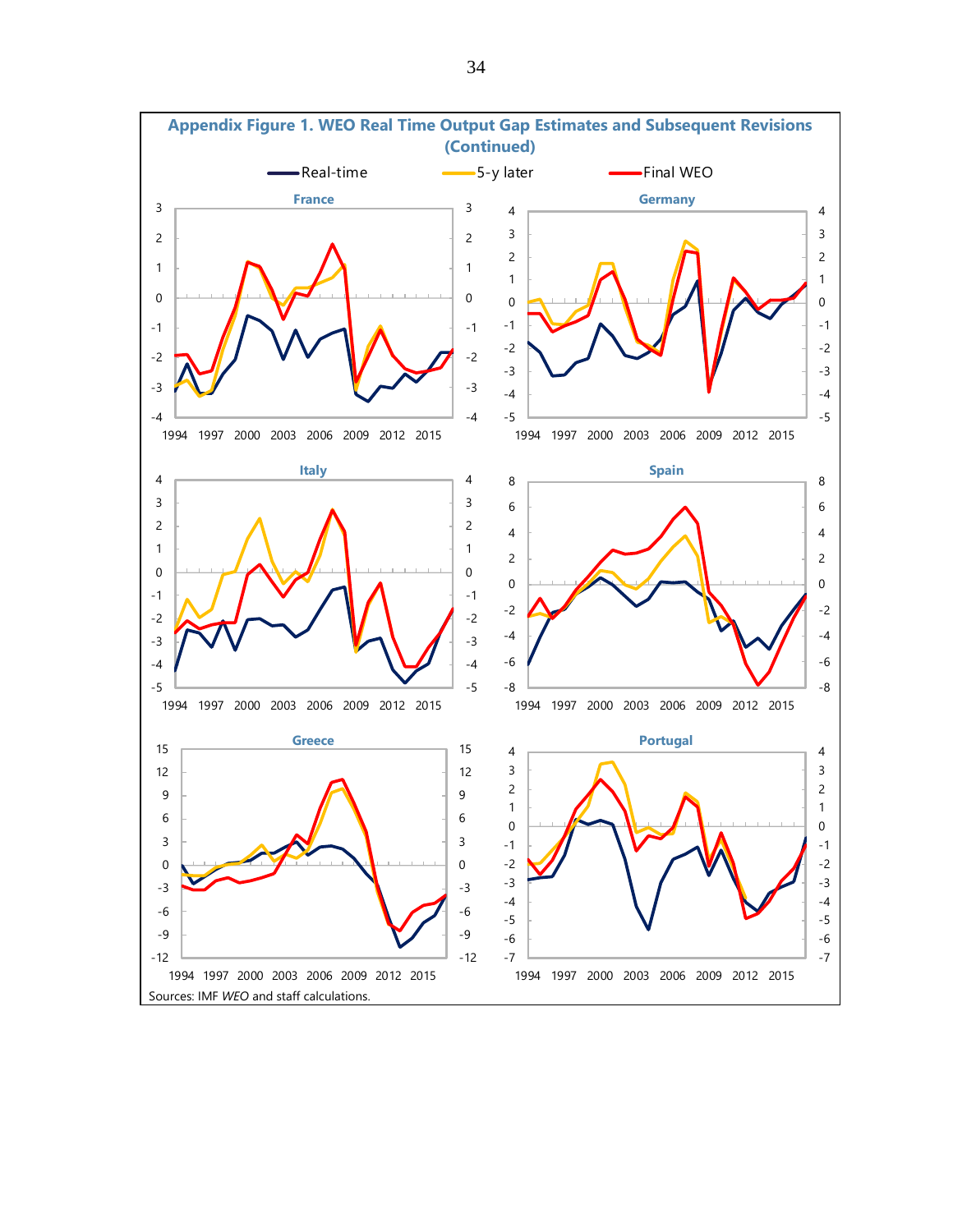**Appendix Figure 1. WEO Real Time Output Gap Estimates and Subsequent Revisions (Continued)**

Sources: IMF *WEO* and staff calculations.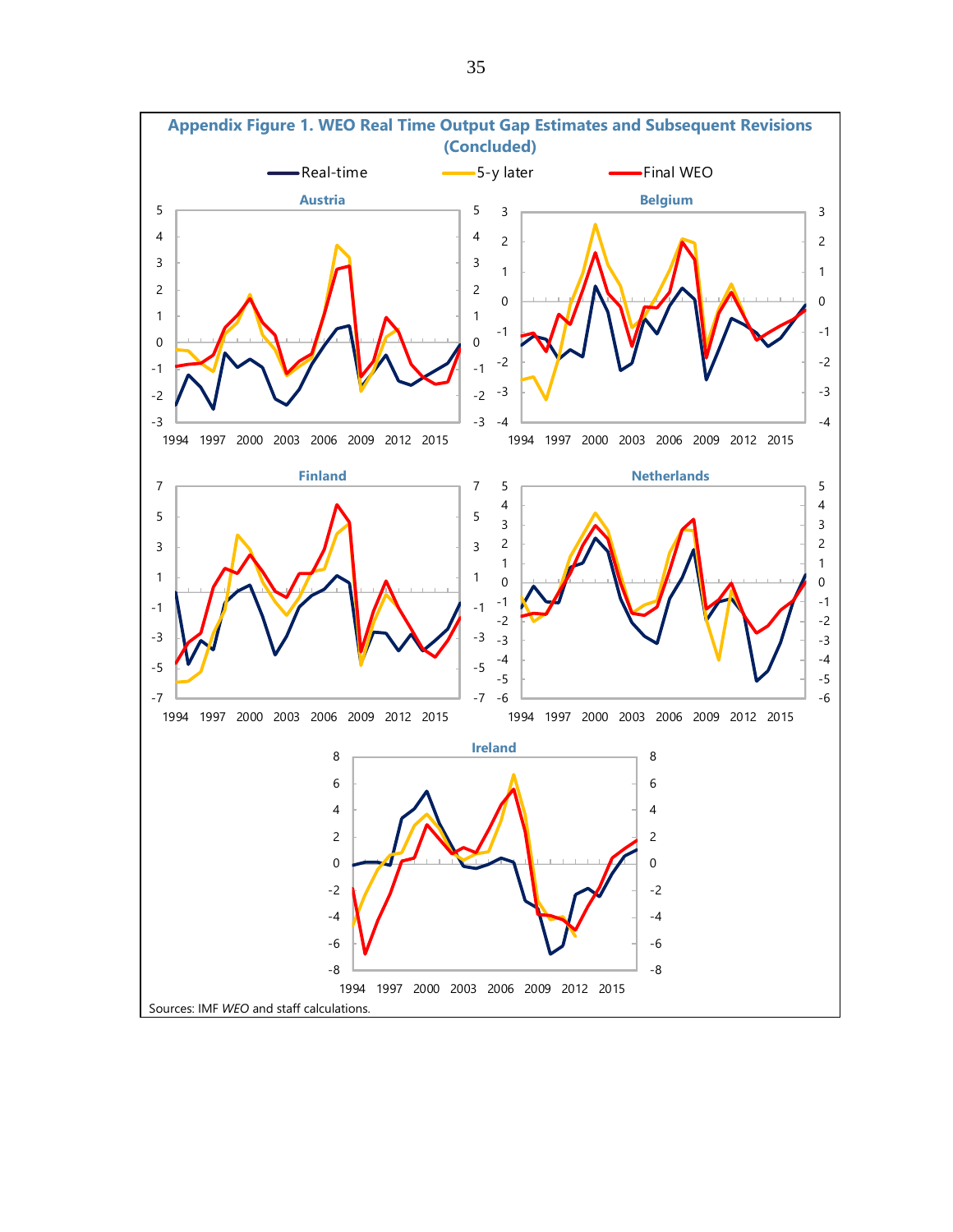**Appendix Figure 1. WEO Real Time Output Gap Estimates and Subsequent Revisions (Concluded)**

Real-time | 5-y later | Final WEO

Austria

Belgium

Finland

Netherlands

Ireland

Sources: IMF *WEO* and staff calculations.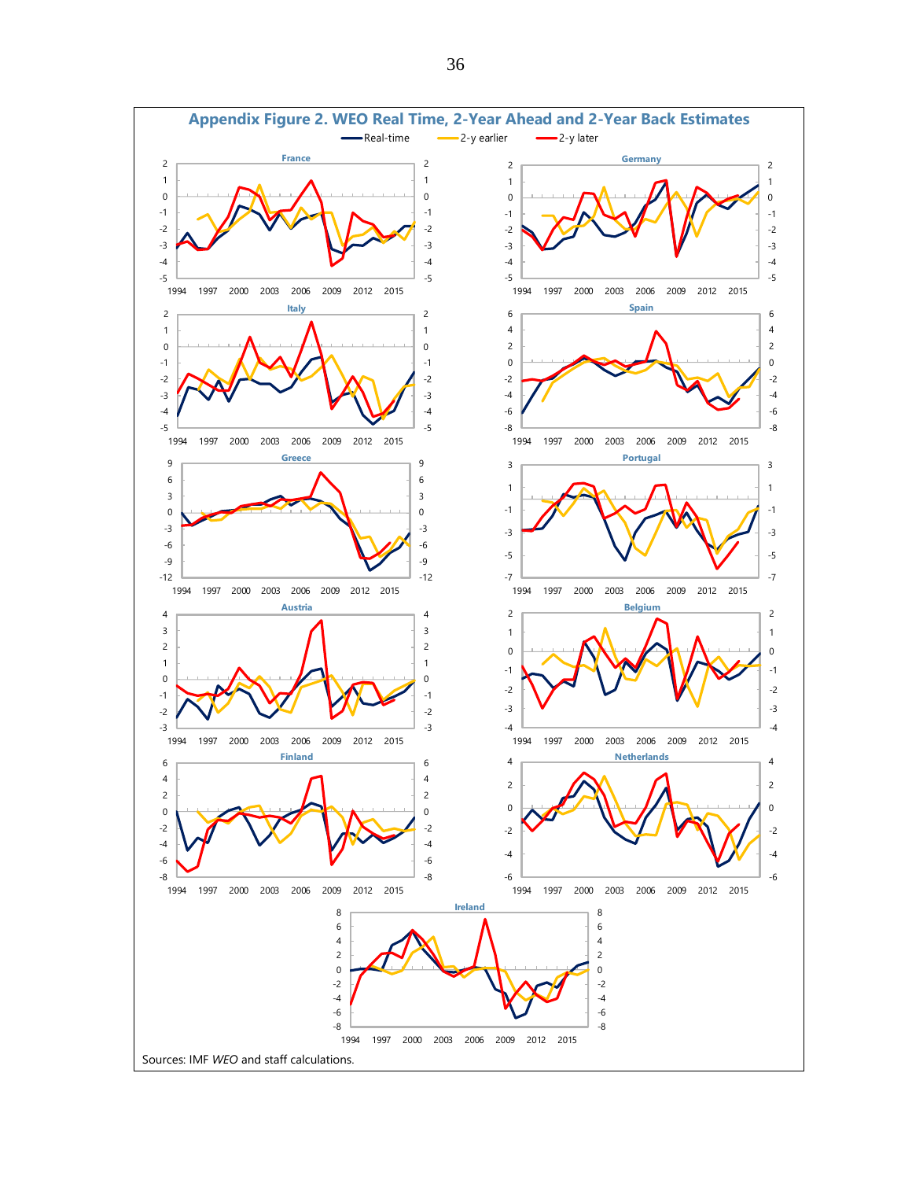## Appendix Figure 2. WEO Real Time, 2-Year Ahead and 2-Year Back Estimates

Sources: IMF *WEO* and staff calculations.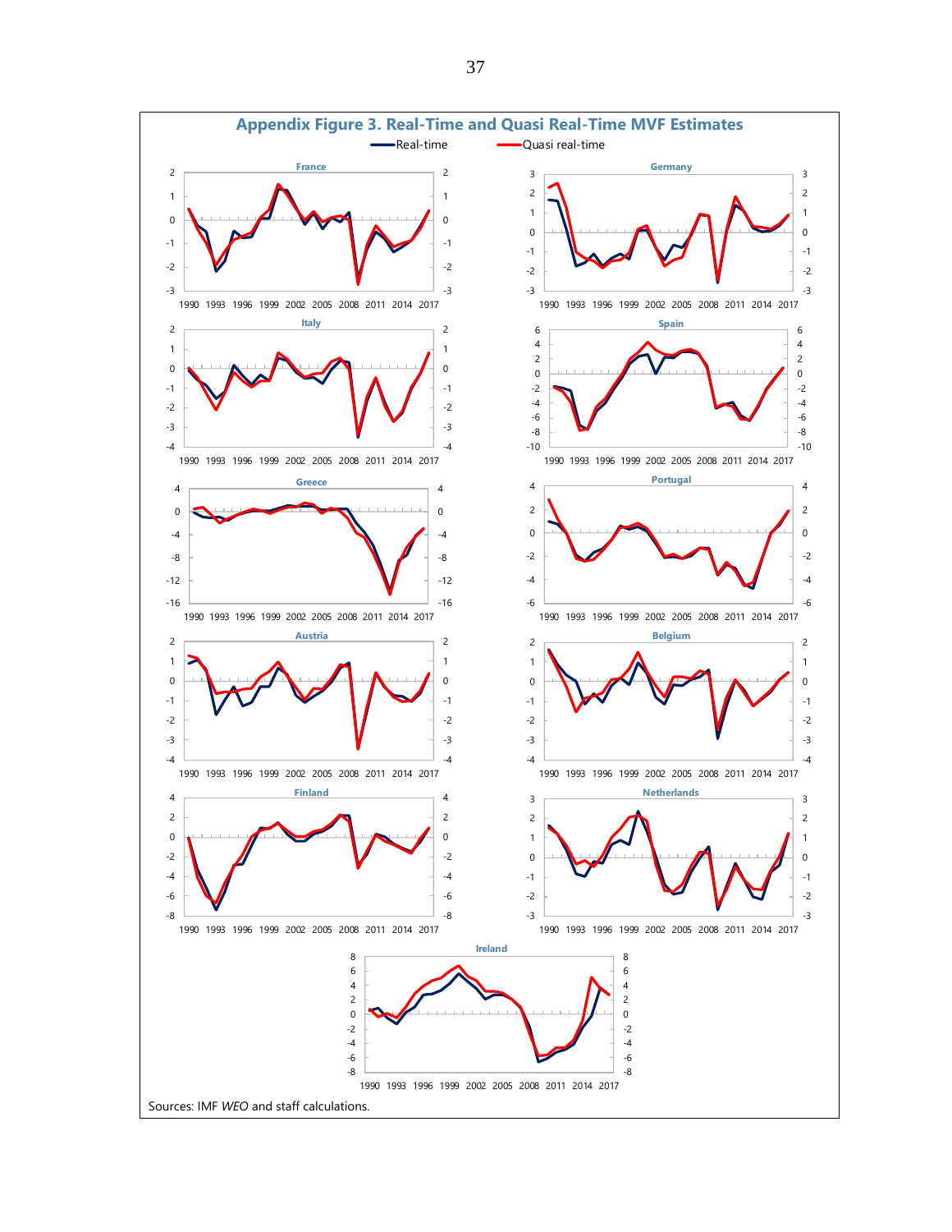# Appendix Figure 3. Real-Time and Quasi Real-Time MVF Estimates

Sources: IMF *WEO* and staff calculations.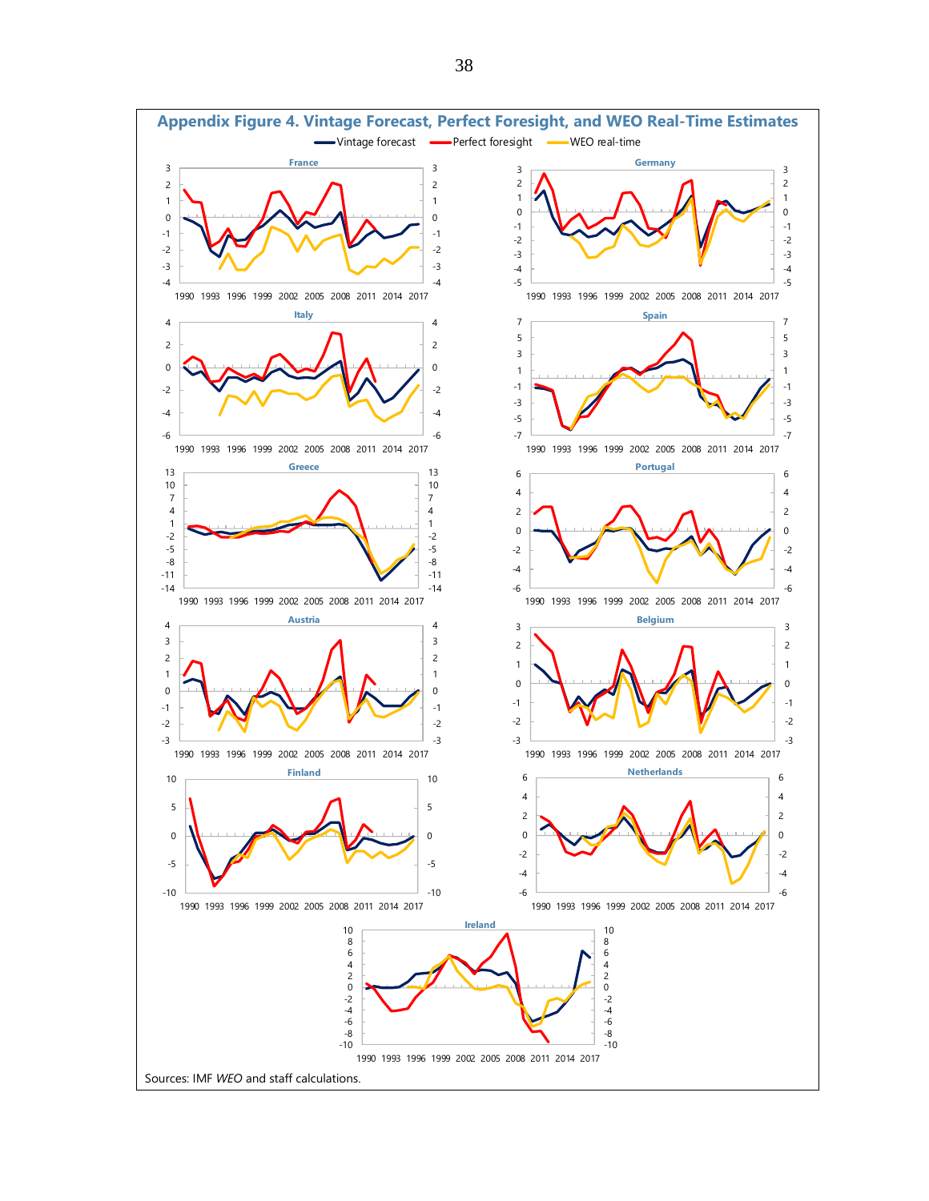## Appendix Figure 4. Vintage Forecast, Perfect Foresight, and WEO Real-Time Estimates

Sources: IMF *WEO* and staff calculations.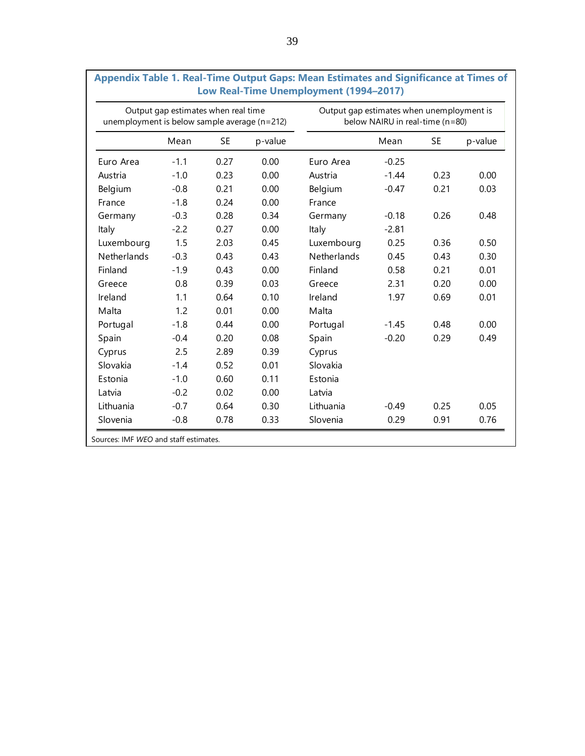**Appendix Table 1. Real-Time Output Gaps: Mean Estimates and Significance at Times of Low Real-Time Unemployment (1994–2017)**

| Output gap estimates when real time unemployment is below sample average (n=212) | | | | Output gap estimates when unemployment is below NAIRU in real-time (n=80) | | | |
|---|---|---|---|---|---|---|---|
| | Mean | SE | p-value | | Mean | SE | p-value |
| Euro Area | -1.1 | 0.27 | 0.00 | Euro Area | -0.25 | | |
| Austria | -1.0 | 0.23 | 0.00 | Austria | -1.44 | 0.23 | 0.00 |
| Belgium | -0.8 | 0.21 | 0.00 | Belgium | -0.47 | 0.21 | 0.03 |
| France | -1.8 | 0.24 | 0.00 | France | | | |
| Germany | -0.3 | 0.28 | 0.34 | Germany | -0.18 | 0.26 | 0.48 |
| Italy | -2.2 | 0.27 | 0.00 | Italy | -2.81 | | |
| Luxembourg | 1.5 | 2.03 | 0.45 | Luxembourg | 0.25 | 0.36 | 0.50 |
| Netherlands | -0.3 | 0.43 | 0.43 | Netherlands | 0.45 | 0.43 | 0.30 |
| Finland | -1.9 | 0.43 | 0.00 | Finland | 0.58 | 0.21 | 0.01 |
| Greece | 0.8 | 0.39 | 0.03 | Greece | 2.31 | 0.20 | 0.00 |
| Ireland | 1.1 | 0.64 | 0.10 | Ireland | 1.97 | 0.69 | 0.01 |
| Malta | 1.2 | 0.01 | 0.00 | Malta | | | |
| Portugal | -1.8 | 0.44 | 0.00 | Portugal | -1.45 | 0.48 | 0.00 |
| Spain | -0.4 | 0.20 | 0.08 | Spain | -0.20 | 0.29 | 0.49 |
| Cyprus | 2.5 | 2.89 | 0.39 | Cyprus | | | |
| Slovakia | -1.4 | 0.52 | 0.01 | Slovakia | | | |
| Estonia | -1.0 | 0.60 | 0.11 | Estonia | | | |
| Latvia | -0.2 | 0.02 | 0.00 | Latvia | | | |
| Lithuania | -0.7 | 0.64 | 0.30 | Lithuania | -0.49 | 0.25 | 0.05 |
| Slovenia | -0.8 | 0.78 | 0.33 | Slovenia | 0.29 | 0.91 | 0.76 |

Sources: IMF *WEO* and staff estimates.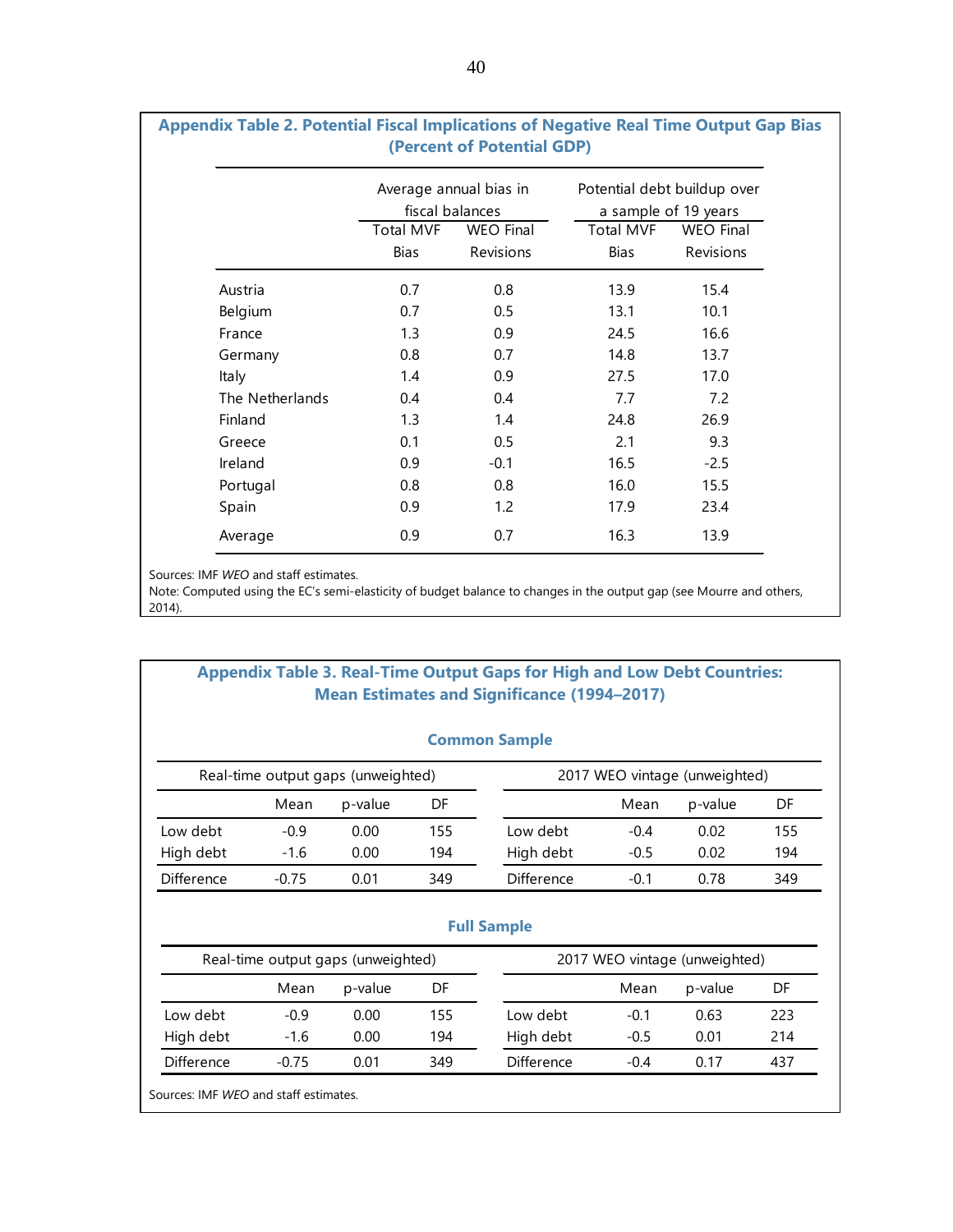**Appendix Table 2. Potential Fiscal Implications of Negative Real Time Output Gap Bias (Percent of Potential GDP)**

| | Average annual bias in fiscal balances | | Potential debt buildup over a sample of 19 years | |
|---|---|---|---|---|
| | Total MVF Bias | WEO Final Revisions | Total MVF Bias | WEO Final Revisions |
| Austria | 0.7 | 0.8 | 13.9 | 15.4 |
| Belgium | 0.7 | 0.5 | 13.1 | 10.1 |
| France | 1.3 | 0.9 | 24.5 | 16.6 |
| Germany | 0.8 | 0.7 | 14.8 | 13.7 |
| Italy | 1.4 | 0.9 | 27.5 | 17.0 |
| The Netherlands | 0.4 | 0.4 | 7.7 | 7.2 |
| Finland | 1.3 | 1.4 | 24.8 | 26.9 |
| Greece | 0.1 | 0.5 | 2.1 | 9.3 |
| Ireland | 0.9 | -0.1 | 16.5 | -2.5 |
| Portugal | 0.8 | 0.8 | 16.0 | 15.5 |
| Spain | 0.9 | 1.2 | 17.9 | 23.4 |
| Average | 0.9 | 0.7 | 16.3 | 13.9 |

Sources: IMF *WEO* and staff estimates.
Note: Computed using the EC's semi-elasticity of budget balance to changes in the output gap (see Mourre and others, 2014).

**Appendix Table 3. Real-Time Output Gaps for High and Low Debt Countries: Mean Estimates and Significance (1994–2017)**

**Common Sample**

| Real-time output gaps (unweighted) | | | | 2017 WEO vintage (unweighted) | | | |
|---|---|---|---|---|---|---|---|
| | Mean | p-value | DF | | Mean | p-value | DF |
| Low debt | -0.9 | 0.00 | 155 | Low debt | -0.4 | 0.02 | 155 |
| High debt | -1.6 | 0.00 | 194 | High debt | -0.5 | 0.02 | 194 |
| Difference | -0.75 | 0.01 | 349 | Difference | -0.1 | 0.78 | 349 |

**Full Sample**

| Real-time output gaps (unweighted) | | | | 2017 WEO vintage (unweighted) | | | |
|---|---|---|---|---|---|---|---|
| | Mean | p-value | DF | | Mean | p-value | DF |
| Low debt | -0.9 | 0.00 | 155 | Low debt | -0.1 | 0.63 | 223 |
| High debt | -1.6 | 0.00 | 194 | High debt | -0.5 | 0.01 | 214 |
| Difference | -0.75 | 0.01 | 349 | Difference | -0.4 | 0.17 | 437 |

Sources: IMF *WEO* and staff estimates.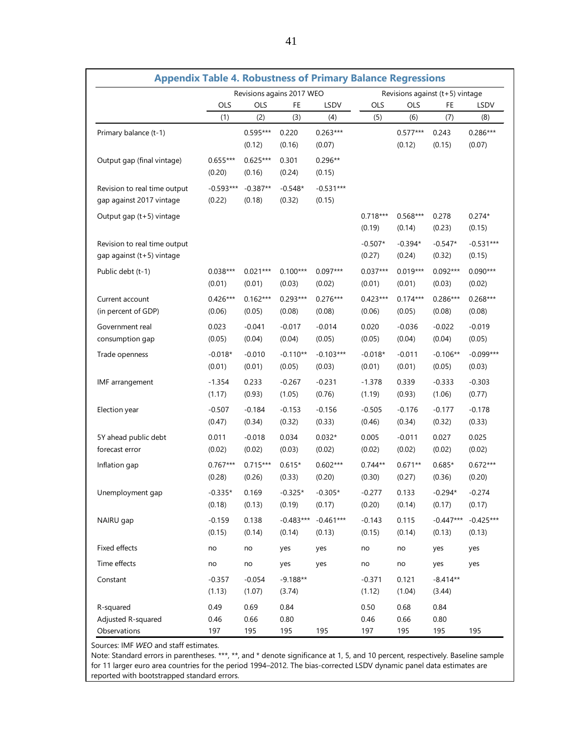**Appendix Table 4. Robustness of Primary Balance Regressions**

| | Revisions agains 2017 WEO | | | | Revisions against (t+5) vintage | | | |
|---|---|---|---|---|---|---|---|---|
| | OLS | OLS | FE | LSDV | OLS | OLS | FE | LSDV |
| | (1) | (2) | (3) | (4) | (5) | (6) | (7) | (8) |
| Primary balance (t-1) | | 0.595*** | 0.220 | 0.263*** | | 0.577*** | 0.243 | 0.286*** |
| | | (0.12) | (0.16) | (0.07) | | (0.12) | (0.15) | (0.07) |
| Output gap (final vintage) | 0.655*** | 0.625*** | 0.301 | 0.296** | | | | |
| | (0.20) | (0.16) | (0.24) | (0.15) | | | | |
| Revision to real time output gap against 2017 vintage | -0.593*** | -0.387** | -0.548* | -0.531*** | | | | |
| | (0.22) | (0.18) | (0.32) | (0.15) | | | | |
| Output gap (t+5) vintage | | | | | 0.718*** | 0.568*** | 0.278 | 0.274* |
| | | | | | (0.19) | (0.14) | (0.23) | (0.15) |
| Revision to real time output gap against (t+5) vintage | | | | | -0.507* | -0.394* | -0.547* | -0.531*** |
| | | | | | (0.27) | (0.24) | (0.32) | (0.15) |
| Public debt (t-1) | 0.038*** | 0.021*** | 0.100*** | 0.097*** | 0.037*** | 0.019*** | 0.092*** | 0.090*** |
| | (0.01) | (0.01) | (0.03) | (0.02) | (0.01) | (0.01) | (0.03) | (0.02) |
| Current account (in percent of GDP) | 0.426*** | 0.162*** | 0.293*** | 0.276*** | 0.423*** | 0.174*** | 0.286*** | 0.268*** |
| | (0.06) | (0.05) | (0.08) | (0.08) | (0.06) | (0.05) | (0.08) | (0.08) |
| Government real consumption gap | 0.023 | -0.041 | -0.017 | -0.014 | 0.020 | -0.036 | -0.022 | -0.019 |
| | (0.05) | (0.04) | (0.04) | (0.05) | (0.05) | (0.04) | (0.04) | (0.05) |
| Trade openness | -0.018* | -0.010 | -0.110** | -0.103*** | -0.018* | -0.011 | -0.106** | -0.099*** |
| | (0.01) | (0.01) | (0.05) | (0.03) | (0.01) | (0.01) | (0.05) | (0.03) |
| IMF arrangement | -1.354 | 0.233 | -0.267 | -0.231 | -1.378 | 0.339 | -0.333 | -0.303 |
| | (1.17) | (0.93) | (1.05) | (0.76) | (1.19) | (0.93) | (1.06) | (0.77) |
| Election year | -0.507 | -0.184 | -0.153 | -0.156 | -0.505 | -0.176 | -0.177 | -0.178 |
| | (0.47) | (0.34) | (0.32) | (0.33) | (0.46) | (0.34) | (0.32) | (0.33) |
| 5Y ahead public debt forecast error | 0.011 | -0.018 | 0.034 | 0.032* | 0.005 | -0.011 | 0.027 | 0.025 |
| | (0.02) | (0.02) | (0.03) | (0.02) | (0.02) | (0.02) | (0.02) | (0.02) |
| Inflation gap | 0.767*** | 0.715*** | 0.615* | 0.602*** | 0.744** | 0.671** | 0.685* | 0.672*** |
| | (0.28) | (0.26) | (0.33) | (0.20) | (0.30) | (0.27) | (0.36) | (0.20) |
| Unemployment gap | -0.335* | 0.169 | -0.325* | -0.305* | -0.277 | 0.133 | -0.294* | -0.274 |
| | (0.18) | (0.13) | (0.19) | (0.17) | (0.20) | (0.14) | (0.17) | (0.17) |
| NAIRU gap | -0.159 | 0.138 | -0.483*** | -0.461*** | -0.143 | 0.115 | -0.447*** | -0.425*** |
| | (0.15) | (0.14) | (0.14) | (0.13) | (0.15) | (0.14) | (0.13) | (0.13) |
| Fixed effects | no | no | yes | yes | no | no | yes | yes |
| Time effects | no | no | yes | yes | no | no | yes | yes |
| Constant | -0.357 | -0.054 | -9.188** | | -0.371 | 0.121 | -8.414** | |
| | (1.13) | (1.07) | (3.74) | | (1.12) | (1.04) | (3.44) | |
| R-squared | 0.49 | 0.69 | 0.84 | | 0.50 | 0.68 | 0.84 | |
| Adjusted R-squared | 0.46 | 0.66 | 0.80 | | 0.46 | 0.66 | 0.80 | |
| Observations | 197 | 195 | 195 | 195 | 197 | 195 | 195 | 195 |

Sources: IMF *WEO* and staff estimates.
Note: Standard errors in parentheses. ***, **, and * denote significance at 1, 5, and 10 percent, respectively. Baseline sample for 11 larger euro area countries for the period 1994–2012. The bias-corrected LSDV dynamic panel data estimates are reported with bootstrapped standard errors.